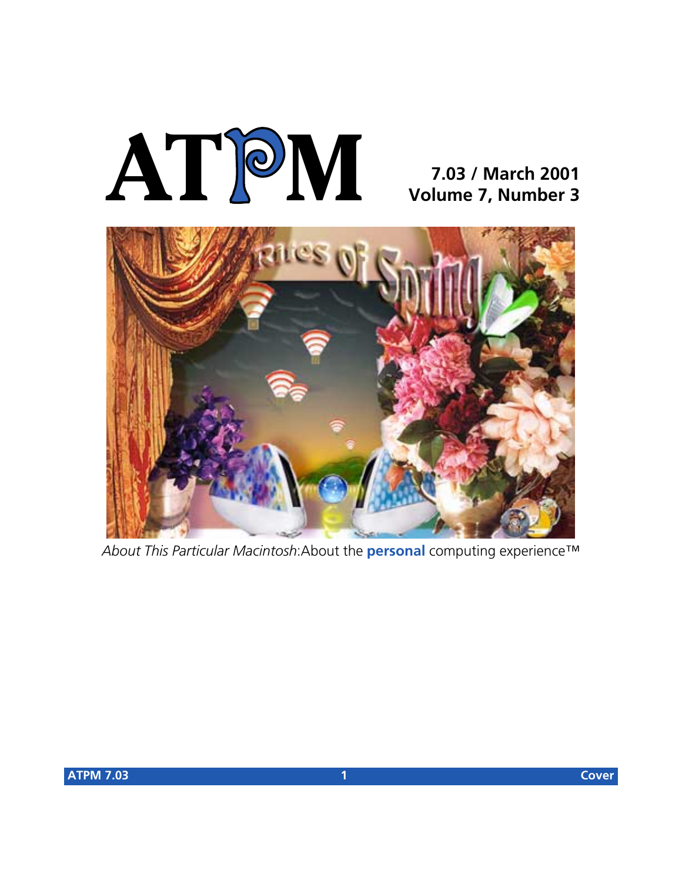# ATPM

**7.03 / March 2001**
**Volume 7, Number 3**

*About This Particular Macintosh*: About the **personal** computing experience™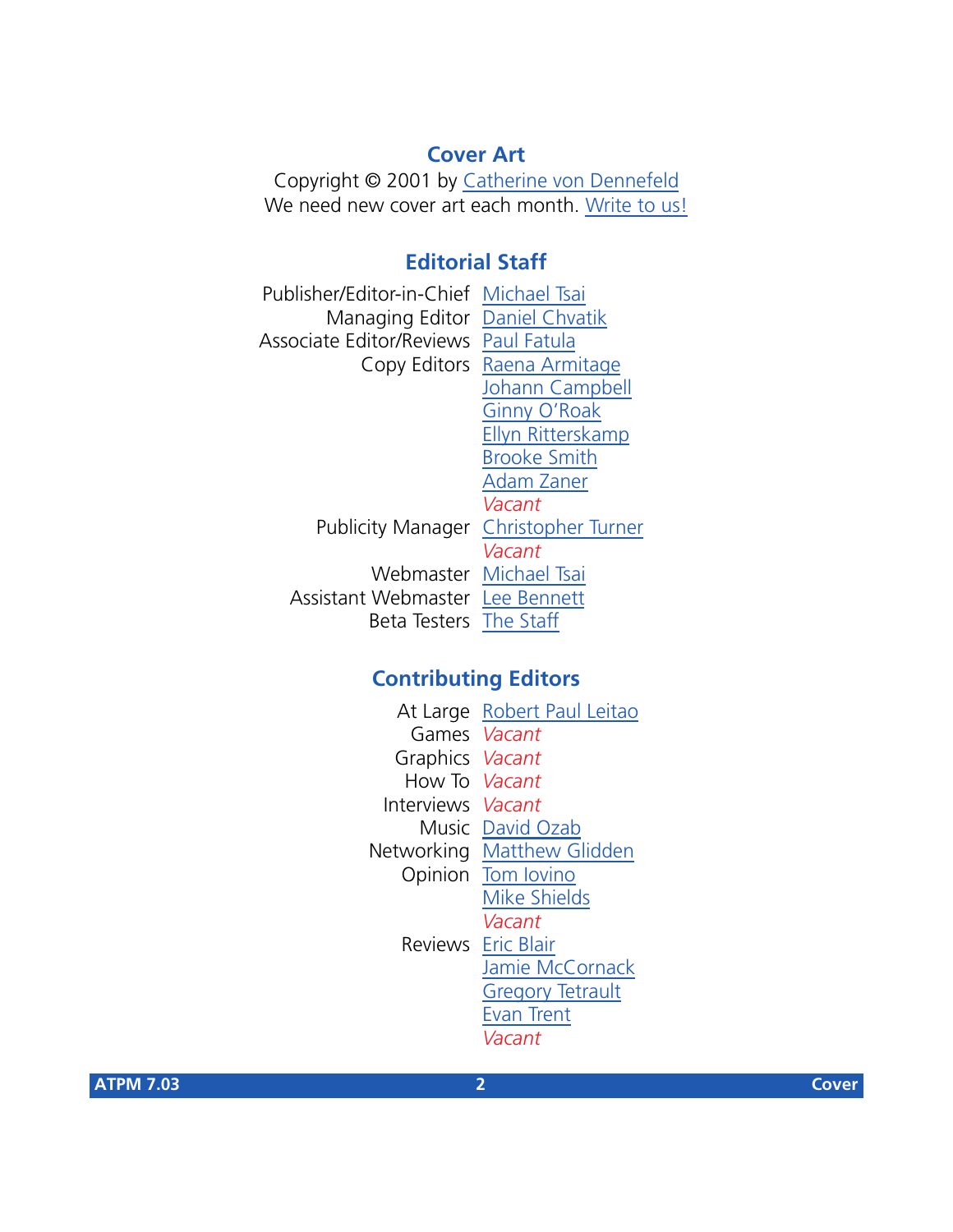## Cover Art

Copyright © 2001 by Catherine von Dennefeld
We need new cover art each month. Write to us!

## Editorial Staff

| | |
|---|---|
| Publisher/Editor-in-Chief | Michael Tsai |
| Managing Editor | Daniel Chvatik |
| Associate Editor/Reviews | Paul Fatula |
| Copy Editors | Raena Armitage |
| | Johann Campbell |
| | Ginny O'Roak |
| | Ellyn Ritterskamp |
| | Brooke Smith |
| | Adam Zaner |
| | *Vacant* |
| Publicity Manager | Christopher Turner |
| | *Vacant* |
| Webmaster | Michael Tsai |
| Assistant Webmaster | Lee Bennett |
| Beta Testers | The Staff |

## Contributing Editors

| | |
|---|---|
| At Large | Robert Paul Leitao |
| Games | *Vacant* |
| Graphics | *Vacant* |
| How To | *Vacant* |
| Interviews | *Vacant* |
| Music | David Ozab |
| Networking | Matthew Glidden |
| Opinion | Tom Iovino |
| | Mike Shields |
| | *Vacant* |
| Reviews | Eric Blair |
| | Jamie McCornack |
| | Gregory Tetrault |
| | Evan Trent |
| | *Vacant* |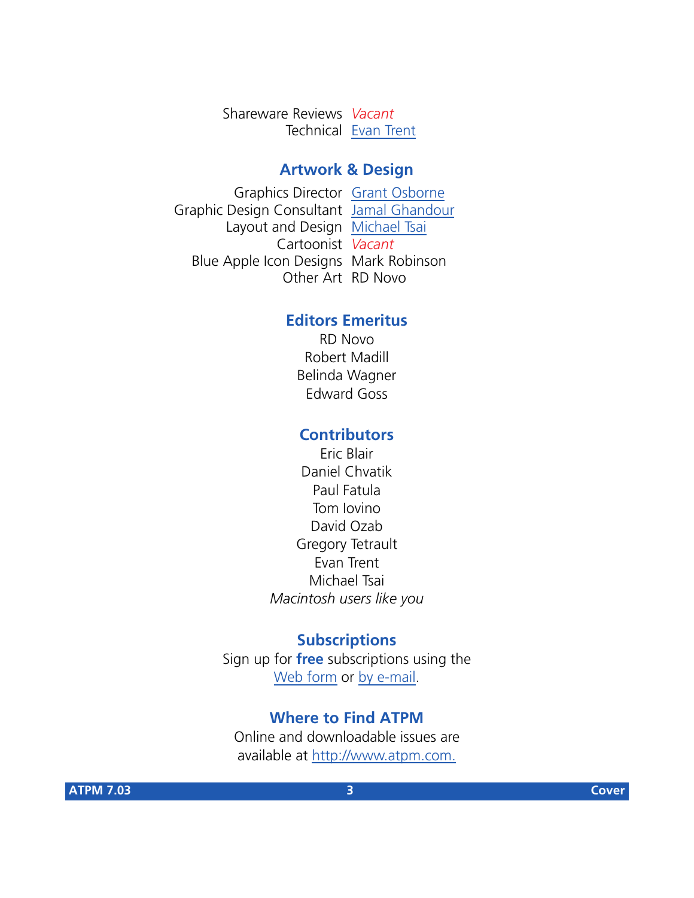Shareware Reviews *Vacant*
Technical Evan Trent

## Artwork & Design

Graphics Director Grant Osborne
Graphic Design Consultant Jamal Ghandour
Layout and Design Michael Tsai
Cartoonist *Vacant*
Blue Apple Icon Designs Mark Robinson
Other Art RD Novo

## Editors Emeritus

RD Novo
Robert Madill
Belinda Wagner
Edward Goss

## Contributors

Eric Blair
Daniel Chvatik
Paul Fatula
Tom Iovino
David Ozab
Gregory Tetrault
Evan Trent
Michael Tsai
*Macintosh users like you*

## Subscriptions

Sign up for **free** subscriptions using the Web form or by e-mail.

## Where to Find ATPM

Online and downloadable issues are available at http://www.atpm.com.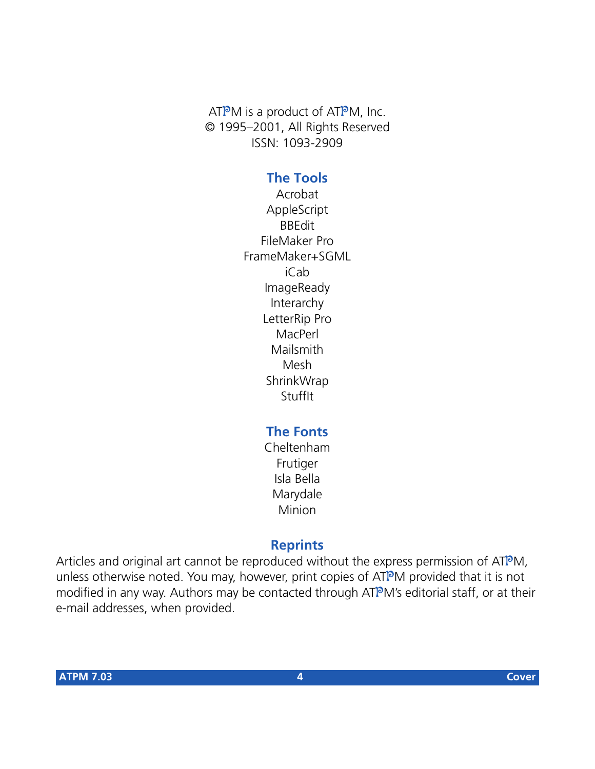ATPM is a product of ATPM, Inc.
© 1995–2001, All Rights Reserved
ISSN: 1093-2909

## The Tools

Acrobat
AppleScript
BBEdit
FileMaker Pro
FrameMaker+SGML
iCab
ImageReady
Interarchy
LetterRip Pro
MacPerl
Mailsmith
Mesh
ShrinkWrap
StuffIt

## The Fonts

Cheltenham
Frutiger
Isla Bella
Marydale
Minion

## Reprints

Articles and original art cannot be reproduced without the express permission of ATPM, unless otherwise noted. You may, however, print copies of ATPM provided that it is not modified in any way. Authors may be contacted through ATPM's editorial staff, or at their e-mail addresses, when provided.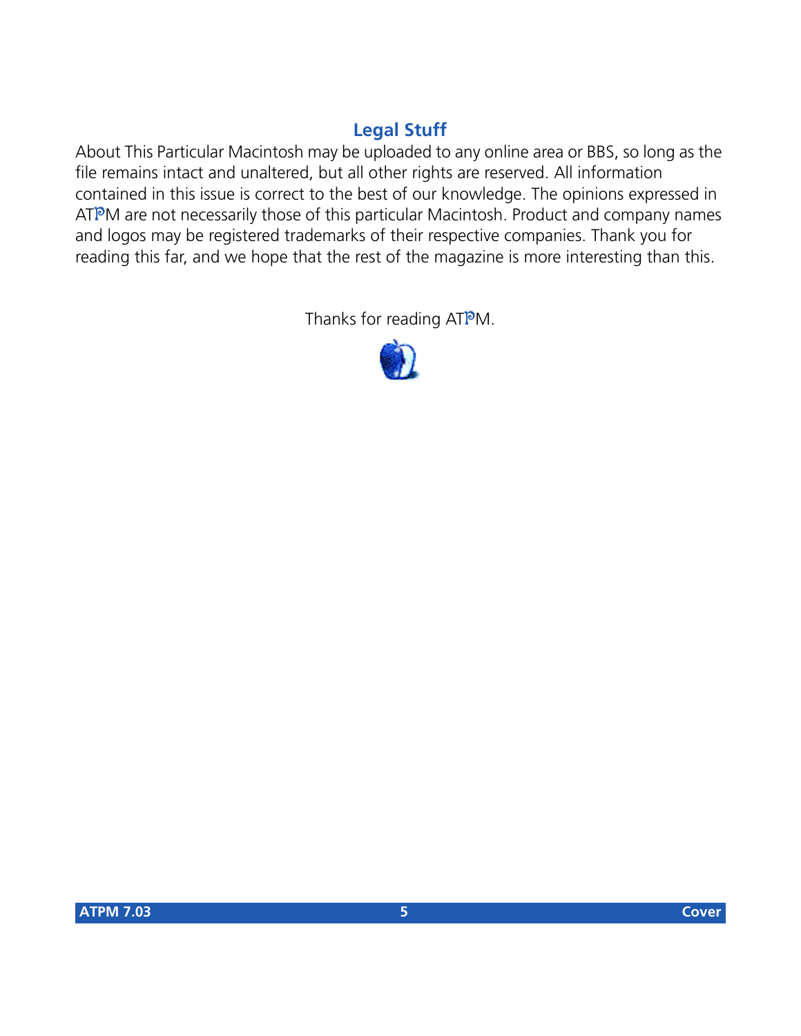## Legal Stuff

About This Particular Macintosh may be uploaded to any online area or BBS, so long as the file remains intact and unaltered, but all other rights are reserved. All information contained in this issue is correct to the best of our knowledge. The opinions expressed in ATPM are not necessarily those of this particular Macintosh. Product and company names and logos may be registered trademarks of their respective companies. Thank you for reading this far, and we hope that the rest of the magazine is more interesting than this.

Thanks for reading ATPM.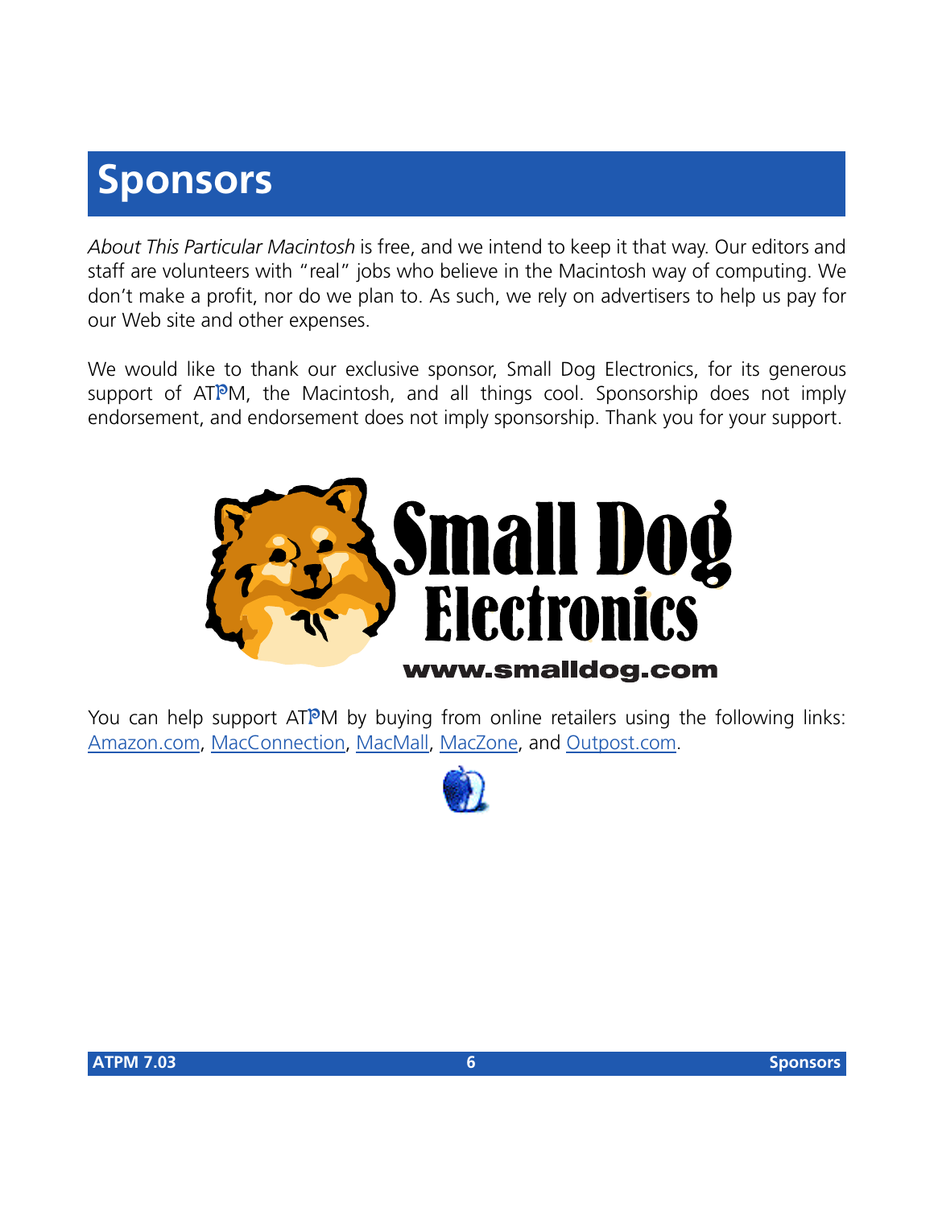# Sponsors

*About This Particular Macintosh* is free, and we intend to keep it that way. Our editors and staff are volunteers with "real" jobs who believe in the Macintosh way of computing. We don't make a profit, nor do we plan to. As such, we rely on advertisers to help us pay for our Web site and other expenses.

We would like to thank our exclusive sponsor, Small Dog Electronics, for its generous support of ATPM, the Macintosh, and all things cool. Sponsorship does not imply endorsement, and endorsement does not imply sponsorship. Thank you for your support.

Small Dog Electronics

www.smalldog.com

You can help support ATPM by buying from online retailers using the following links: Amazon.com, MacConnection, MacMall, MacZone, and Outpost.com.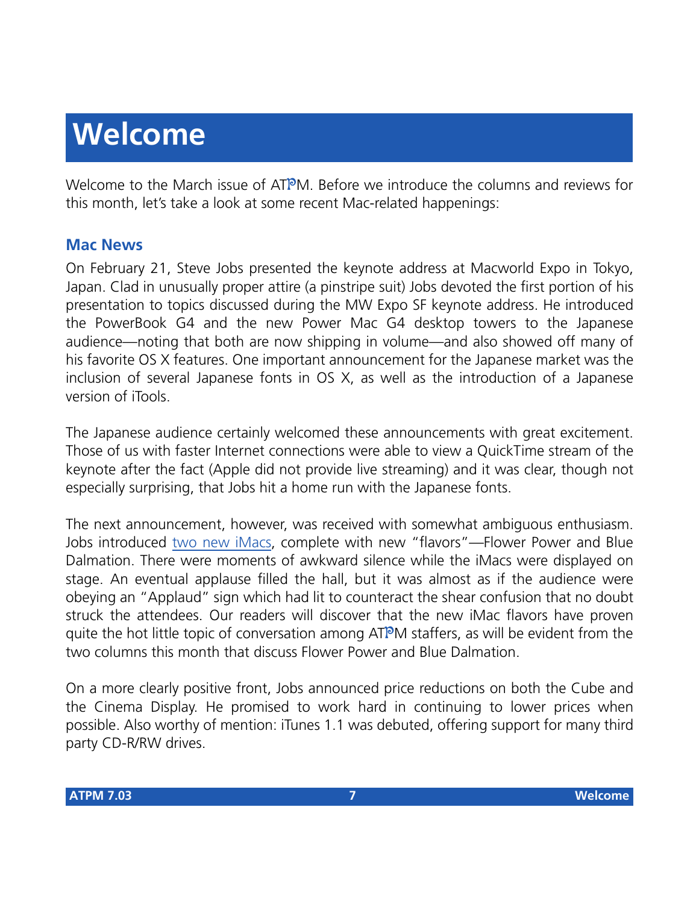# Welcome

Welcome to the March issue of ATPM. Before we introduce the columns and reviews for this month, let's take a look at some recent Mac-related happenings:

## Mac News

On February 21, Steve Jobs presented the keynote address at Macworld Expo in Tokyo, Japan. Clad in unusually proper attire (a pinstripe suit) Jobs devoted the first portion of his presentation to topics discussed during the MW Expo SF keynote address. He introduced the PowerBook G4 and the new Power Mac G4 desktop towers to the Japanese audience—noting that both are now shipping in volume—and also showed off many of his favorite OS X features. One important announcement for the Japanese market was the inclusion of several Japanese fonts in OS X, as well as the introduction of a Japanese version of iTools.

The Japanese audience certainly welcomed these announcements with great excitement. Those of us with faster Internet connections were able to view a QuickTime stream of the keynote after the fact (Apple did not provide live streaming) and it was clear, though not especially surprising, that Jobs hit a home run with the Japanese fonts.

The next announcement, however, was received with somewhat ambiguous enthusiasm. Jobs introduced two new iMacs, complete with new "flavors"—Flower Power and Blue Dalmation. There were moments of awkward silence while the iMacs were displayed on stage. An eventual applause filled the hall, but it was almost as if the audience were obeying an "Applaud" sign which had lit to counteract the shear confusion that no doubt struck the attendees. Our readers will discover that the new iMac flavors have proven quite the hot little topic of conversation among ATPM staffers, as will be evident from the two columns this month that discuss Flower Power and Blue Dalmation.

On a more clearly positive front, Jobs announced price reductions on both the Cube and the Cinema Display. He promised to work hard in continuing to lower prices when possible. Also worthy of mention: iTunes 1.1 was debuted, offering support for many third party CD-R/RW drives.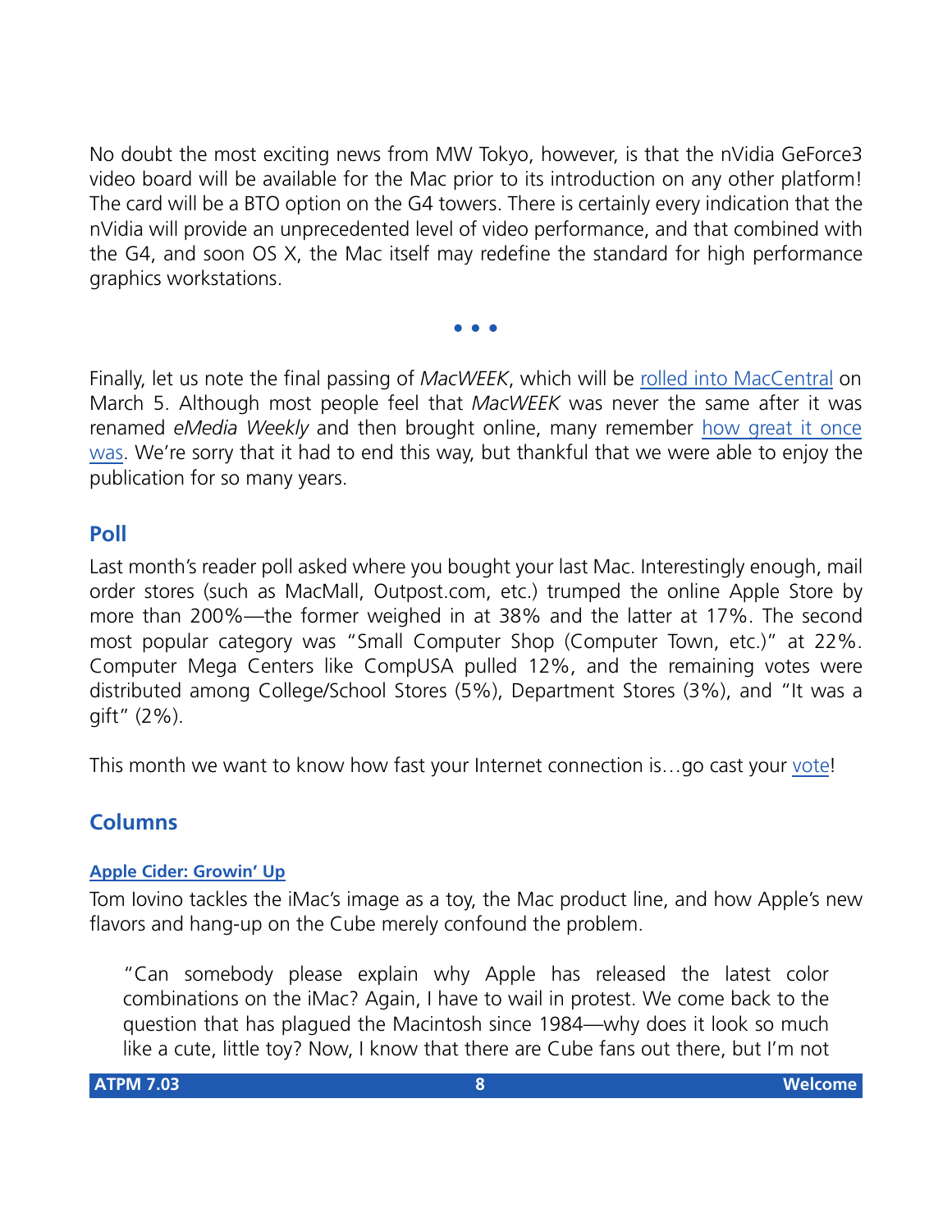No doubt the most exciting news from MW Tokyo, however, is that the nVidia GeForce3 video board will be available for the Mac prior to its introduction on any other platform! The card will be a BTO option on the G4 towers. There is certainly every indication that the nVidia will provide an unprecedented level of video performance, and that combined with the G4, and soon OS X, the Mac itself may redefine the standard for high performance graphics workstations.

• • •

Finally, let us note the final passing of *MacWEEK*, which will be rolled into MacCentral on March 5. Although most people feel that *MacWEEK* was never the same after it was renamed *eMedia Weekly* and then brought online, many remember how great it once was. We're sorry that it had to end this way, but thankful that we were able to enjoy the publication for so many years.

## Poll

Last month's reader poll asked where you bought your last Mac. Interestingly enough, mail order stores (such as MacMall, Outpost.com, etc.) trumped the online Apple Store by more than 200%—the former weighed in at 38% and the latter at 17%. The second most popular category was "Small Computer Shop (Computer Town, etc.)" at 22%. Computer Mega Centers like CompUSA pulled 12%, and the remaining votes were distributed among College/School Stores (5%), Department Stores (3%), and "It was a gift" (2%).

This month we want to know how fast your Internet connection is…go cast your vote!

## Columns

### Apple Cider: Growin' Up

Tom Iovino tackles the iMac's image as a toy, the Mac product line, and how Apple's new flavors and hang-up on the Cube merely confound the problem.

> "Can somebody please explain why Apple has released the latest color combinations on the iMac? Again, I have to wail in protest. We come back to the question that has plagued the Macintosh since 1984—why does it look so much like a cute, little toy? Now, I know that there are Cube fans out there, but I'm not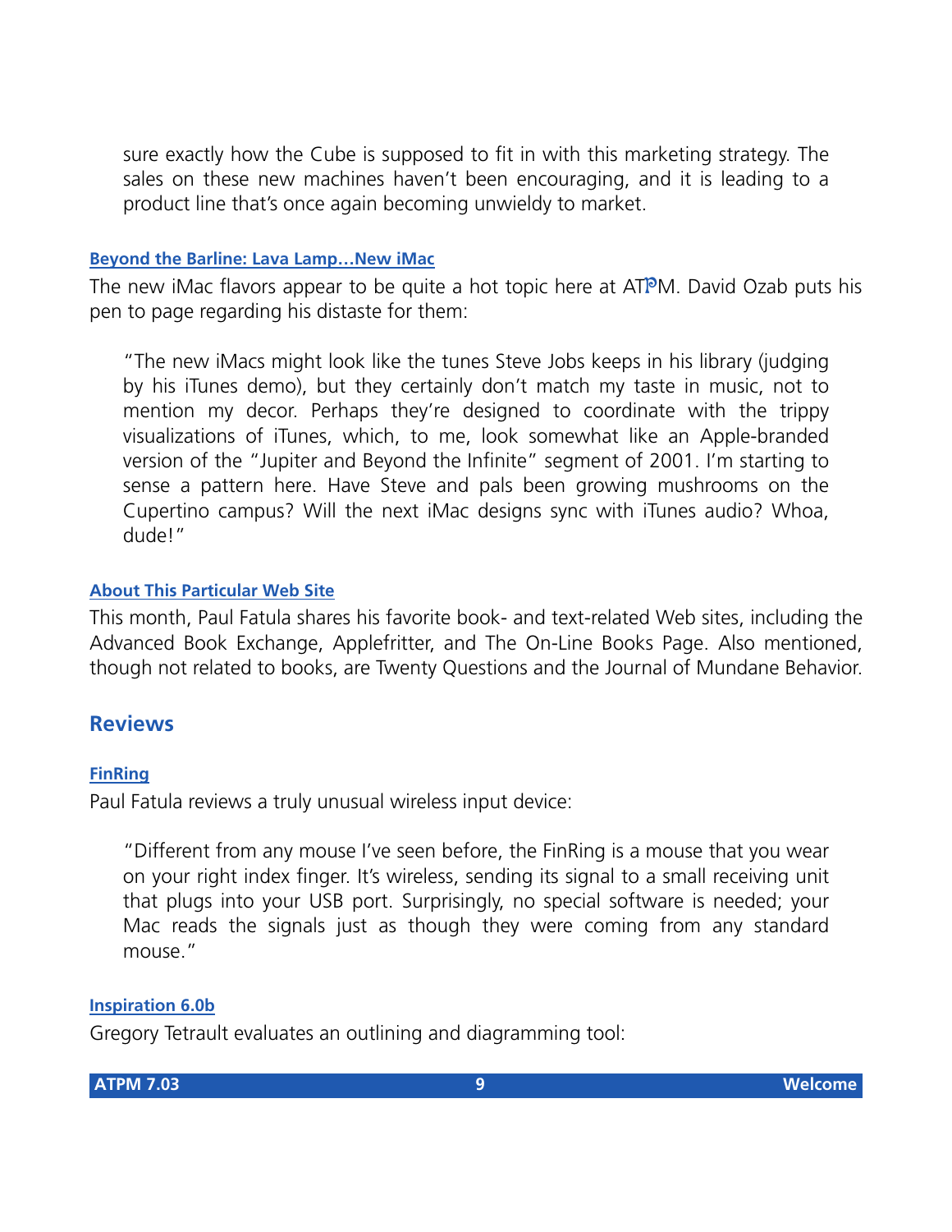sure exactly how the Cube is supposed to fit in with this marketing strategy. The sales on these new machines haven't been encouraging, and it is leading to a product line that's once again becoming unwieldy to market.

#### Beyond the Barline: Lava Lamp…New iMac

The new iMac flavors appear to be quite a hot topic here at ATPM. David Ozab puts his pen to page regarding his distaste for them:

> "The new iMacs might look like the tunes Steve Jobs keeps in his library (judging by his iTunes demo), but they certainly don't match my taste in music, not to mention my decor. Perhaps they're designed to coordinate with the trippy visualizations of iTunes, which, to me, look somewhat like an Apple-branded version of the "Jupiter and Beyond the Infinite" segment of 2001. I'm starting to sense a pattern here. Have Steve and pals been growing mushrooms on the Cupertino campus? Will the next iMac designs sync with iTunes audio? Whoa, dude!"

#### About This Particular Web Site

This month, Paul Fatula shares his favorite book- and text-related Web sites, including the Advanced Book Exchange, Applefritter, and The On-Line Books Page. Also mentioned, though not related to books, are Twenty Questions and the Journal of Mundane Behavior.

## Reviews

#### FinRing

Paul Fatula reviews a truly unusual wireless input device:

> "Different from any mouse I've seen before, the FinRing is a mouse that you wear on your right index finger. It's wireless, sending its signal to a small receiving unit that plugs into your USB port. Surprisingly, no special software is needed; your Mac reads the signals just as though they were coming from any standard mouse."

#### Inspiration 6.0b

Gregory Tetrault evaluates an outlining and diagramming tool: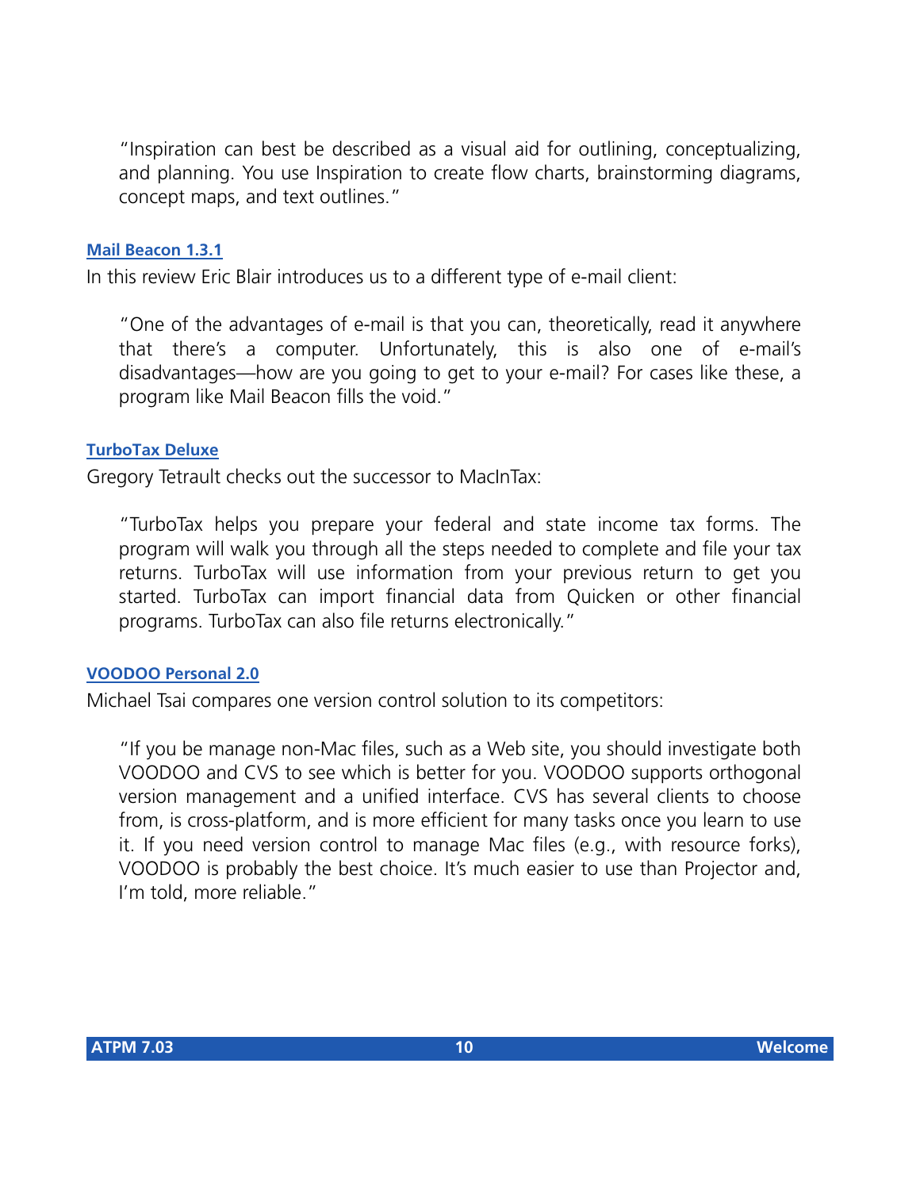> "Inspiration can best be described as a visual aid for outlining, conceptualizing, and planning. You use Inspiration to create flow charts, brainstorming diagrams, concept maps, and text outlines."

### Mail Beacon 1.3.1

In this review Eric Blair introduces us to a different type of e-mail client:

> "One of the advantages of e-mail is that you can, theoretically, read it anywhere that there's a computer. Unfortunately, this is also one of e-mail's disadvantages—how are you going to get to your e-mail? For cases like these, a program like Mail Beacon fills the void."

### TurboTax Deluxe

Gregory Tetrault checks out the successor to MacInTax:

> "TurboTax helps you prepare your federal and state income tax forms. The program will walk you through all the steps needed to complete and file your tax returns. TurboTax will use information from your previous return to get you started. TurboTax can import financial data from Quicken or other financial programs. TurboTax can also file returns electronically."

### VOODOO Personal 2.0

Michael Tsai compares one version control solution to its competitors:

> "If you be manage non-Mac files, such as a Web site, you should investigate both VOODOO and CVS to see which is better for you. VOODOO supports orthogonal version management and a unified interface. CVS has several clients to choose from, is cross-platform, and is more efficient for many tasks once you learn to use it. If you need version control to manage Mac files (e.g., with resource forks), VOODOO is probably the best choice. It's much easier to use than Projector and, I'm told, more reliable."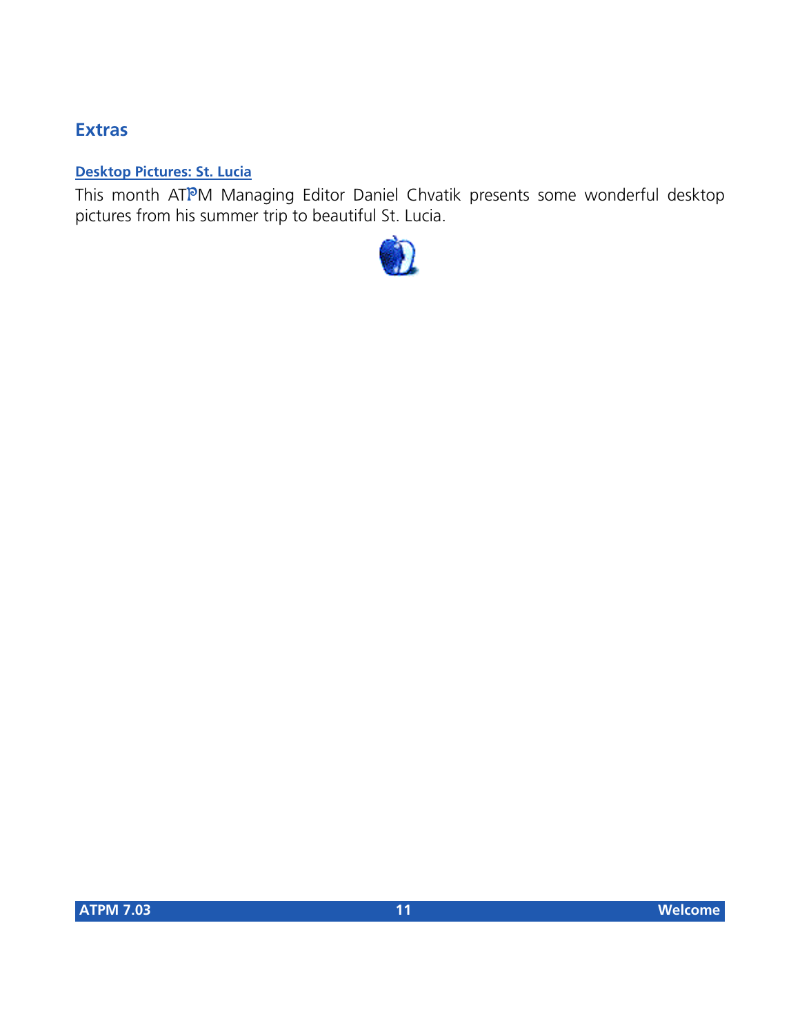## Extras

### Desktop Pictures: St. Lucia

This month ATPM Managing Editor Daniel Chvatik presents some wonderful desktop pictures from his summer trip to beautiful St. Lucia.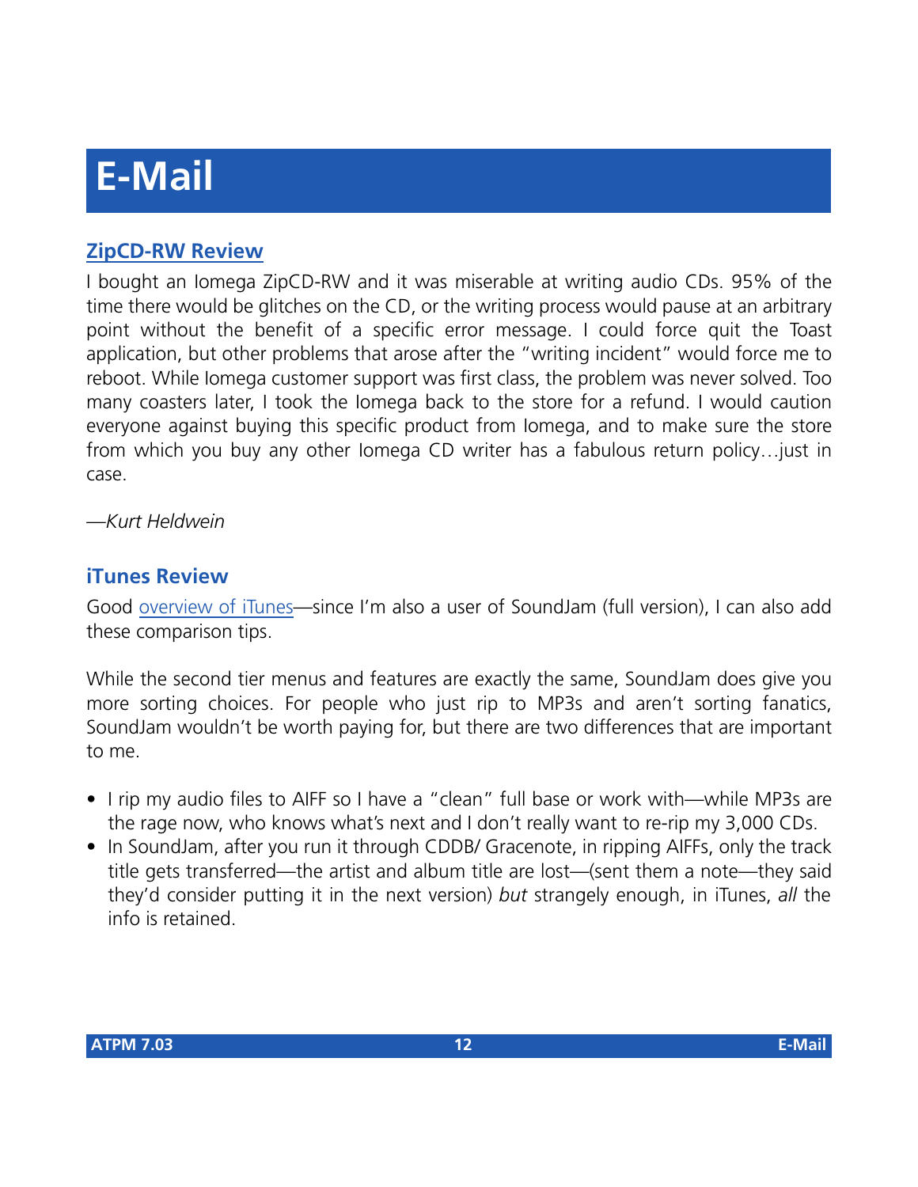# E-Mail

## ZipCD-RW Review

I bought an Iomega ZipCD-RW and it was miserable at writing audio CDs. 95% of the time there would be glitches on the CD, or the writing process would pause at an arbitrary point without the benefit of a specific error message. I could force quit the Toast application, but other problems that arose after the "writing incident" would force me to reboot. While Iomega customer support was first class, the problem was never solved. Too many coasters later, I took the Iomega back to the store for a refund. I would caution everyone against buying this specific product from Iomega, and to make sure the store from which you buy any other Iomega CD writer has a fabulous return policy…just in case.

—*Kurt Heldwein*

## iTunes Review

Good overview of iTunes—since I'm also a user of SoundJam (full version), I can also add these comparison tips.

While the second tier menus and features are exactly the same, SoundJam does give you more sorting choices. For people who just rip to MP3s and aren't sorting fanatics, SoundJam wouldn't be worth paying for, but there are two differences that are important to me.

- I rip my audio files to AIFF so I have a "clean" full base or work with—while MP3s are the rage now, who knows what's next and I don't really want to re-rip my 3,000 CDs.
- In SoundJam, after you run it through CDDB/ Gracenote, in ripping AIFFs, only the track title gets transferred—the artist and album title are lost—(sent them a note—they said they'd consider putting it in the next version) *but* strangely enough, in iTunes, *all* the info is retained.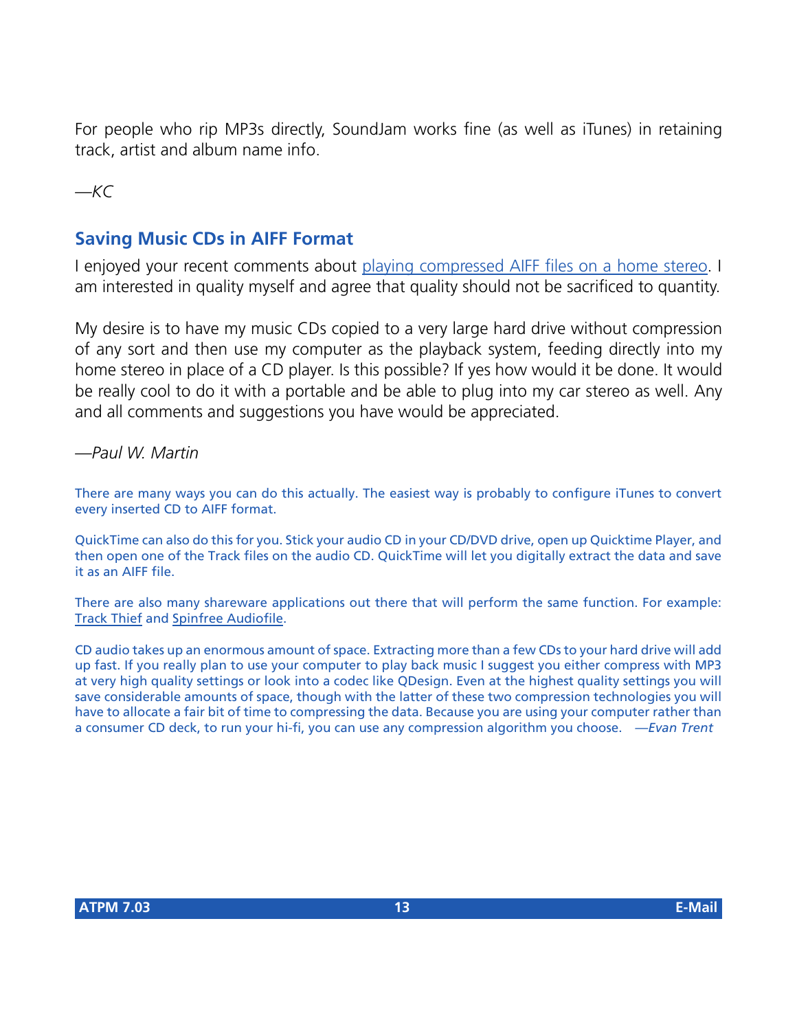For people who rip MP3s directly, SoundJam works fine (as well as iTunes) in retaining track, artist and album name info.

*—KC*

## Saving Music CDs in AIFF Format

I enjoyed your recent comments about playing compressed AIFF files on a home stereo. I am interested in quality myself and agree that quality should not be sacrificed to quantity.

My desire is to have my music CDs copied to a very large hard drive without compression of any sort and then use my computer as the playback system, feeding directly into my home stereo in place of a CD player. Is this possible? If yes how would it be done. It would be really cool to do it with a portable and be able to plug into my car stereo as well. Any and all comments and suggestions you have would be appreciated.

*—Paul W. Martin*

There are many ways you can do this actually. The easiest way is probably to configure iTunes to convert every inserted CD to AIFF format.

QuickTime can also do this for you. Stick your audio CD in your CD/DVD drive, open up Quicktime Player, and then open one of the Track files on the audio CD. QuickTime will let you digitally extract the data and save it as an AIFF file.

There are also many shareware applications out there that will perform the same function. For example: Track Thief and Spinfree Audiofile.

CD audio takes up an enormous amount of space. Extracting more than a few CDs to your hard drive will add up fast. If you really plan to use your computer to play back music I suggest you either compress with MP3 at very high quality settings or look into a codec like QDesign. Even at the highest quality settings you will save considerable amounts of space, though with the latter of these two compression technologies you will have to allocate a fair bit of time to compressing the data. Because you are using your computer rather than a consumer CD deck, to run your hi-fi, you can use any compression algorithm you choose. *—Evan Trent*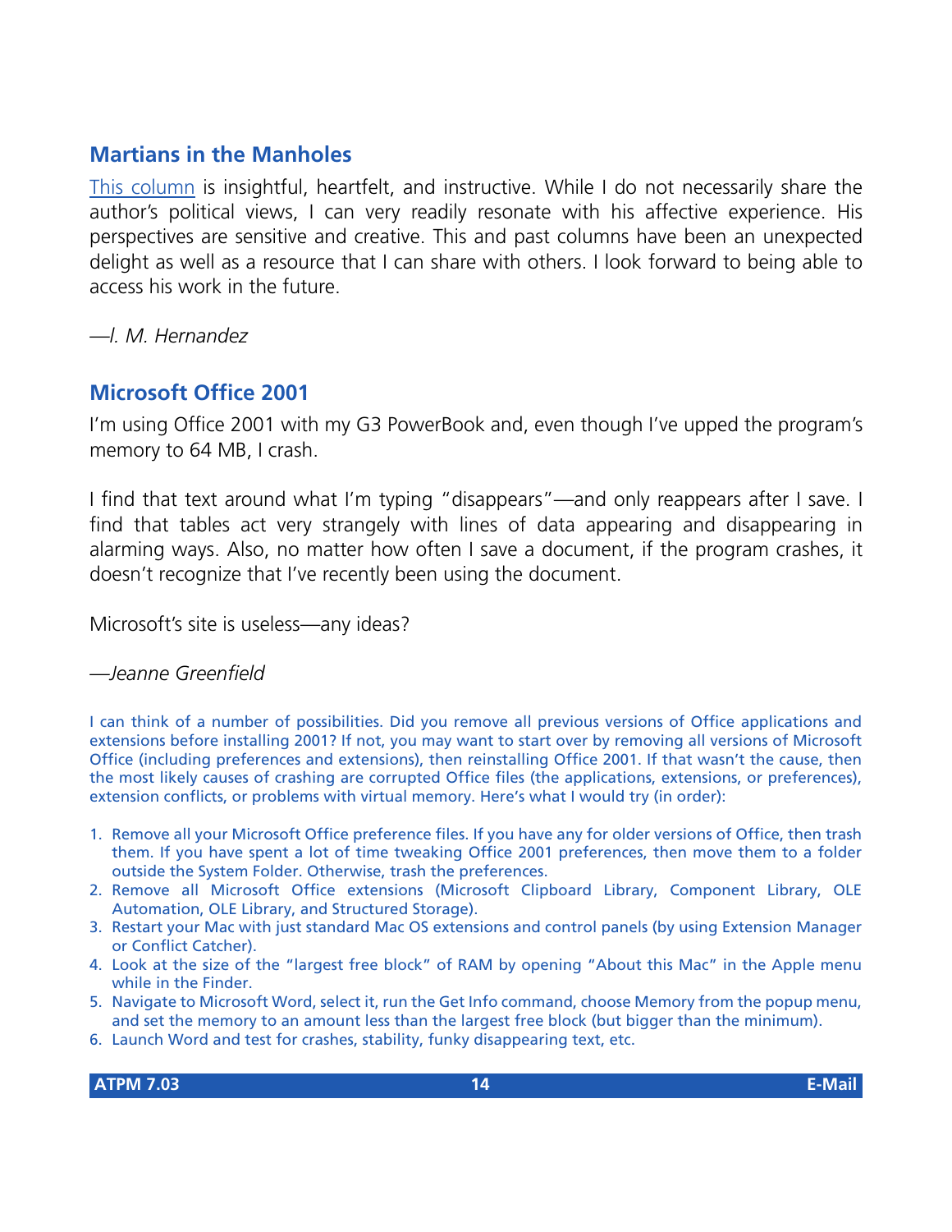## Martians in the Manholes

This column is insightful, heartfelt, and instructive. While I do not necessarily share the author's political views, I can very readily resonate with his affective experience. His perspectives are sensitive and creative. This and past columns have been an unexpected delight as well as a resource that I can share with others. I look forward to being able to access his work in the future.

*—I. M. Hernandez*

## Microsoft Office 2001

I'm using Office 2001 with my G3 PowerBook and, even though I've upped the program's memory to 64 MB, I crash.

I find that text around what I'm typing "disappears"—and only reappears after I save. I find that tables act very strangely with lines of data appearing and disappearing in alarming ways. Also, no matter how often I save a document, if the program crashes, it doesn't recognize that I've recently been using the document.

Microsoft's site is useless—any ideas?

*—Jeanne Greenfield*

I can think of a number of possibilities. Did you remove all previous versions of Office applications and extensions before installing 2001? If not, you may want to start over by removing all versions of Microsoft Office (including preferences and extensions), then reinstalling Office 2001. If that wasn't the cause, then the most likely causes of crashing are corrupted Office files (the applications, extensions, or preferences), extension conflicts, or problems with virtual memory. Here's what I would try (in order):

1. Remove all your Microsoft Office preference files. If you have any for older versions of Office, then trash them. If you have spent a lot of time tweaking Office 2001 preferences, then move them to a folder outside the System Folder. Otherwise, trash the preferences.
2. Remove all Microsoft Office extensions (Microsoft Clipboard Library, Component Library, OLE Automation, OLE Library, and Structured Storage).
3. Restart your Mac with just standard Mac OS extensions and control panels (by using Extension Manager or Conflict Catcher).
4. Look at the size of the "largest free block" of RAM by opening "About this Mac" in the Apple menu while in the Finder.
5. Navigate to Microsoft Word, select it, run the Get Info command, choose Memory from the popup menu, and set the memory to an amount less than the largest free block (but bigger than the minimum).
6. Launch Word and test for crashes, stability, funky disappearing text, etc.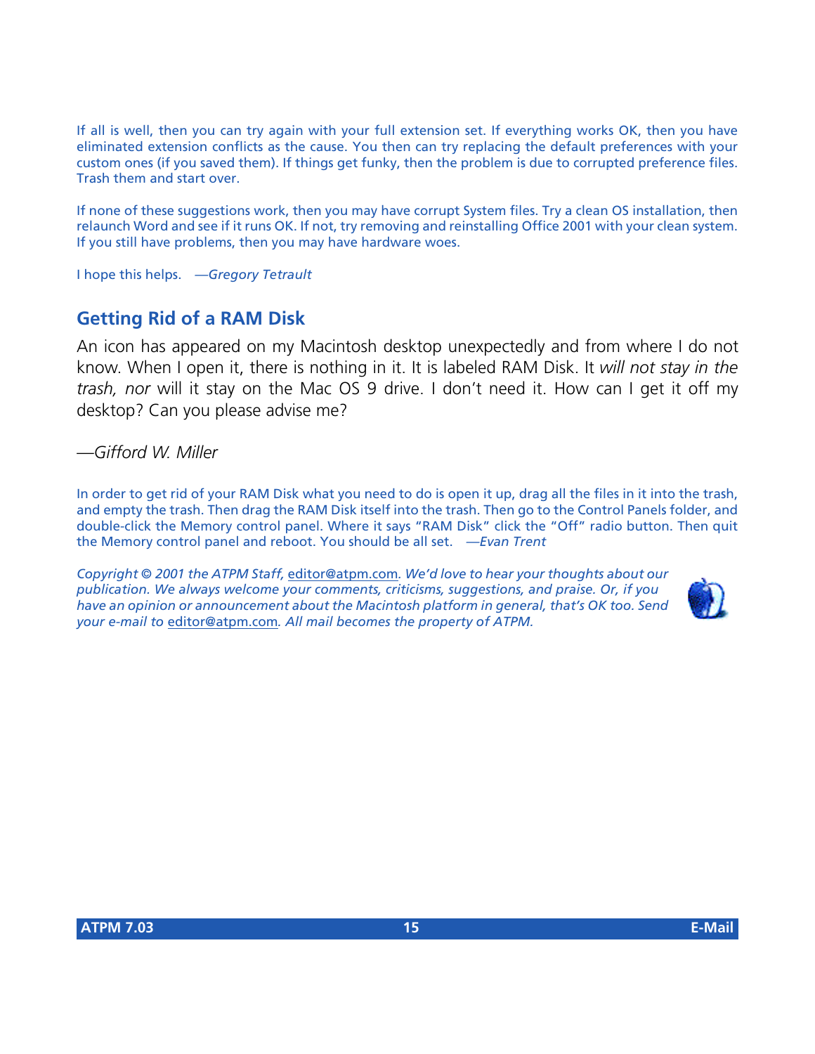If all is well, then you can try again with your full extension set. If everything works OK, then you have eliminated extension conflicts as the cause. You then can try replacing the default preferences with your custom ones (if you saved them). If things get funky, then the problem is due to corrupted preference files. Trash them and start over.

If none of these suggestions work, then you may have corrupt System files. Try a clean OS installation, then relaunch Word and see if it runs OK. If not, try removing and reinstalling Office 2001 with your clean system. If you still have problems, then you may have hardware woes.

I hope this helps. *—Gregory Tetrault*

## Getting Rid of a RAM Disk

An icon has appeared on my Macintosh desktop unexpectedly and from where I do not know. When I open it, there is nothing in it. It is labeled RAM Disk. It *will not stay in the trash, nor* will it stay on the Mac OS 9 drive. I don't need it. How can I get it off my desktop? Can you please advise me?

*—Gifford W. Miller*

In order to get rid of your RAM Disk what you need to do is open it up, drag all the files in it into the trash, and empty the trash. Then drag the RAM Disk itself into the trash. Then go to the Control Panels folder, and double-click the Memory control panel. Where it says "RAM Disk" click the "Off" radio button. Then quit the Memory control panel and reboot. You should be all set. *—Evan Trent*

*Copyright © 2001 the ATPM Staff, editor@atpm.com. We'd love to hear your thoughts about our publication. We always welcome your comments, criticisms, suggestions, and praise. Or, if you have an opinion or announcement about the Macintosh platform in general, that's OK too. Send your e-mail to editor@atpm.com. All mail becomes the property of ATPM.*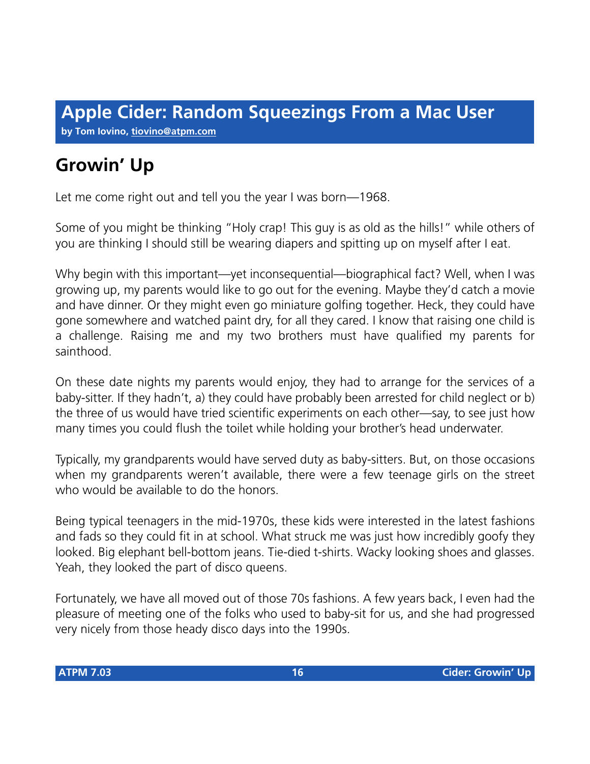# Apple Cider: Random Squeezings From a Mac User

**by Tom Iovino, tiovino@atpm.com**

## Growin' Up

Let me come right out and tell you the year I was born—1968.

Some of you might be thinking "Holy crap! This guy is as old as the hills!" while others of you are thinking I should still be wearing diapers and spitting up on myself after I eat.

Why begin with this important—yet inconsequential—biographical fact? Well, when I was growing up, my parents would like to go out for the evening. Maybe they'd catch a movie and have dinner. Or they might even go miniature golfing together. Heck, they could have gone somewhere and watched paint dry, for all they cared. I know that raising one child is a challenge. Raising me and my two brothers must have qualified my parents for sainthood.

On these date nights my parents would enjoy, they had to arrange for the services of a baby-sitter. If they hadn't, a) they could have probably been arrested for child neglect or b) the three of us would have tried scientific experiments on each other—say, to see just how many times you could flush the toilet while holding your brother's head underwater.

Typically, my grandparents would have served duty as baby-sitters. But, on those occasions when my grandparents weren't available, there were a few teenage girls on the street who would be available to do the honors.

Being typical teenagers in the mid-1970s, these kids were interested in the latest fashions and fads so they could fit in at school. What struck me was just how incredibly goofy they looked. Big elephant bell-bottom jeans. Tie-died t-shirts. Wacky looking shoes and glasses. Yeah, they looked the part of disco queens.

Fortunately, we have all moved out of those 70s fashions. A few years back, I even had the pleasure of meeting one of the folks who used to baby-sit for us, and she had progressed very nicely from those heady disco days into the 1990s.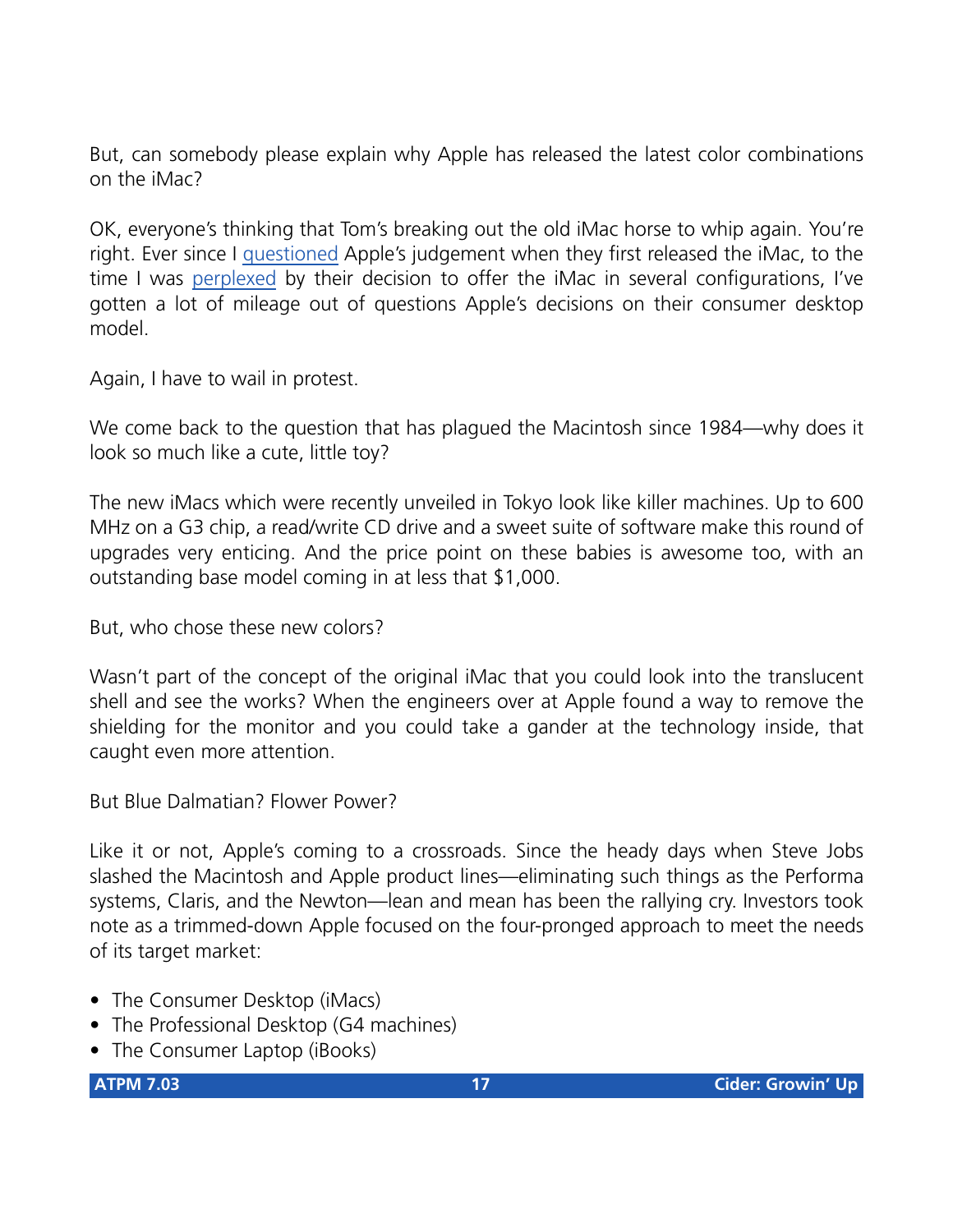But, can somebody please explain why Apple has released the latest color combinations on the iMac?

OK, everyone's thinking that Tom's breaking out the old iMac horse to whip again. You're right. Ever since I [questioned](questioned) Apple's judgement when they first released the iMac, to the time I was [perplexed](perplexed) by their decision to offer the iMac in several configurations, I've gotten a lot of mileage out of questions Apple's decisions on their consumer desktop model.

Again, I have to wail in protest.

We come back to the question that has plagued the Macintosh since 1984—why does it look so much like a cute, little toy?

The new iMacs which were recently unveiled in Tokyo look like killer machines. Up to 600 MHz on a G3 chip, a read/write CD drive and a sweet suite of software make this round of upgrades very enticing. And the price point on these babies is awesome too, with an outstanding base model coming in at less that $1,000.

But, who chose these new colors?

Wasn't part of the concept of the original iMac that you could look into the translucent shell and see the works? When the engineers over at Apple found a way to remove the shielding for the monitor and you could take a gander at the technology inside, that caught even more attention.

But Blue Dalmatian? Flower Power?

Like it or not, Apple's coming to a crossroads. Since the heady days when Steve Jobs slashed the Macintosh and Apple product lines—eliminating such things as the Performa systems, Claris, and the Newton—lean and mean has been the rallying cry. Investors took note as a trimmed-down Apple focused on the four-pronged approach to meet the needs of its target market:

- The Consumer Desktop (iMacs)
- The Professional Desktop (G4 machines)
- The Consumer Laptop (iBooks)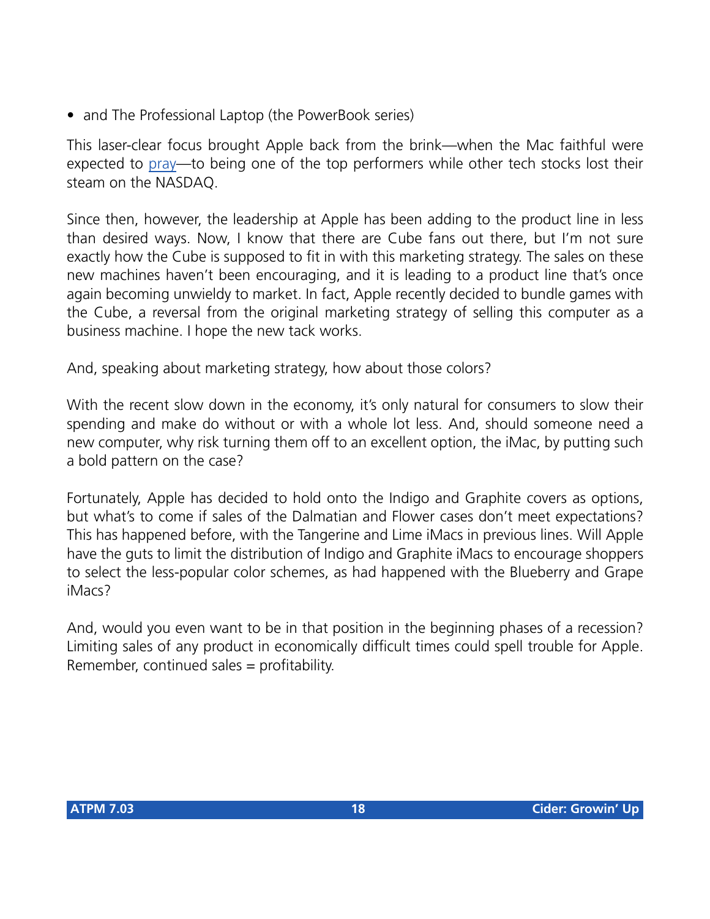- and The Professional Laptop (the PowerBook series)

This laser-clear focus brought Apple back from the brink—when the Mac faithful were expected to pray—to being one of the top performers while other tech stocks lost their steam on the NASDAQ.

Since then, however, the leadership at Apple has been adding to the product line in less than desired ways. Now, I know that there are Cube fans out there, but I'm not sure exactly how the Cube is supposed to fit in with this marketing strategy. The sales on these new machines haven't been encouraging, and it is leading to a product line that's once again becoming unwieldy to market. In fact, Apple recently decided to bundle games with the Cube, a reversal from the original marketing strategy of selling this computer as a business machine. I hope the new tack works.

And, speaking about marketing strategy, how about those colors?

With the recent slow down in the economy, it's only natural for consumers to slow their spending and make do without or with a whole lot less. And, should someone need a new computer, why risk turning them off to an excellent option, the iMac, by putting such a bold pattern on the case?

Fortunately, Apple has decided to hold onto the Indigo and Graphite covers as options, but what's to come if sales of the Dalmatian and Flower cases don't meet expectations? This has happened before, with the Tangerine and Lime iMacs in previous lines. Will Apple have the guts to limit the distribution of Indigo and Graphite iMacs to encourage shoppers to select the less-popular color schemes, as had happened with the Blueberry and Grape iMacs?

And, would you even want to be in that position in the beginning phases of a recession? Limiting sales of any product in economically difficult times could spell trouble for Apple. Remember, continued sales = profitability.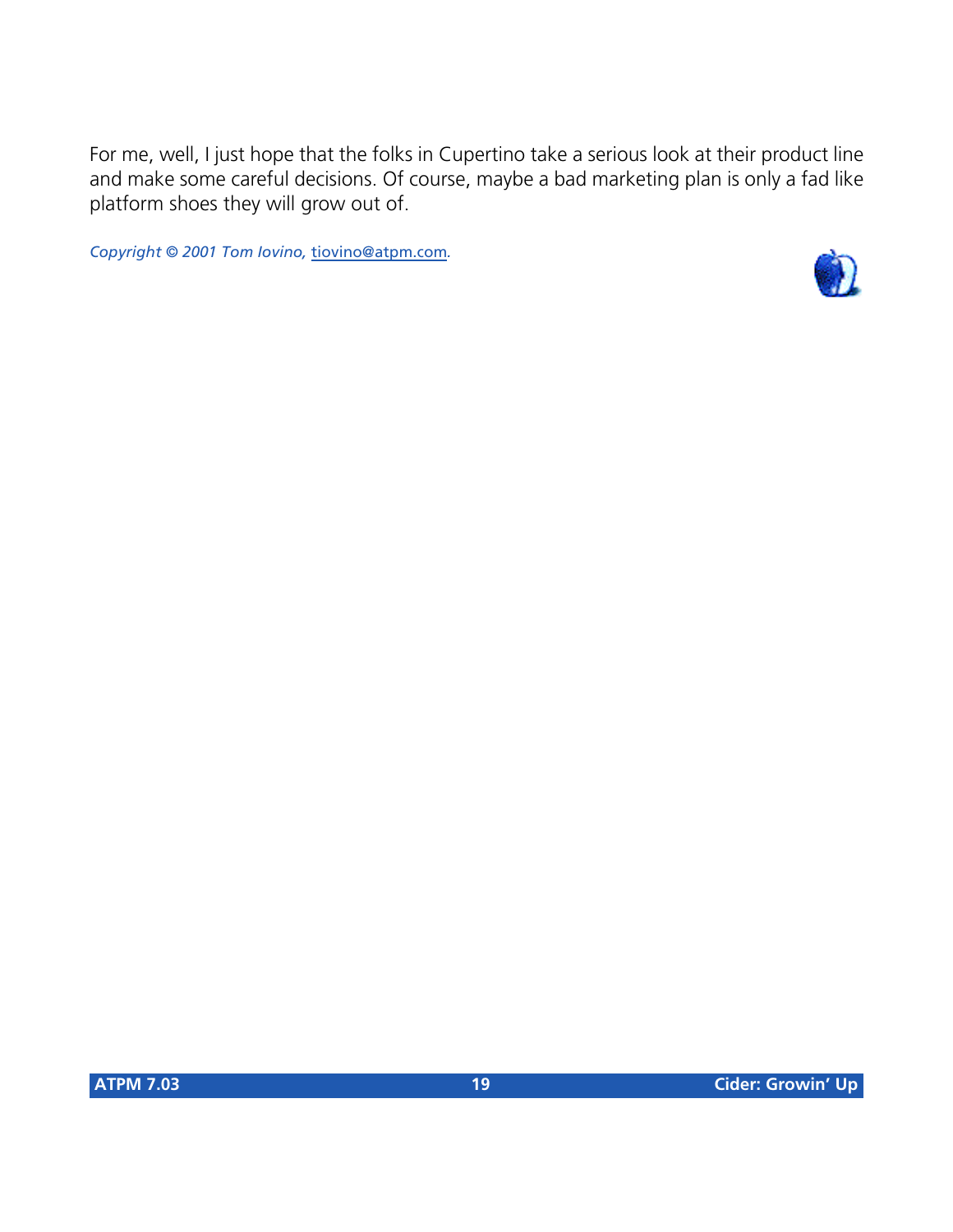For me, well, I just hope that the folks in Cupertino take a serious look at their product line and make some careful decisions. Of course, maybe a bad marketing plan is only a fad like platform shoes they will grow out of.

*Copyright © 2001 Tom Iovino, tiovino@atpm.com.*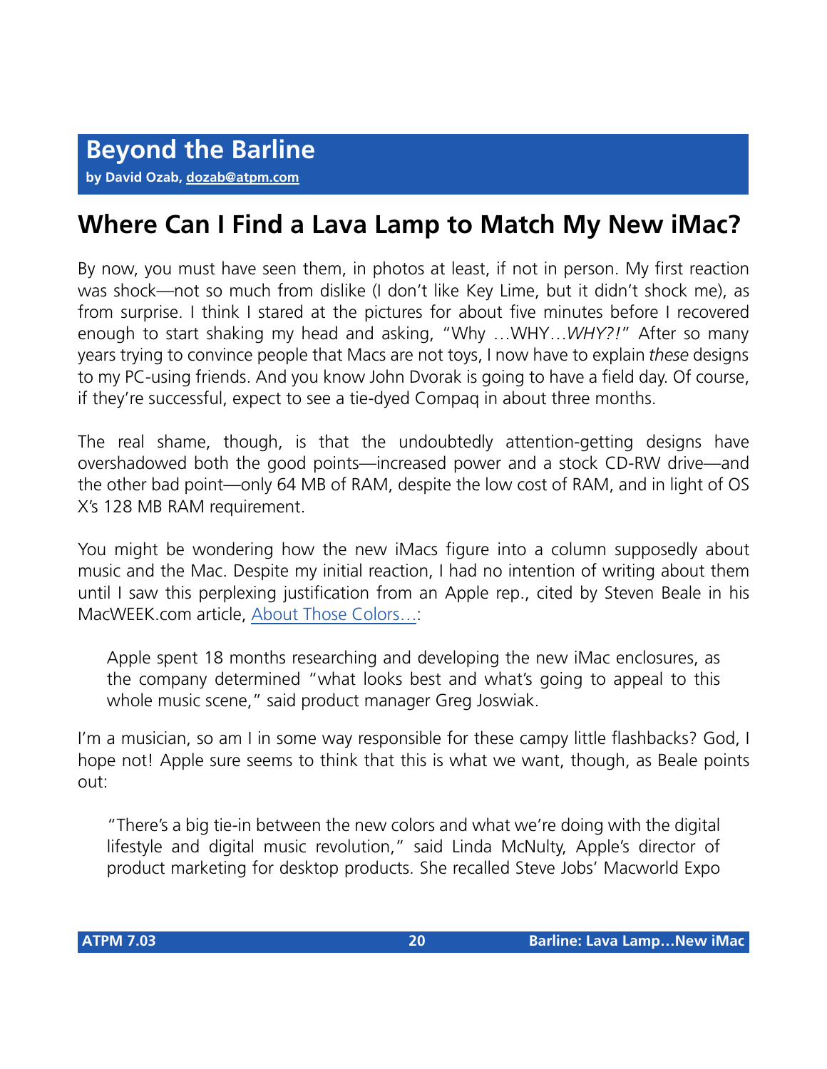# Beyond the Barline

**by David Ozab, dozab@atpm.com**

## Where Can I Find a Lava Lamp to Match My New iMac?

By now, you must have seen them, in photos at least, if not in person. My first reaction was shock—not so much from dislike (I don't like Key Lime, but it didn't shock me), as from surprise. I think I stared at the pictures for about five minutes before I recovered enough to start shaking my head and asking, "Why …WHY…*WHY?!*" After so many years trying to convince people that Macs are not toys, I now have to explain *these* designs to my PC-using friends. And you know John Dvorak is going to have a field day. Of course, if they're successful, expect to see a tie-dyed Compaq in about three months.

The real shame, though, is that the undoubtedly attention-getting designs have overshadowed both the good points—increased power and a stock CD-RW drive—and the other bad point—only 64 MB of RAM, despite the low cost of RAM, and in light of OS X's 128 MB RAM requirement.

You might be wondering how the new iMacs figure into a column supposedly about music and the Mac. Despite my initial reaction, I had no intention of writing about them until I saw this perplexing justification from an Apple rep., cited by Steven Beale in his MacWEEK.com article, About Those Colors…:

> Apple spent 18 months researching and developing the new iMac enclosures, as the company determined "what looks best and what's going to appeal to this whole music scene," said product manager Greg Joswiak.

I'm a musician, so am I in some way responsible for these campy little flashbacks? God, I hope not! Apple sure seems to think that this is what we want, though, as Beale points out:

> "There's a big tie-in between the new colors and what we're doing with the digital lifestyle and digital music revolution," said Linda McNulty, Apple's director of product marketing for desktop products. She recalled Steve Jobs' Macworld Expo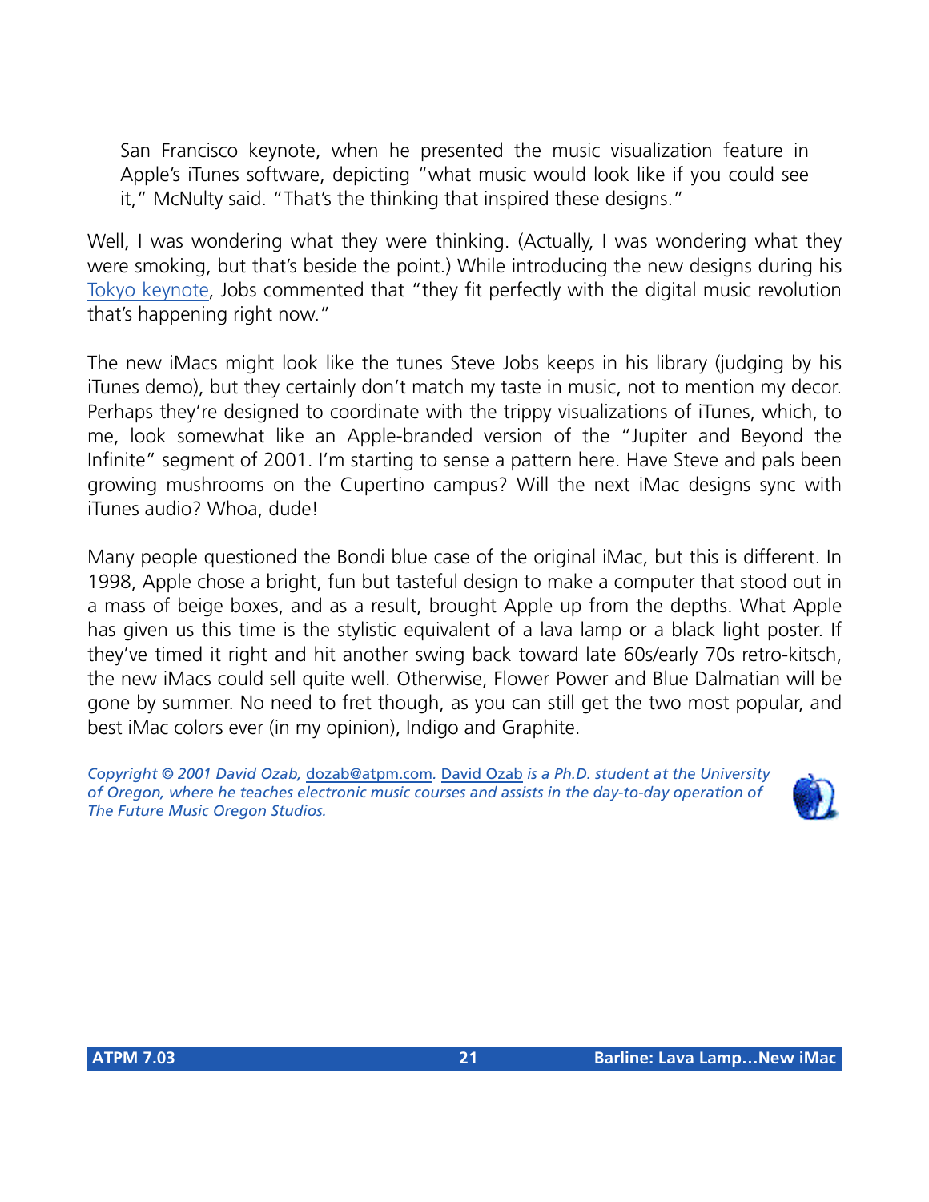> San Francisco keynote, when he presented the music visualization feature in Apple's iTunes software, depicting "what music would look like if you could see it," McNulty said. "That's the thinking that inspired these designs."

Well, I was wondering what they were thinking. (Actually, I was wondering what they were smoking, but that's beside the point.) While introducing the new designs during his Tokyo keynote, Jobs commented that "they fit perfectly with the digital music revolution that's happening right now."

The new iMacs might look like the tunes Steve Jobs keeps in his library (judging by his iTunes demo), but they certainly don't match my taste in music, not to mention my decor. Perhaps they're designed to coordinate with the trippy visualizations of iTunes, which, to me, look somewhat like an Apple-branded version of the "Jupiter and Beyond the Infinite" segment of 2001. I'm starting to sense a pattern here. Have Steve and pals been growing mushrooms on the Cupertino campus? Will the next iMac designs sync with iTunes audio? Whoa, dude!

Many people questioned the Bondi blue case of the original iMac, but this is different. In 1998, Apple chose a bright, fun but tasteful design to make a computer that stood out in a mass of beige boxes, and as a result, brought Apple up from the depths. What Apple has given us this time is the stylistic equivalent of a lava lamp or a black light poster. If they've timed it right and hit another swing back toward late 60s/early 70s retro-kitsch, the new iMacs could sell quite well. Otherwise, Flower Power and Blue Dalmatian will be gone by summer. No need to fret though, as you can still get the two most popular, and best iMac colors ever (in my opinion), Indigo and Graphite.

*Copyright © 2001 David Ozab,* dozab@atpm.com*.* David Ozab *is a Ph.D. student at the University of Oregon, where he teaches electronic music courses and assists in the day-to-day operation of The Future Music Oregon Studios.*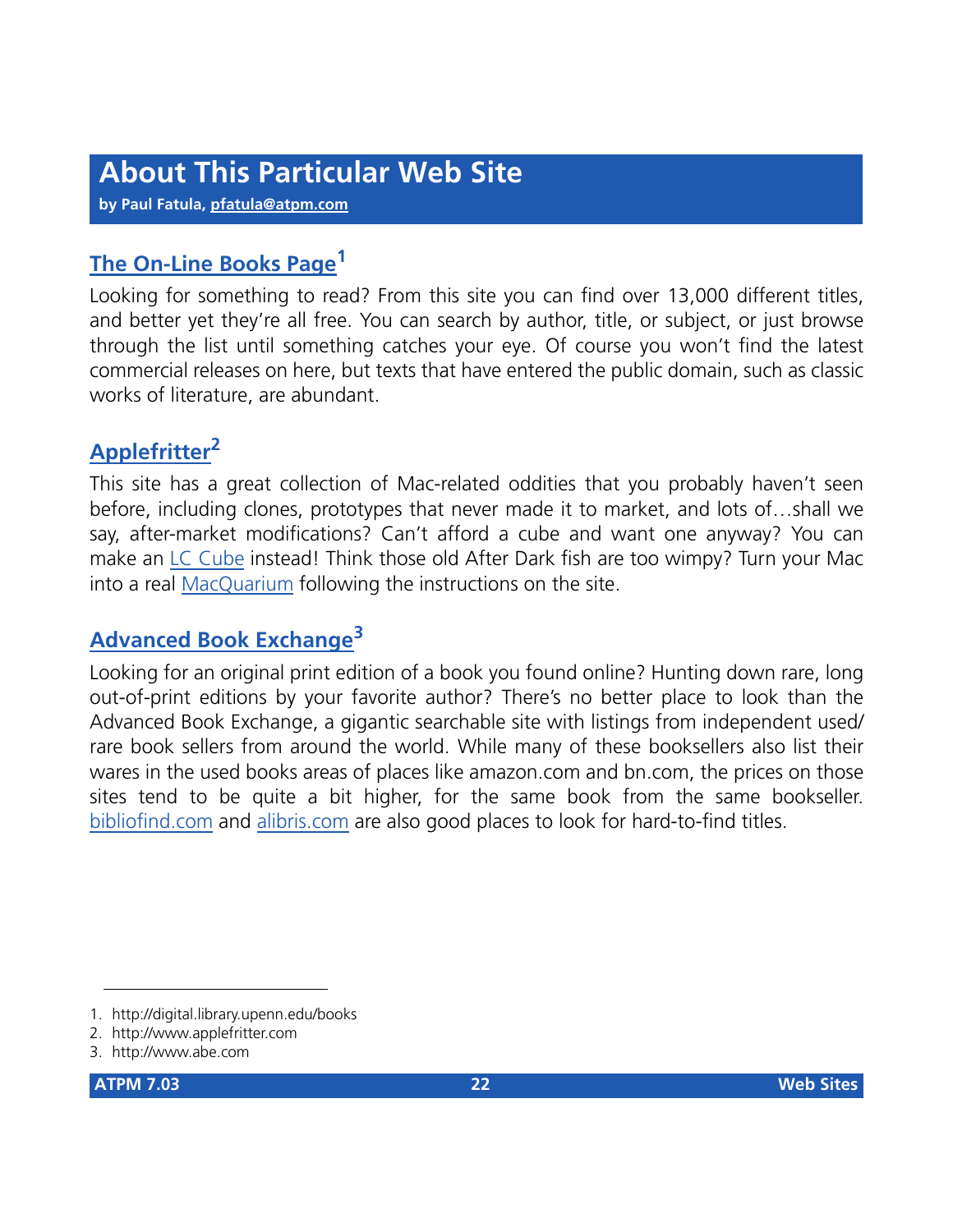# About This Particular Web Site

**by Paul Fatula, pfatula@atpm.com**

## The On-Line Books Page[1]

Looking for something to read? From this site you can find over 13,000 different titles, and better yet they're all free. You can search by author, title, or subject, or just browse through the list until something catches your eye. Of course you won't find the latest commercial releases on here, but texts that have entered the public domain, such as classic works of literature, are abundant.

## Applefritter[2]

This site has a great collection of Mac-related oddities that you probably haven't seen before, including clones, prototypes that never made it to market, and lots of…shall we say, after-market modifications? Can't afford a cube and want one anyway? You can make an LC Cube instead! Think those old After Dark fish are too wimpy? Turn your Mac into a real MacQuarium following the instructions on the site.

## Advanced Book Exchange[3]

Looking for an original print edition of a book you found online? Hunting down rare, long out-of-print editions by your favorite author? There's no better place to look than the Advanced Book Exchange, a gigantic searchable site with listings from independent used/rare book sellers from around the world. While many of these booksellers also list their wares in the used books areas of places like amazon.com and bn.com, the prices on those sites tend to be quite a bit higher, for the same book from the same bookseller. bibliofind.com and alibris.com are also good places to look for hard-to-find titles.

---

1. http://digital.library.upenn.edu/books
2. http://www.applefritter.com
3. http://www.abe.com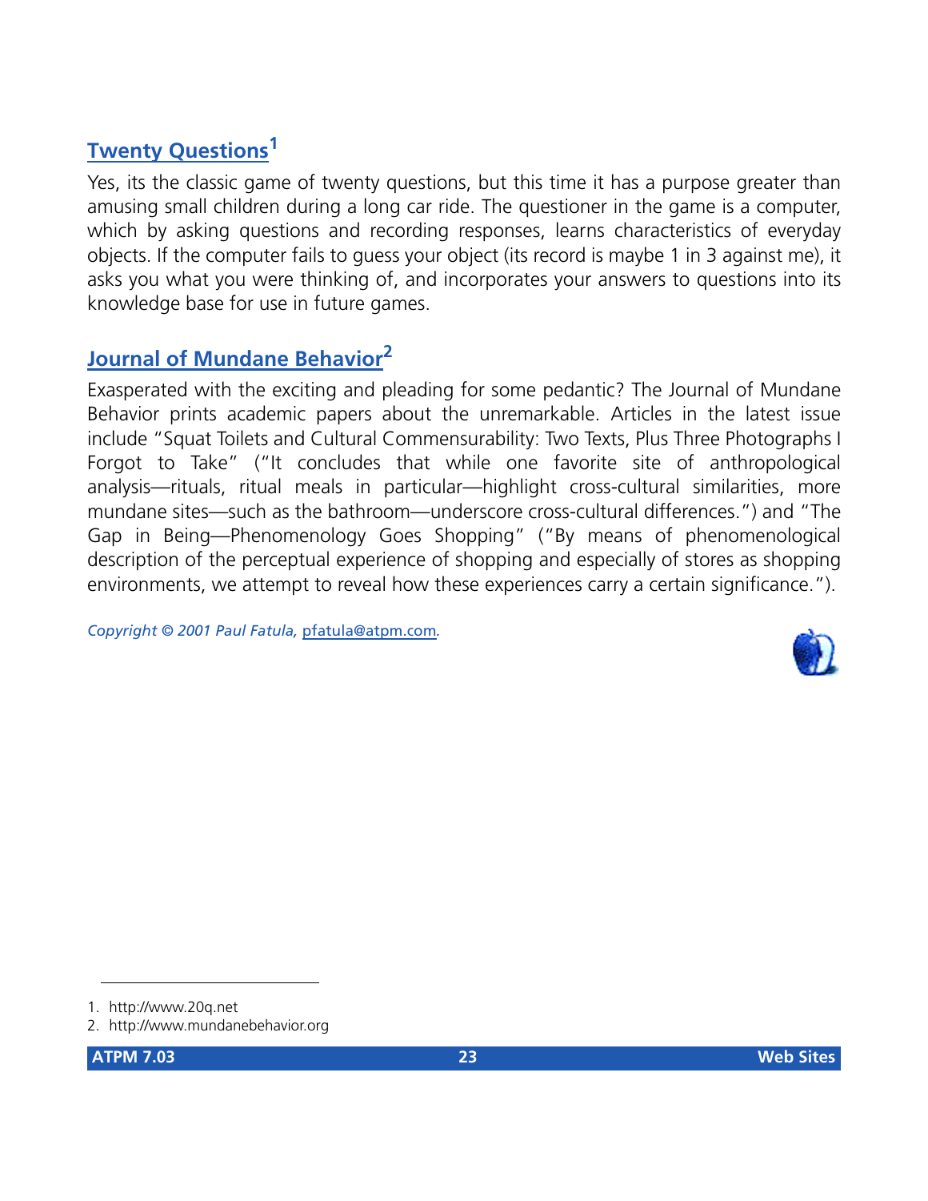### Twenty Questions[1]

Yes, its the classic game of twenty questions, but this time it has a purpose greater than amusing small children during a long car ride. The questioner in the game is a computer, which by asking questions and recording responses, learns characteristics of everyday objects. If the computer fails to guess your object (its record is maybe 1 in 3 against me), it asks you what you were thinking of, and incorporates your answers to questions into its knowledge base for use in future games.

### Journal of Mundane Behavior[2]

Exasperated with the exciting and pleading for some pedantic? The Journal of Mundane Behavior prints academic papers about the unremarkable. Articles in the latest issue include "Squat Toilets and Cultural Commensurability: Two Texts, Plus Three Photographs I Forgot to Take" ("It concludes that while one favorite site of anthropological analysis—rituals, ritual meals in particular—highlight cross-cultural similarities, more mundane sites—such as the bathroom—underscore cross-cultural differences.") and "The Gap in Being—Phenomenology Goes Shopping" ("By means of phenomenological description of the perceptual experience of shopping and especially of stores as shopping environments, we attempt to reveal how these experiences carry a certain significance.").

*Copyright © 2001 Paul Fatula, pfatula@atpm.com.*

1. http://www.20q.net
2. http://www.mundanebehavior.org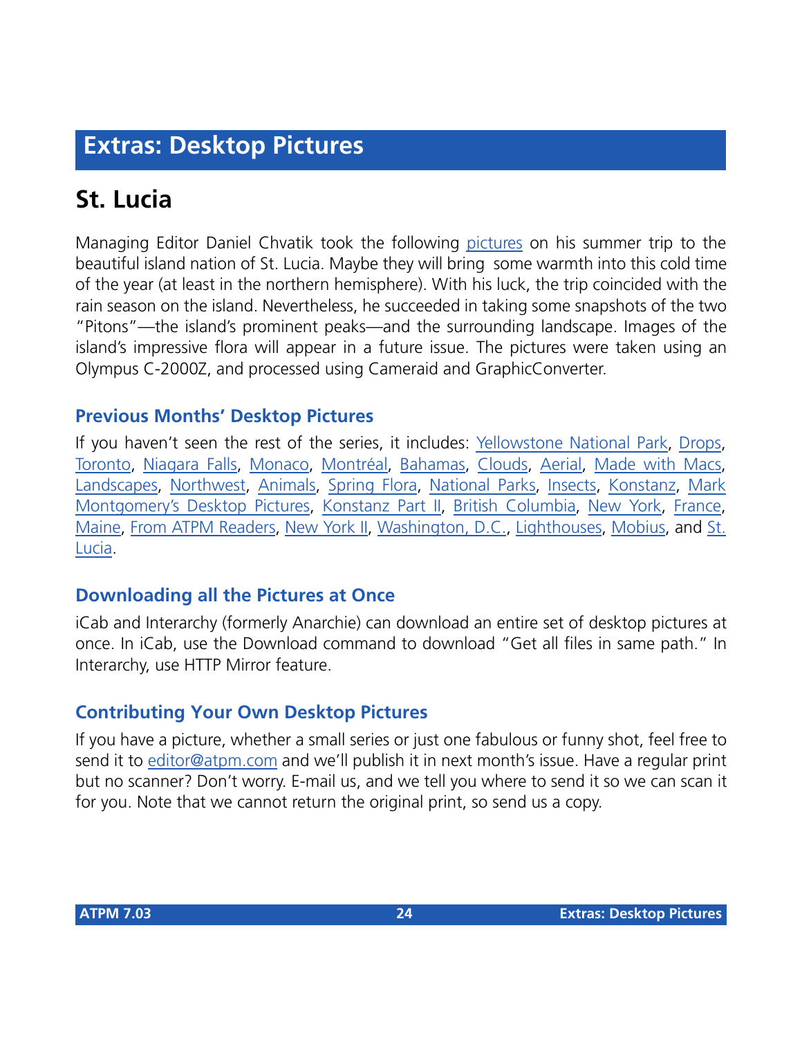# Extras: Desktop Pictures

## St. Lucia

Managing Editor Daniel Chvatik took the following pictures on his summer trip to the beautiful island nation of St. Lucia. Maybe they will bring some warmth into this cold time of the year (at least in the northern hemisphere). With his luck, the trip coincided with the rain season on the island. Nevertheless, he succeeded in taking some snapshots of the two "Pitons"—the island's prominent peaks—and the surrounding landscape. Images of the island's impressive flora will appear in a future issue. The pictures were taken using an Olympus C-2000Z, and processed using Cameraid and GraphicConverter.

### Previous Months' Desktop Pictures

If you haven't seen the rest of the series, it includes: Yellowstone National Park, Drops, Toronto, Niagara Falls, Monaco, Montréal, Bahamas, Clouds, Aerial, Made with Macs, Landscapes, Northwest, Animals, Spring Flora, National Parks, Insects, Konstanz, Mark Montgomery's Desktop Pictures, Konstanz Part II, British Columbia, New York, France, Maine, From ATPM Readers, New York II, Washington, D.C., Lighthouses, Mobius, and St. Lucia.

### Downloading all the Pictures at Once

iCab and Interarchy (formerly Anarchie) can download an entire set of desktop pictures at once. In iCab, use the Download command to download "Get all files in same path." In Interarchy, use HTTP Mirror feature.

### Contributing Your Own Desktop Pictures

If you have a picture, whether a small series or just one fabulous or funny shot, feel free to send it to editor@atpm.com and we'll publish it in next month's issue. Have a regular print but no scanner? Don't worry. E-mail us, and we tell you where to send it so we can scan it for you. Note that we cannot return the original print, so send us a copy.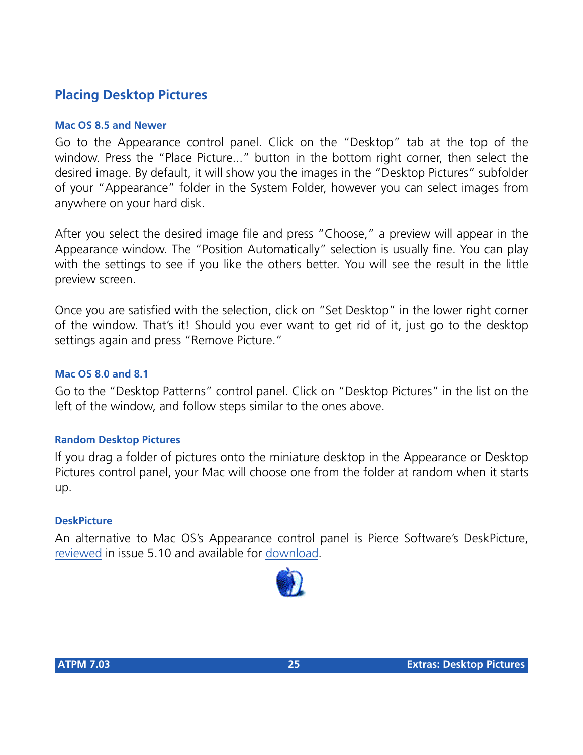## Placing Desktop Pictures

### Mac OS 8.5 and Newer

Go to the Appearance control panel. Click on the "Desktop" tab at the top of the window. Press the "Place Picture..." button in the bottom right corner, then select the desired image. By default, it will show you the images in the "Desktop Pictures" subfolder of your "Appearance" folder in the System Folder, however you can select images from anywhere on your hard disk.

After you select the desired image file and press "Choose," a preview will appear in the Appearance window. The "Position Automatically" selection is usually fine. You can play with the settings to see if you like the others better. You will see the result in the little preview screen.

Once you are satisfied with the selection, click on "Set Desktop" in the lower right corner of the window. That's it! Should you ever want to get rid of it, just go to the desktop settings again and press "Remove Picture."

### Mac OS 8.0 and 8.1

Go to the "Desktop Patterns" control panel. Click on "Desktop Pictures" in the list on the left of the window, and follow steps similar to the ones above.

### Random Desktop Pictures

If you drag a folder of pictures onto the miniature desktop in the Appearance or Desktop Pictures control panel, your Mac will choose one from the folder at random when it starts up.

### DeskPicture

An alternative to Mac OS's Appearance control panel is Pierce Software's DeskPicture, reviewed in issue 5.10 and available for download.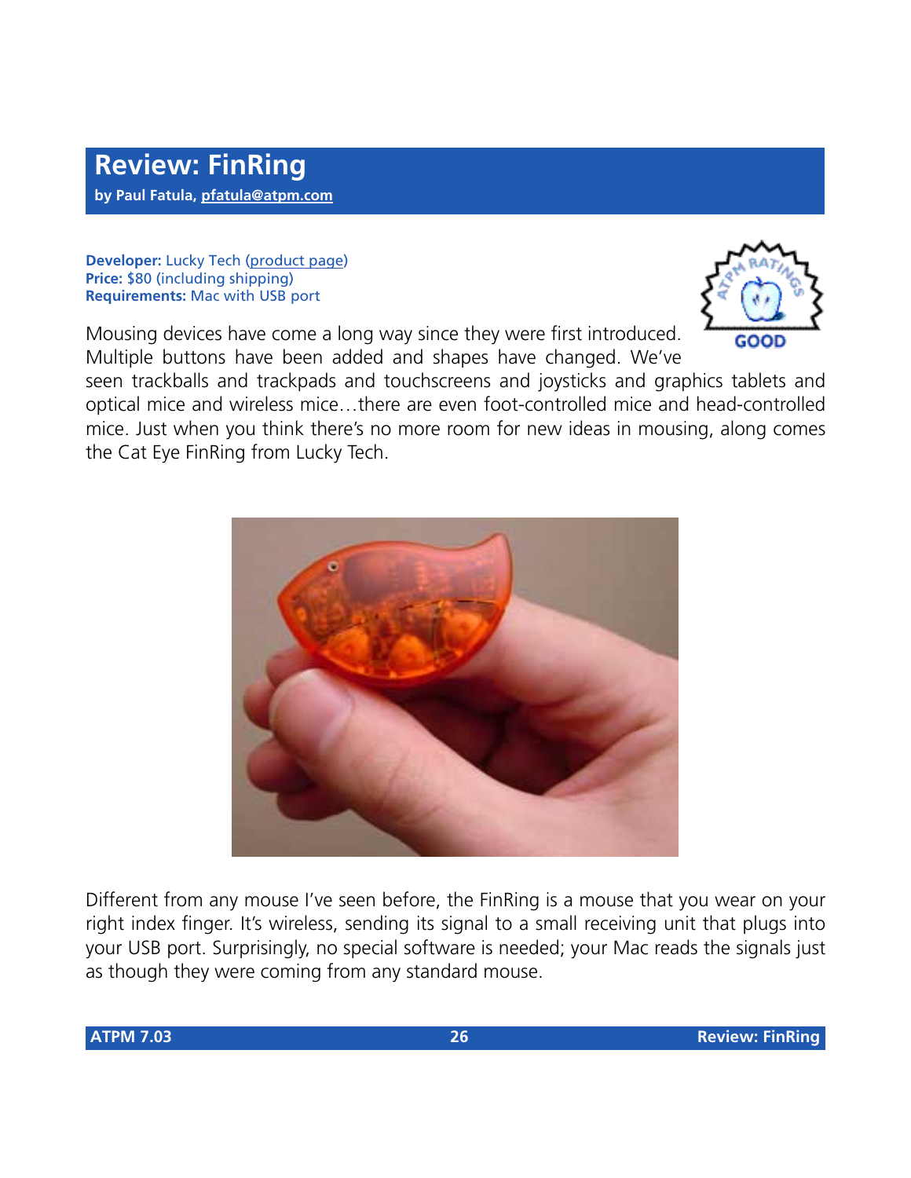# Review: FinRing

**by Paul Fatula, pfatula@atpm.com**

**Developer:** Lucky Tech (product page)
**Price:** $80 (including shipping)
**Requirements:** Mac with USB port

GOOD

Mousing devices have come a long way since they were first introduced. Multiple buttons have been added and shapes have changed. We've seen trackballs and trackpads and touchscreens and joysticks and graphics tablets and optical mice and wireless mice…there are even foot-controlled mice and head-controlled mice. Just when you think there's no more room for new ideas in mousing, along comes the Cat Eye FinRing from Lucky Tech.

Different from any mouse I've seen before, the FinRing is a mouse that you wear on your right index finger. It's wireless, sending its signal to a small receiving unit that plugs into your USB port. Surprisingly, no special software is needed; your Mac reads the signals just as though they were coming from any standard mouse.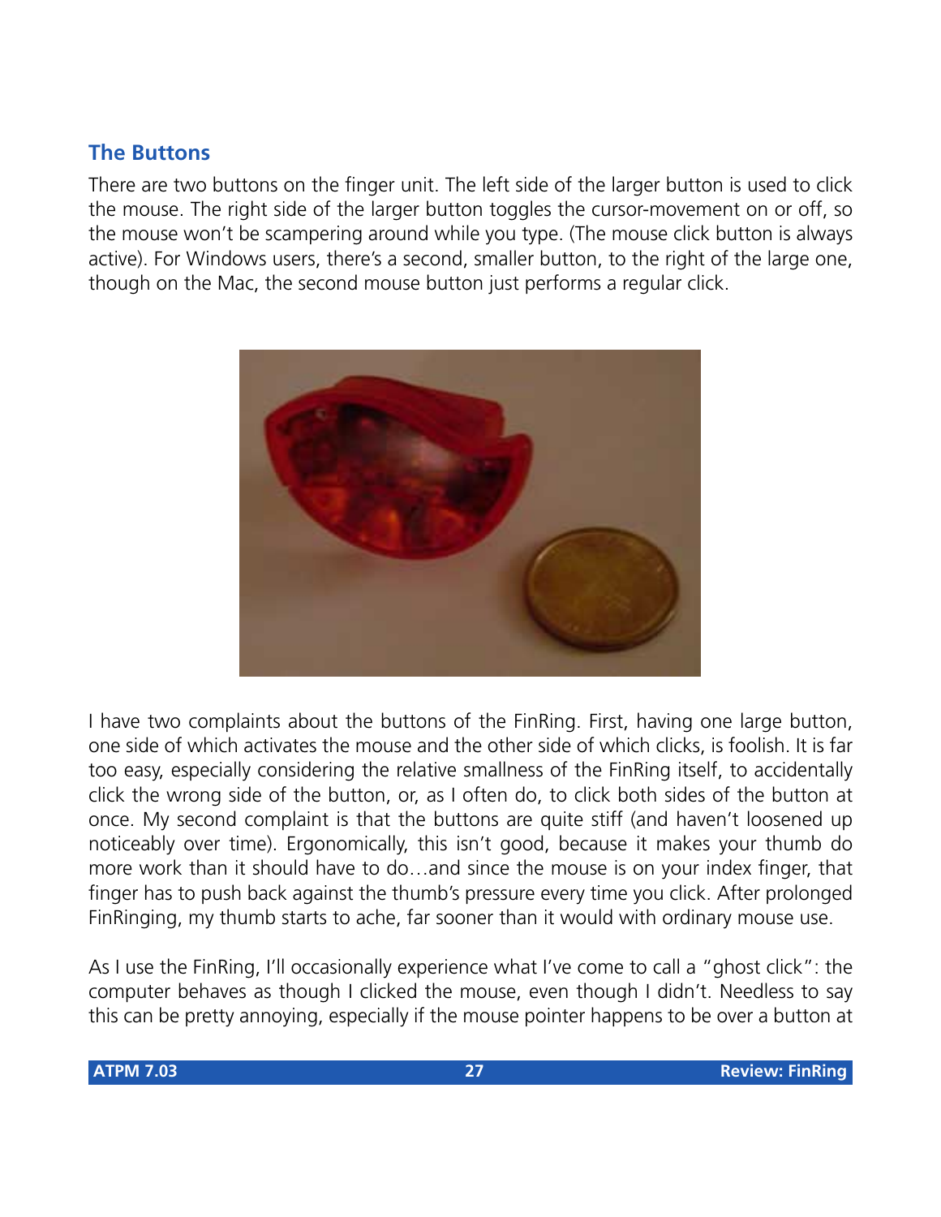## The Buttons

There are two buttons on the finger unit. The left side of the larger button is used to click the mouse. The right side of the larger button toggles the cursor-movement on or off, so the mouse won't be scampering around while you type. (The mouse click button is always active). For Windows users, there's a second, smaller button, to the right of the large one, though on the Mac, the second mouse button just performs a regular click.

I have two complaints about the buttons of the FinRing. First, having one large button, one side of which activates the mouse and the other side of which clicks, is foolish. It is far too easy, especially considering the relative smallness of the FinRing itself, to accidentally click the wrong side of the button, or, as I often do, to click both sides of the button at once. My second complaint is that the buttons are quite stiff (and haven't loosened up noticeably over time). Ergonomically, this isn't good, because it makes your thumb do more work than it should have to do…and since the mouse is on your index finger, that finger has to push back against the thumb's pressure every time you click. After prolonged FinRinging, my thumb starts to ache, far sooner than it would with ordinary mouse use.

As I use the FinRing, I'll occasionally experience what I've come to call a "ghost click": the computer behaves as though I clicked the mouse, even though I didn't. Needless to say this can be pretty annoying, especially if the mouse pointer happens to be over a button at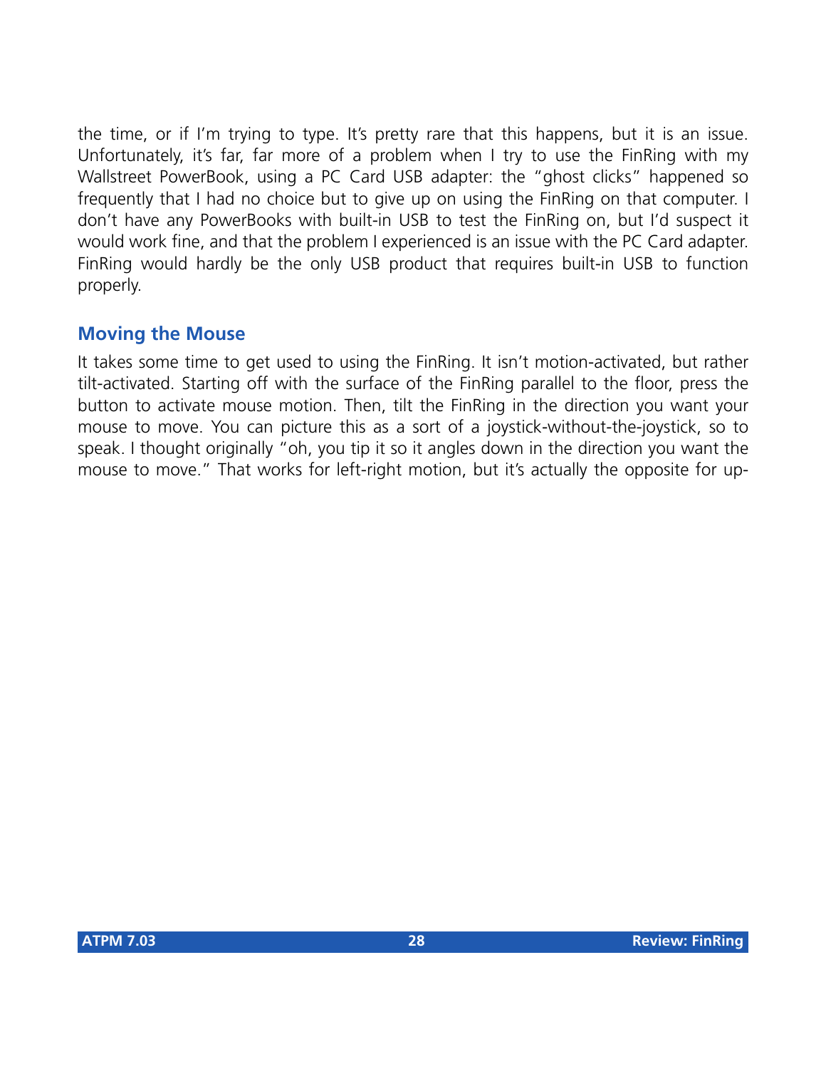the time, or if I'm trying to type. It's pretty rare that this happens, but it is an issue. Unfortunately, it's far, far more of a problem when I try to use the FinRing with my Wallstreet PowerBook, using a PC Card USB adapter: the "ghost clicks" happened so frequently that I had no choice but to give up on using the FinRing on that computer. I don't have any PowerBooks with built-in USB to test the FinRing on, but I'd suspect it would work fine, and that the problem I experienced is an issue with the PC Card adapter. FinRing would hardly be the only USB product that requires built-in USB to function properly.

### Moving the Mouse

It takes some time to get used to using the FinRing. It isn't motion-activated, but rather tilt-activated. Starting off with the surface of the FinRing parallel to the floor, press the button to activate mouse motion. Then, tilt the FinRing in the direction you want your mouse to move. You can picture this as a sort of a joystick-without-the-joystick, so to speak. I thought originally "oh, you tip it so it angles down in the direction you want the mouse to move." That works for left-right motion, but it's actually the opposite for up-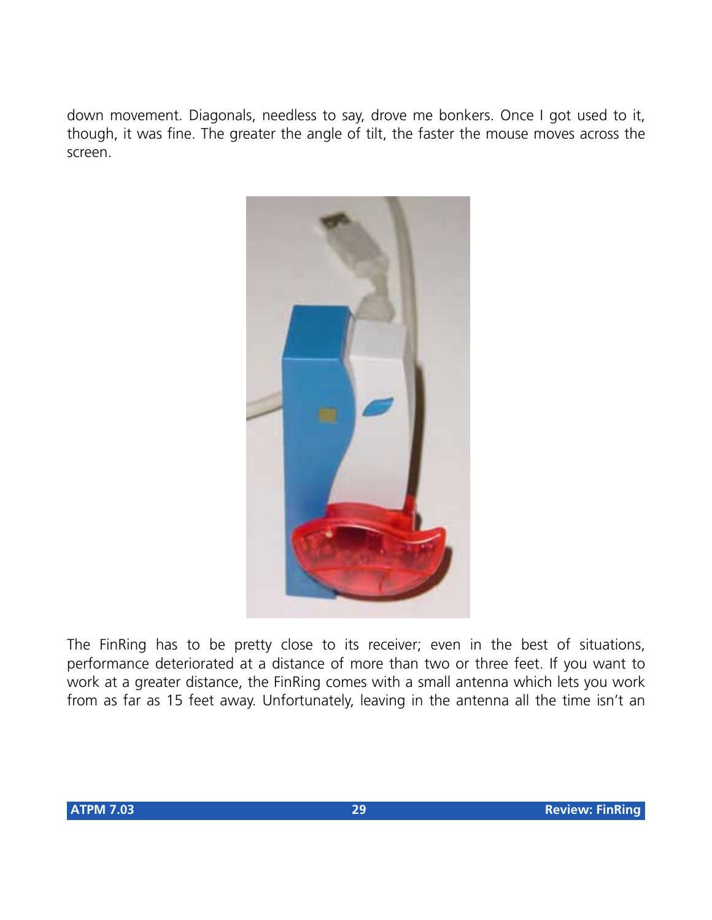down movement. Diagonals, needless to say, drove me bonkers. Once I got used to it, though, it was fine. The greater the angle of tilt, the faster the mouse moves across the screen.

The FinRing has to be pretty close to its receiver; even in the best of situations, performance deteriorated at a distance of more than two or three feet. If you want to work at a greater distance, the FinRing comes with a small antenna which lets you work from as far as 15 feet away. Unfortunately, leaving in the antenna all the time isn't an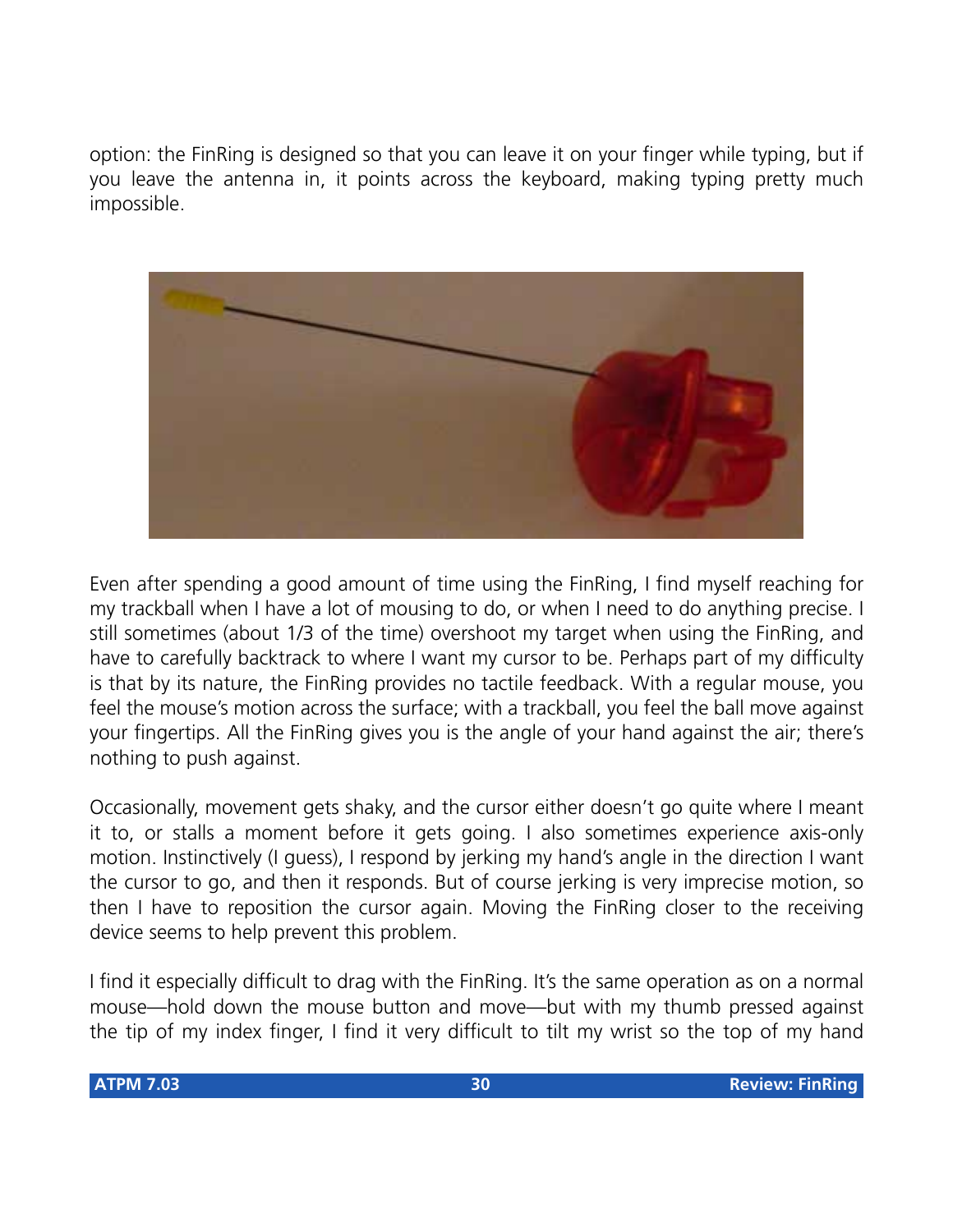option: the FinRing is designed so that you can leave it on your finger while typing, but if you leave the antenna in, it points across the keyboard, making typing pretty much impossible.

Even after spending a good amount of time using the FinRing, I find myself reaching for my trackball when I have a lot of mousing to do, or when I need to do anything precise. I still sometimes (about 1/3 of the time) overshoot my target when using the FinRing, and have to carefully backtrack to where I want my cursor to be. Perhaps part of my difficulty is that by its nature, the FinRing provides no tactile feedback. With a regular mouse, you feel the mouse's motion across the surface; with a trackball, you feel the ball move against your fingertips. All the FinRing gives you is the angle of your hand against the air; there's nothing to push against.

Occasionally, movement gets shaky, and the cursor either doesn't go quite where I meant it to, or stalls a moment before it gets going. I also sometimes experience axis-only motion. Instinctively (I guess), I respond by jerking my hand's angle in the direction I want the cursor to go, and then it responds. But of course jerking is very imprecise motion, so then I have to reposition the cursor again. Moving the FinRing closer to the receiving device seems to help prevent this problem.

I find it especially difficult to drag with the FinRing. It's the same operation as on a normal mouse—hold down the mouse button and move—but with my thumb pressed against the tip of my index finger, I find it very difficult to tilt my wrist so the top of my hand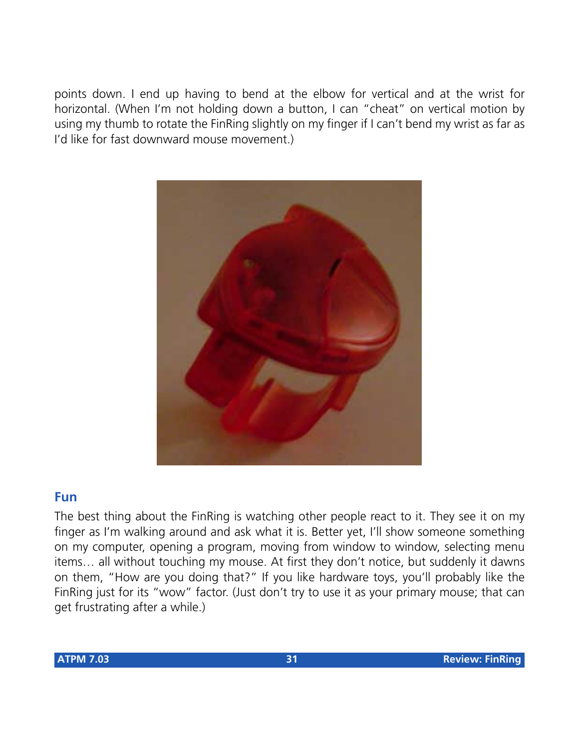points down. I end up having to bend at the elbow for vertical and at the wrist for horizontal. (When I'm not holding down a button, I can "cheat" on vertical motion by using my thumb to rotate the FinRing slightly on my finger if I can't bend my wrist as far as I'd like for fast downward mouse movement.)

### Fun

The best thing about the FinRing is watching other people react to it. They see it on my finger as I'm walking around and ask what it is. Better yet, I'll show someone something on my computer, opening a program, moving from window to window, selecting menu items… all without touching my mouse. At first they don't notice, but suddenly it dawns on them, "How are you doing that?" If you like hardware toys, you'll probably like the FinRing just for its "wow" factor. (Just don't try to use it as your primary mouse; that can get frustrating after a while.)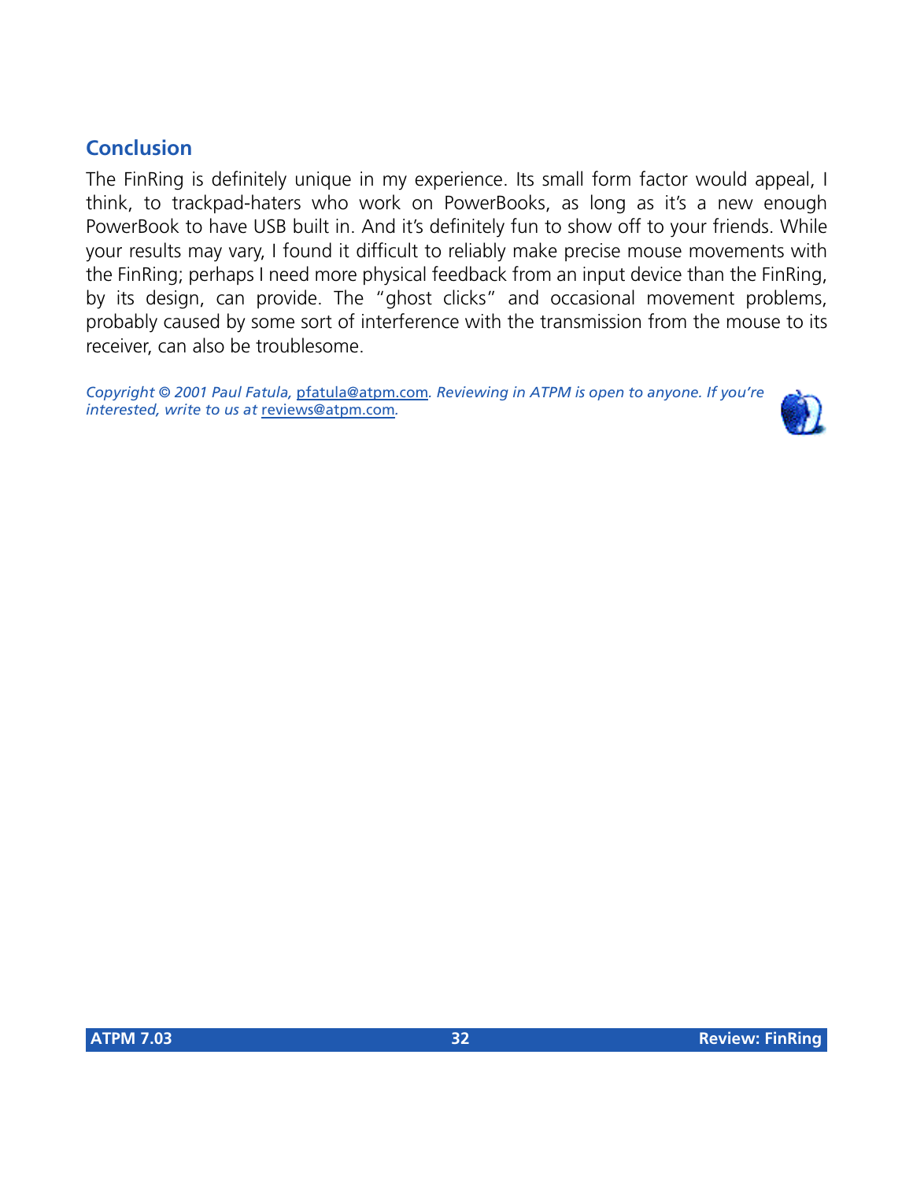## Conclusion

The FinRing is definitely unique in my experience. Its small form factor would appeal, I think, to trackpad-haters who work on PowerBooks, as long as it's a new enough PowerBook to have USB built in. And it's definitely fun to show off to your friends. While your results may vary, I found it difficult to reliably make precise mouse movements with the FinRing; perhaps I need more physical feedback from an input device than the FinRing, by its design, can provide. The "ghost clicks" and occasional movement problems, probably caused by some sort of interference with the transmission from the mouse to its receiver, can also be troublesome.

*Copyright © 2001 Paul Fatula, pfatula@atpm.com. Reviewing in ATPM is open to anyone. If you're interested, write to us at reviews@atpm.com.*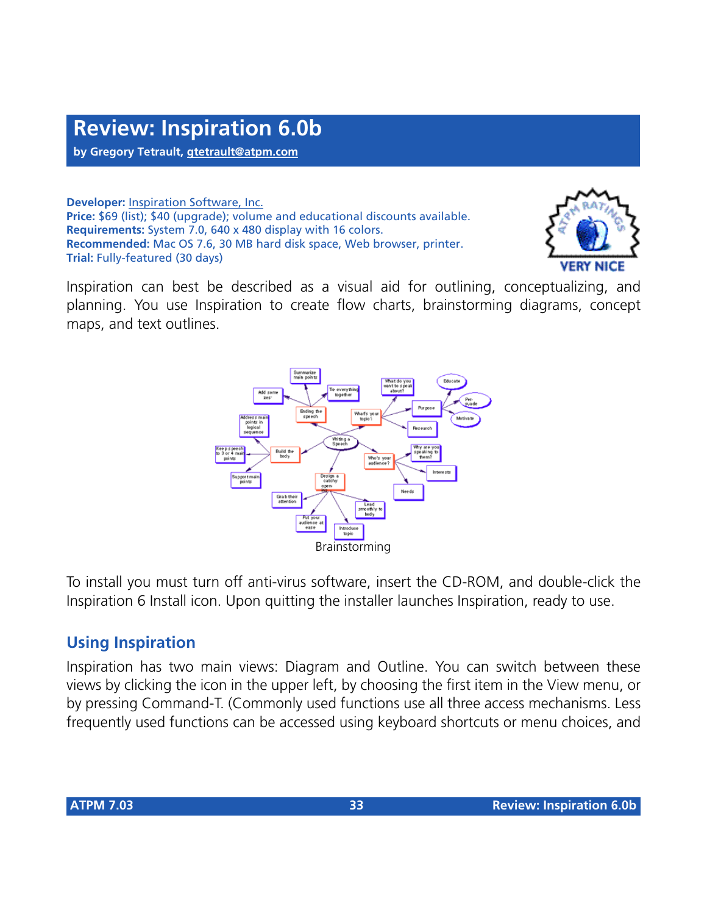# Review: Inspiration 6.0b

**by Gregory Tetrault, gtetrault@atpm.com**

**Developer:** Inspiration Software, Inc.
**Price:** $69 (list); $40 (upgrade); volume and educational discounts available.
**Requirements:** System 7.0, 640 x 480 display with 16 colors.
**Recommended:** Mac OS 7.6, 30 MB hard disk space, Web browser, printer.
**Trial:** Fully-featured (30 days)

Inspiration can best be described as a visual aid for outlining, conceptualizing, and planning. You use Inspiration to create flow charts, brainstorming diagrams, concept maps, and text outlines.

Brainstorming

To install you must turn off anti-virus software, insert the CD-ROM, and double-click the Inspiration 6 Install icon. Upon quitting the installer launches Inspiration, ready to use.

## Using Inspiration

Inspiration has two main views: Diagram and Outline. You can switch between these views by clicking the icon in the upper left, by choosing the first item in the View menu, or by pressing Command-T. (Commonly used functions use all three access mechanisms. Less frequently used functions can be accessed using keyboard shortcuts or menu choices, and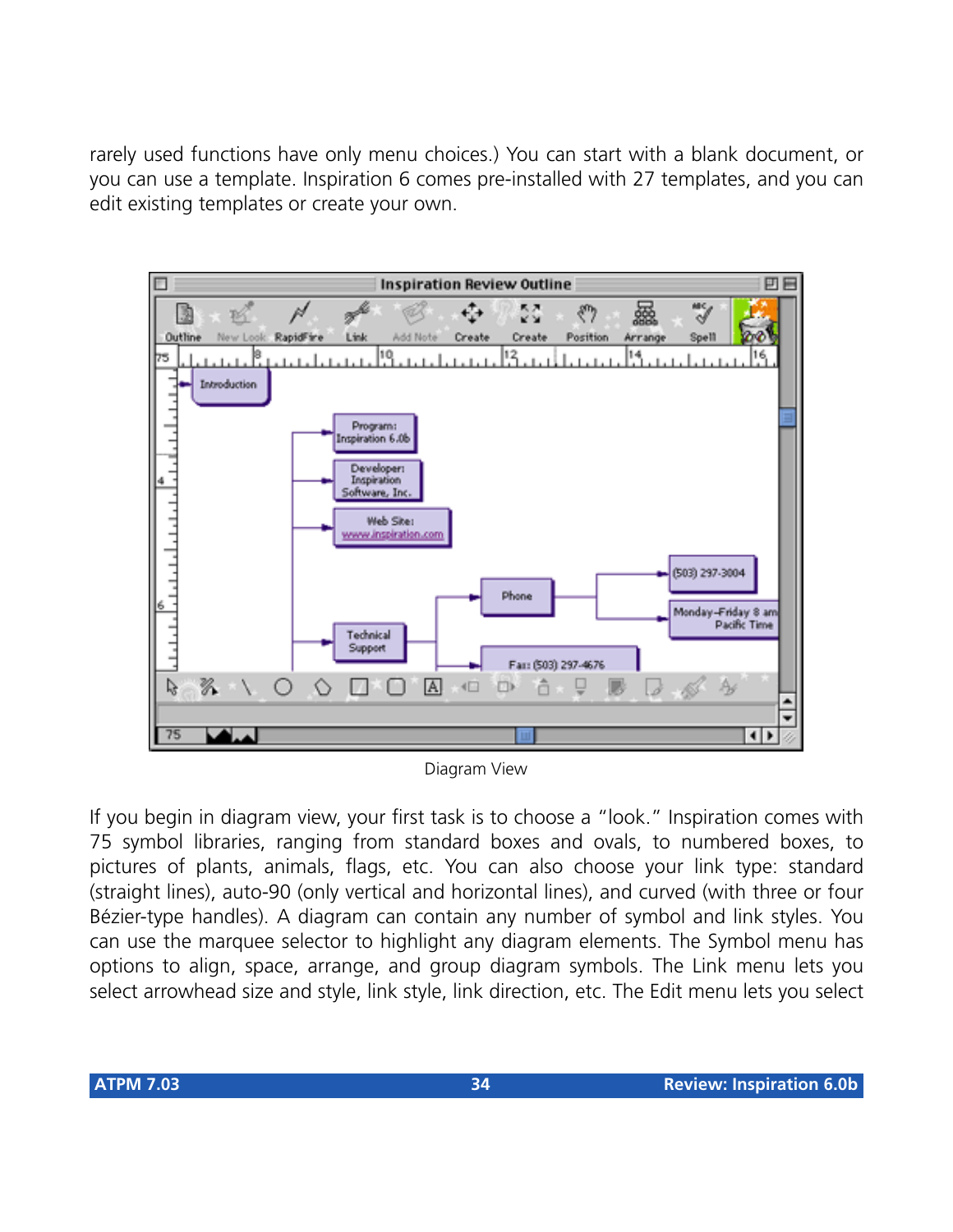rarely used functions have only menu choices.) You can start with a blank document, or you can use a template. Inspiration 6 comes pre-installed with 27 templates, and you can edit existing templates or create your own.

Diagram View

If you begin in diagram view, your first task is to choose a "look." Inspiration comes with 75 symbol libraries, ranging from standard boxes and ovals, to numbered boxes, to pictures of plants, animals, flags, etc. You can also choose your link type: standard (straight lines), auto-90 (only vertical and horizontal lines), and curved (with three or four Bézier-type handles). A diagram can contain any number of symbol and link styles. You can use the marquee selector to highlight any diagram elements. The Symbol menu has options to align, space, arrange, and group diagram symbols. The Link menu lets you select arrowhead size and style, link style, link direction, etc. The Edit menu lets you select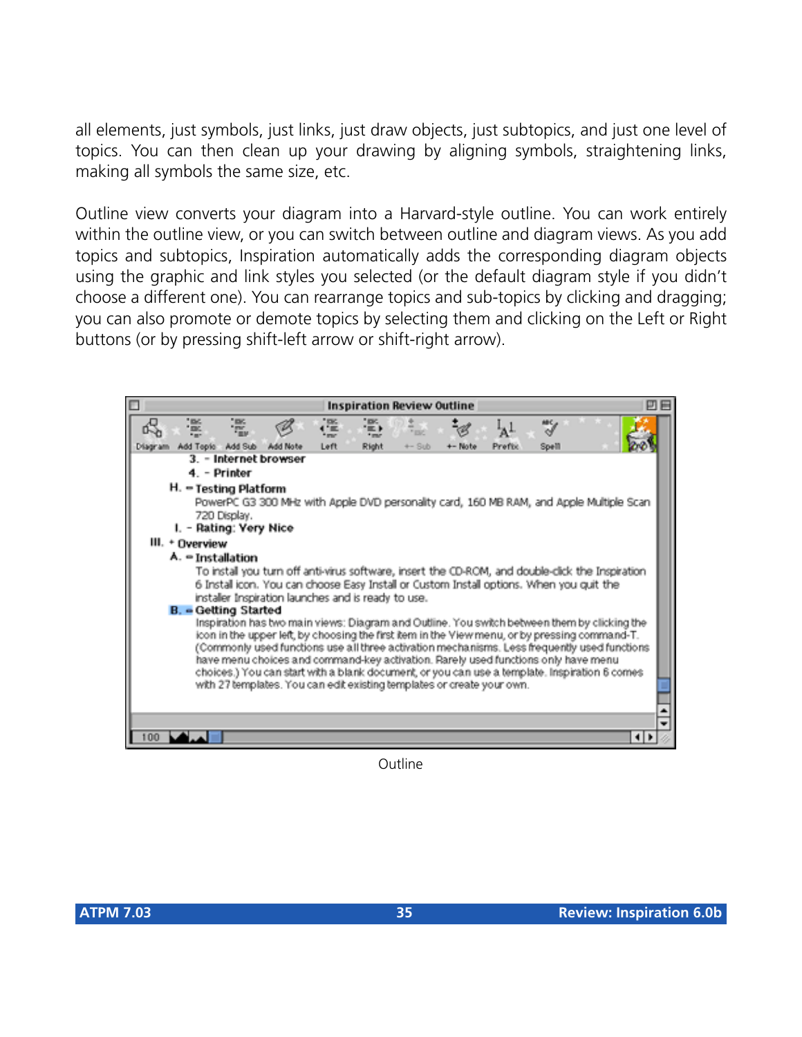all elements, just symbols, just links, just draw objects, just subtopics, and just one level of topics. You can then clean up your drawing by aligning symbols, straightening links, making all symbols the same size, etc.

Outline view converts your diagram into a Harvard-style outline. You can work entirely within the outline view, or you can switch between outline and diagram views. As you add topics and subtopics, Inspiration automatically adds the corresponding diagram objects using the graphic and link styles you selected (or the default diagram style if you didn't choose a different one). You can rearrange topics and sub-topics by clicking and dragging; you can also promote or demote topics by selecting them and clicking on the Left or Right buttons (or by pressing shift-left arrow or shift-right arrow).

Outline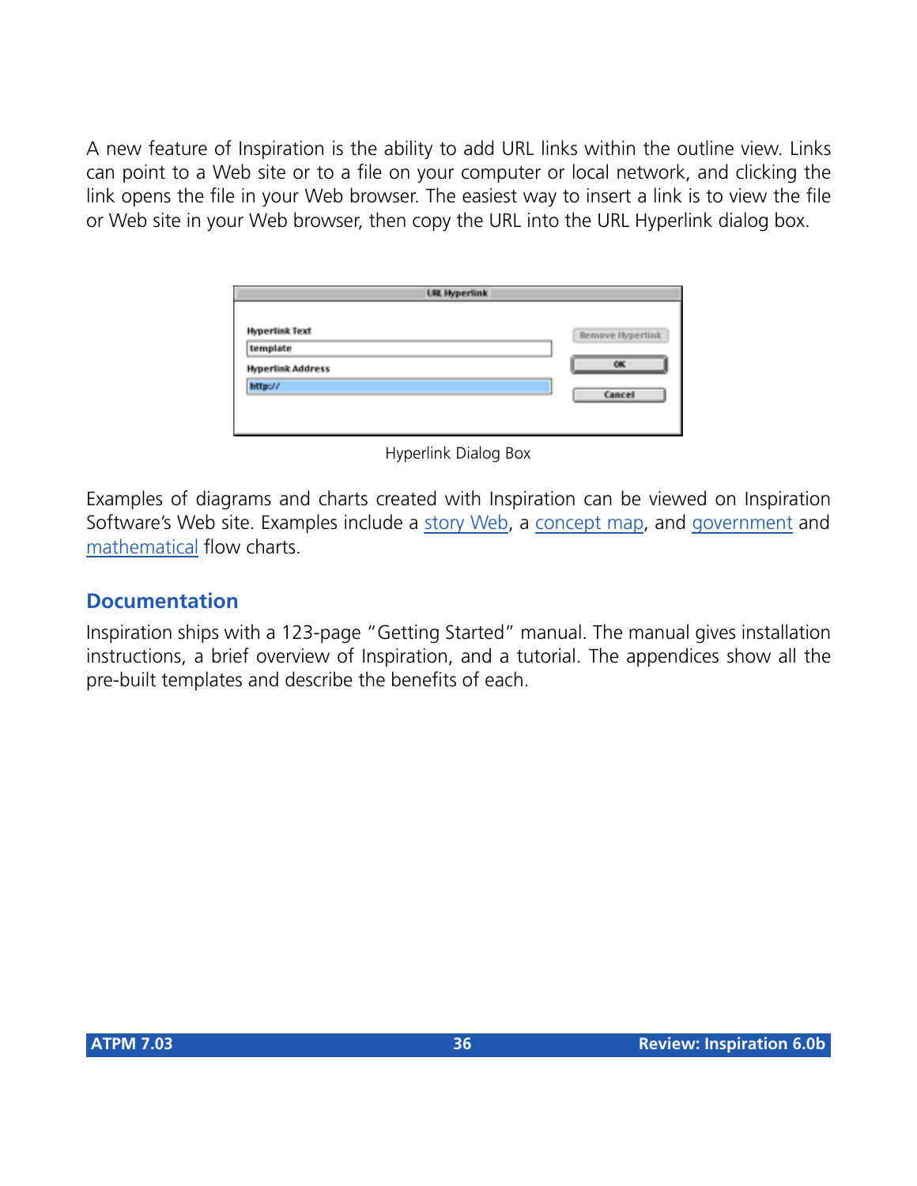A new feature of Inspiration is the ability to add URL links within the outline view. Links can point to a Web site or to a file on your computer or local network, and clicking the link opens the file in your Web browser. The easiest way to insert a link is to view the file or Web site in your Web browser, then copy the URL into the URL Hyperlink dialog box.

Hyperlink Dialog Box

Examples of diagrams and charts created with Inspiration can be viewed on Inspiration Software's Web site. Examples include a story Web, a concept map, and government and mathematical flow charts.

## Documentation

Inspiration ships with a 123-page "Getting Started" manual. The manual gives installation instructions, a brief overview of Inspiration, and a tutorial. The appendices show all the pre-built templates and describe the benefits of each.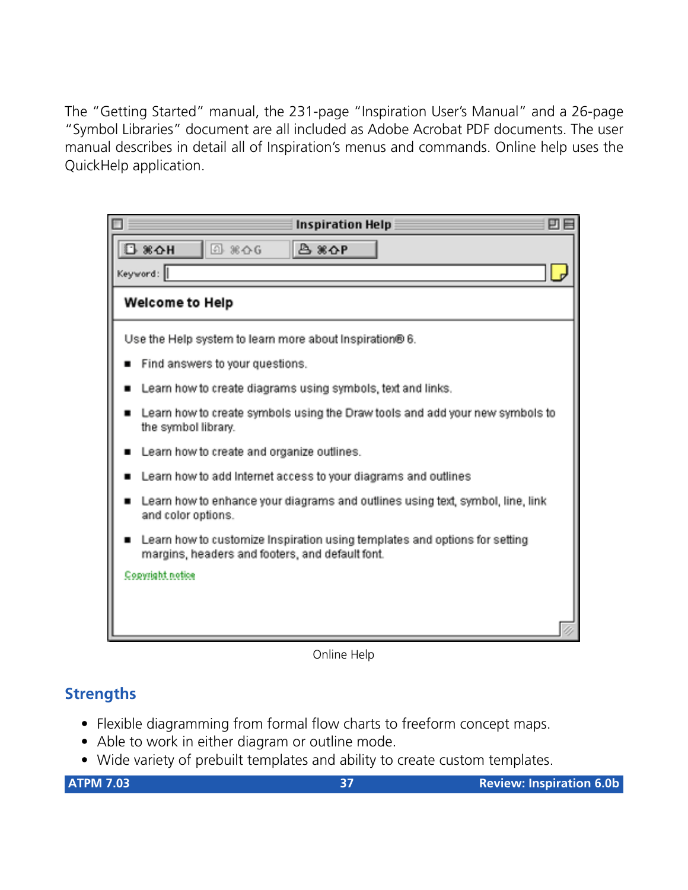The “Getting Started” manual, the 231-page “Inspiration User’s Manual” and a 26-page “Symbol Libraries” document are all included as Adobe Acrobat PDF documents. The user manual describes in detail all of Inspiration’s menus and commands. Online help uses the QuickHelp application.

Online Help

## Strengths

- Flexible diagramming from formal flow charts to freeform concept maps.
- Able to work in either diagram or outline mode.
- Wide variety of prebuilt templates and ability to create custom templates.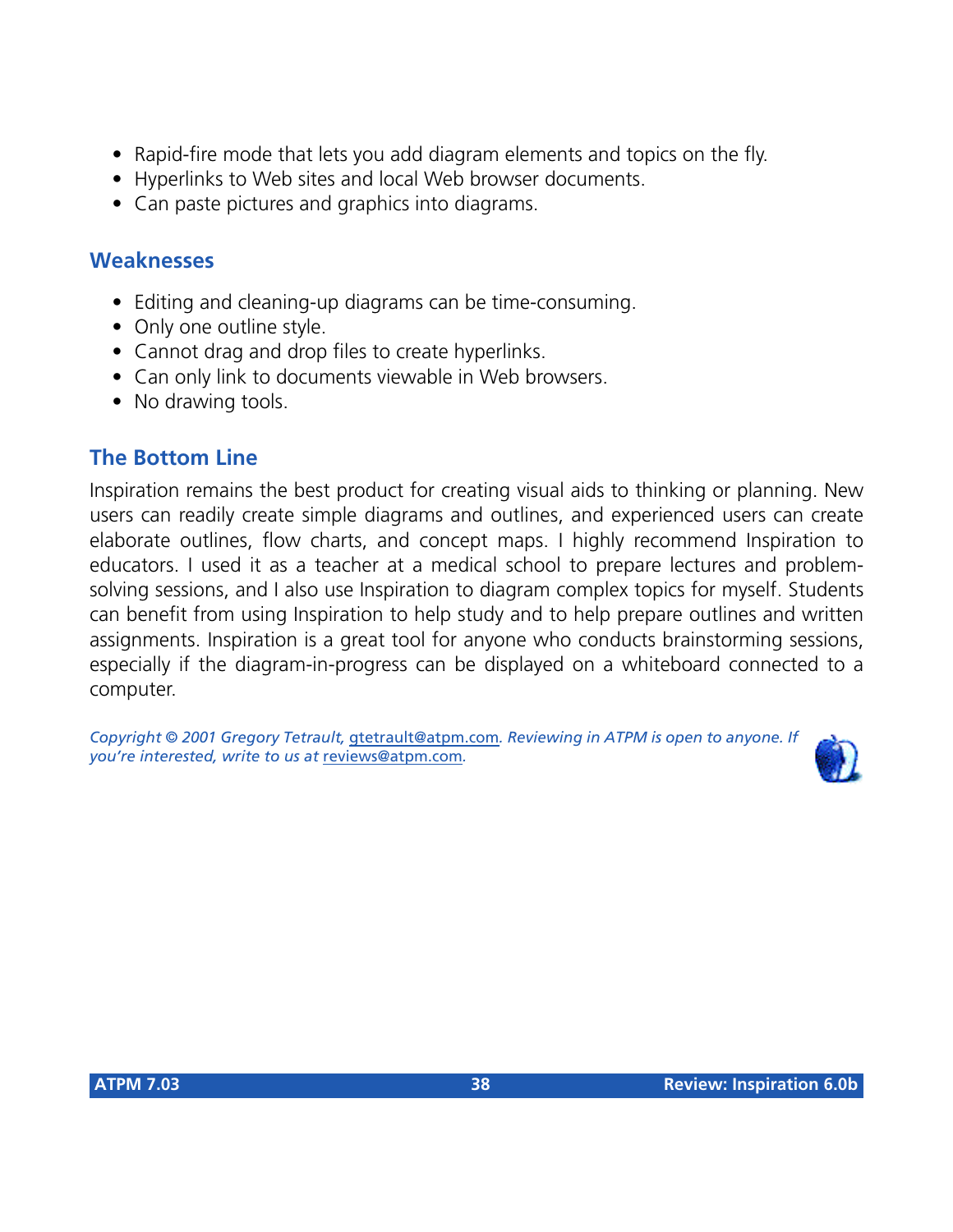- Rapid-fire mode that lets you add diagram elements and topics on the fly.
- Hyperlinks to Web sites and local Web browser documents.
- Can paste pictures and graphics into diagrams.

### Weaknesses

- Editing and cleaning-up diagrams can be time-consuming.
- Only one outline style.
- Cannot drag and drop files to create hyperlinks.
- Can only link to documents viewable in Web browsers.
- No drawing tools.

### The Bottom Line

Inspiration remains the best product for creating visual aids to thinking or planning. New users can readily create simple diagrams and outlines, and experienced users can create elaborate outlines, flow charts, and concept maps. I highly recommend Inspiration to educators. I used it as a teacher at a medical school to prepare lectures and problem-solving sessions, and I also use Inspiration to diagram complex topics for myself. Students can benefit from using Inspiration to help study and to help prepare outlines and written assignments. Inspiration is a great tool for anyone who conducts brainstorming sessions, especially if the diagram-in-progress can be displayed on a whiteboard connected to a computer.

*Copyright © 2001 Gregory Tetrault, gtetrault@atpm.com. Reviewing in ATPM is open to anyone. If you're interested, write to us at reviews@atpm.com.*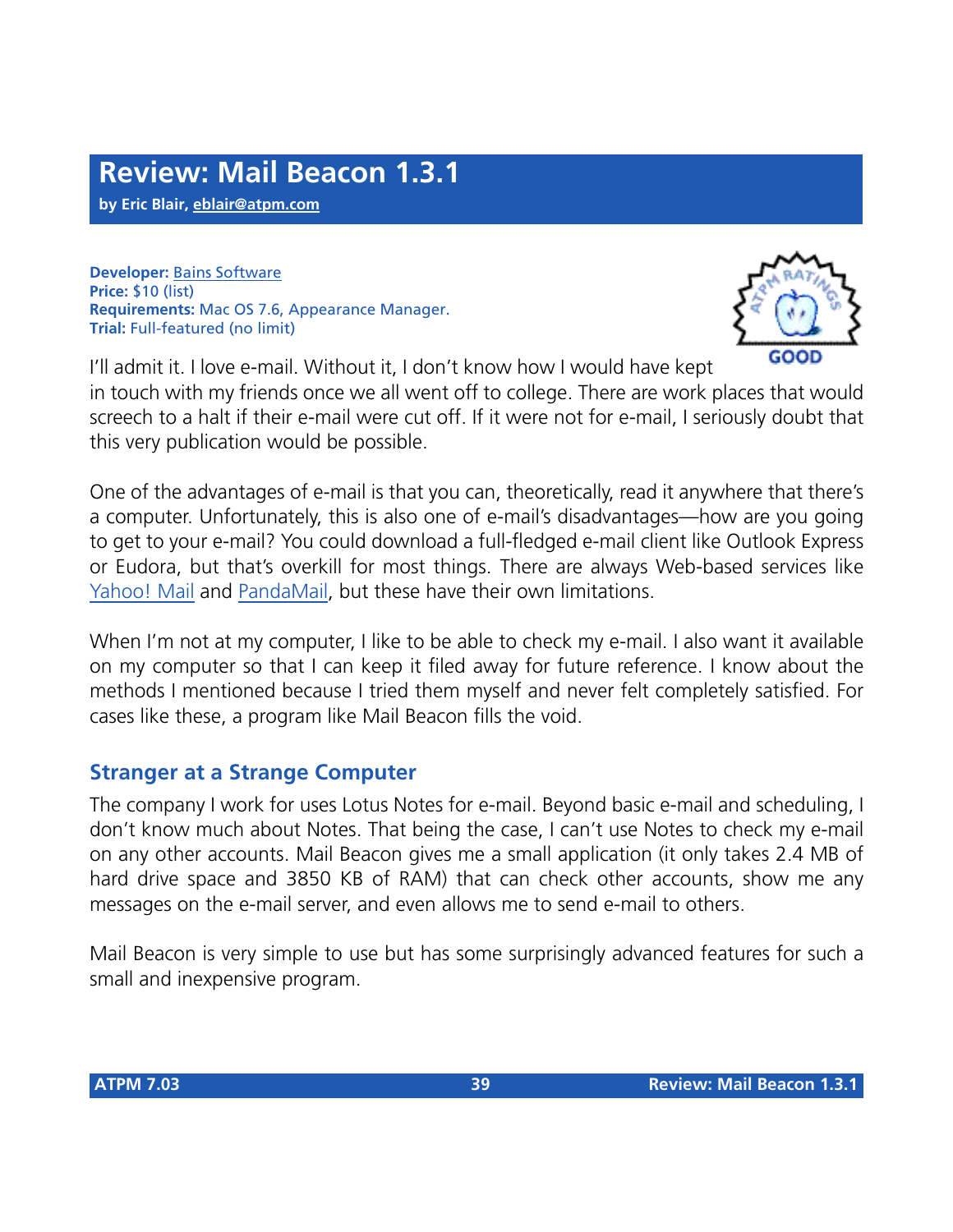# Review: Mail Beacon 1.3.1

**by Eric Blair, eblair@atpm.com**

**Developer:** Bains Software
**Price:** $10 (list)
**Requirements:** Mac OS 7.6, Appearance Manager.
**Trial:** Full-featured (no limit)

GOOD

I'll admit it. I love e-mail. Without it, I don't know how I would have kept in touch with my friends once we all went off to college. There are work places that would screech to a halt if their e-mail were cut off. If it were not for e-mail, I seriously doubt that this very publication would be possible.

One of the advantages of e-mail is that you can, theoretically, read it anywhere that there's a computer. Unfortunately, this is also one of e-mail's disadvantages—how are you going to get to your e-mail? You could download a full-fledged e-mail client like Outlook Express or Eudora, but that's overkill for most things. There are always Web-based services like Yahoo! Mail and PandaMail, but these have their own limitations.

When I'm not at my computer, I like to be able to check my e-mail. I also want it available on my computer so that I can keep it filed away for future reference. I know about the methods I mentioned because I tried them myself and never felt completely satisfied. For cases like these, a program like Mail Beacon fills the void.

## Stranger at a Strange Computer

The company I work for uses Lotus Notes for e-mail. Beyond basic e-mail and scheduling, I don't know much about Notes. That being the case, I can't use Notes to check my e-mail on any other accounts. Mail Beacon gives me a small application (it only takes 2.4 MB of hard drive space and 3850 KB of RAM) that can check other accounts, show me any messages on the e-mail server, and even allows me to send e-mail to others.

Mail Beacon is very simple to use but has some surprisingly advanced features for such a small and inexpensive program.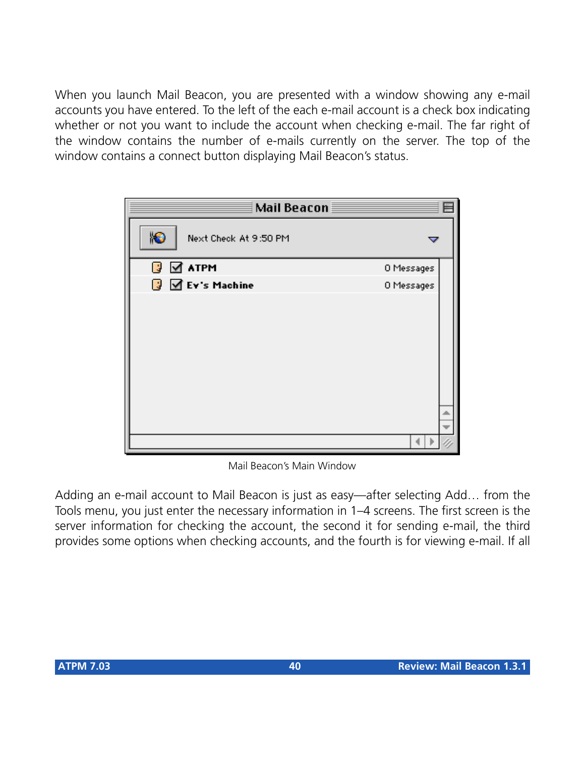When you launch Mail Beacon, you are presented with a window showing any e-mail accounts you have entered. To the left of the each e-mail account is a check box indicating whether or not you want to include the account when checking e-mail. The far right of the window contains the number of e-mails currently on the server. The top of the window contains a connect button displaying Mail Beacon's status.

Mail Beacon's Main Window

Adding an e-mail account to Mail Beacon is just as easy—after selecting Add… from the Tools menu, you just enter the necessary information in 1–4 screens. The first screen is the server information for checking the account, the second it for sending e-mail, the third provides some options when checking accounts, and the fourth is for viewing e-mail. If all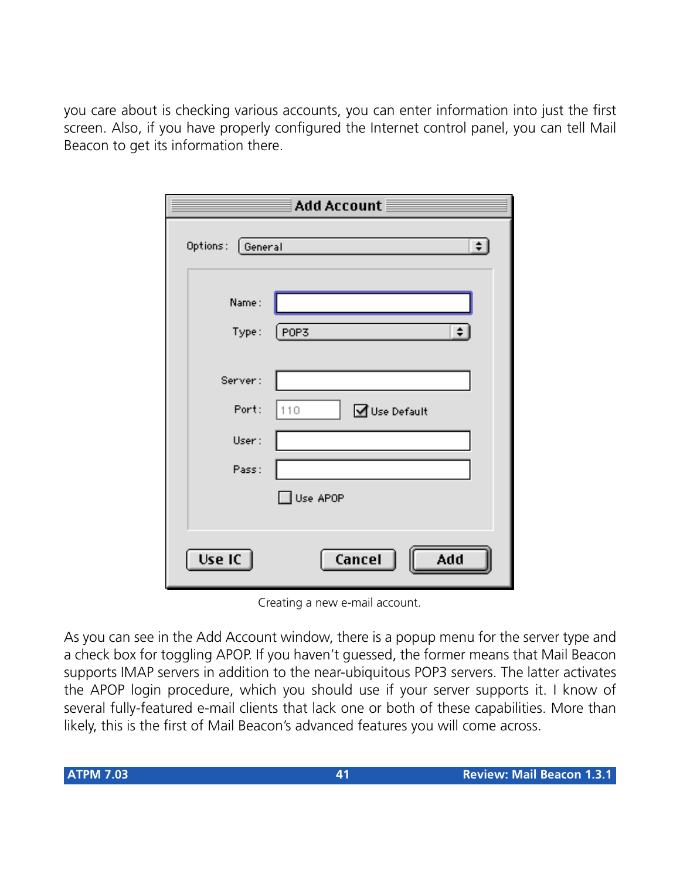you care about is checking various accounts, you can enter information into just the first screen. Also, if you have properly configured the Internet control panel, you can tell Mail Beacon to get its information there.

Creating a new e-mail account.

As you can see in the Add Account window, there is a popup menu for the server type and a check box for toggling APOP. If you haven't guessed, the former means that Mail Beacon supports IMAP servers in addition to the near-ubiquitous POP3 servers. The latter activates the APOP login procedure, which you should use if your server supports it. I know of several fully-featured e-mail clients that lack one or both of these capabilities. More than likely, this is the first of Mail Beacon's advanced features you will come across.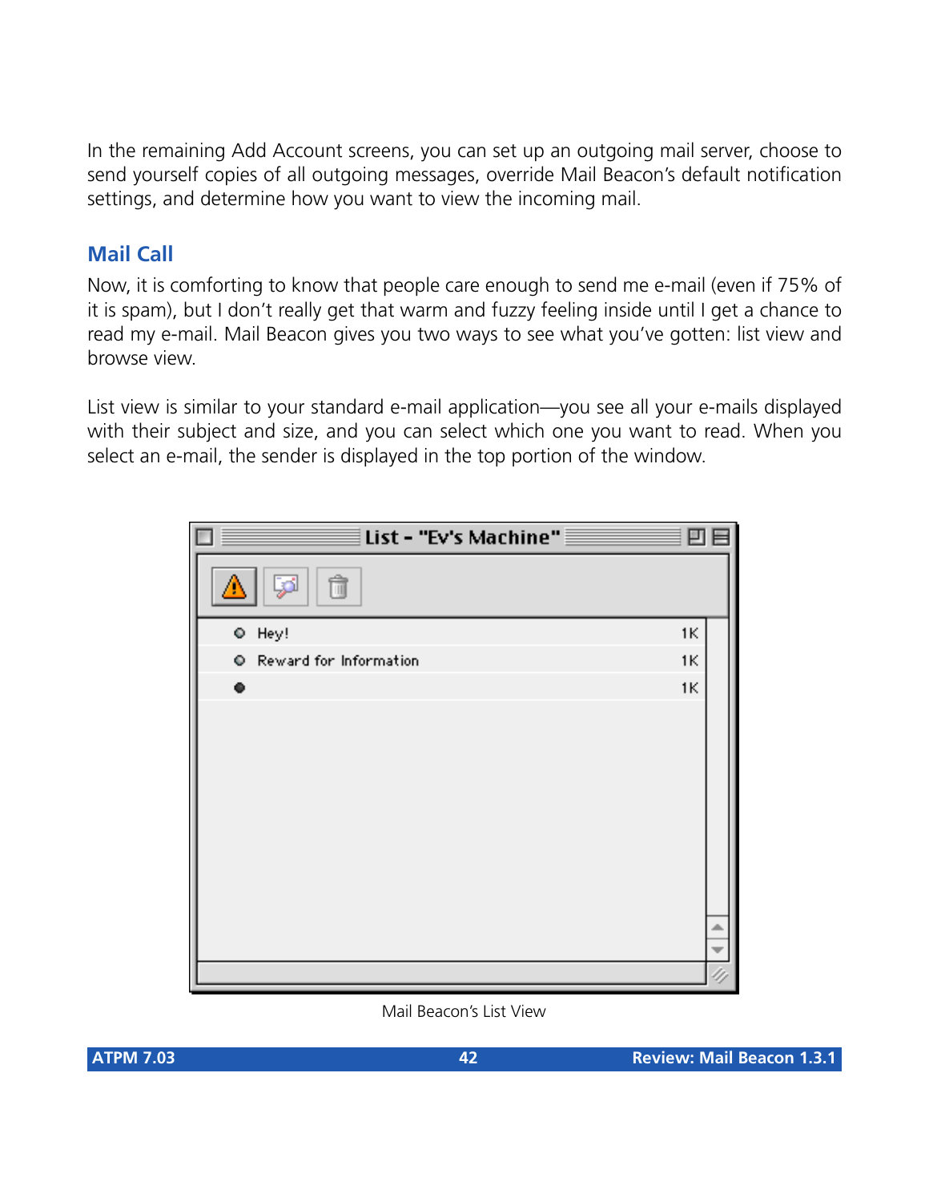In the remaining Add Account screens, you can set up an outgoing mail server, choose to send yourself copies of all outgoing messages, override Mail Beacon's default notification settings, and determine how you want to view the incoming mail.

## Mail Call

Now, it is comforting to know that people care enough to send me e-mail (even if 75% of it is spam), but I don't really get that warm and fuzzy feeling inside until I get a chance to read my e-mail. Mail Beacon gives you two ways to see what you've gotten: list view and browse view.

List view is similar to your standard e-mail application—you see all your e-mails displayed with their subject and size, and you can select which one you want to read. When you select an e-mail, the sender is displayed in the top portion of the window.

Mail Beacon's List View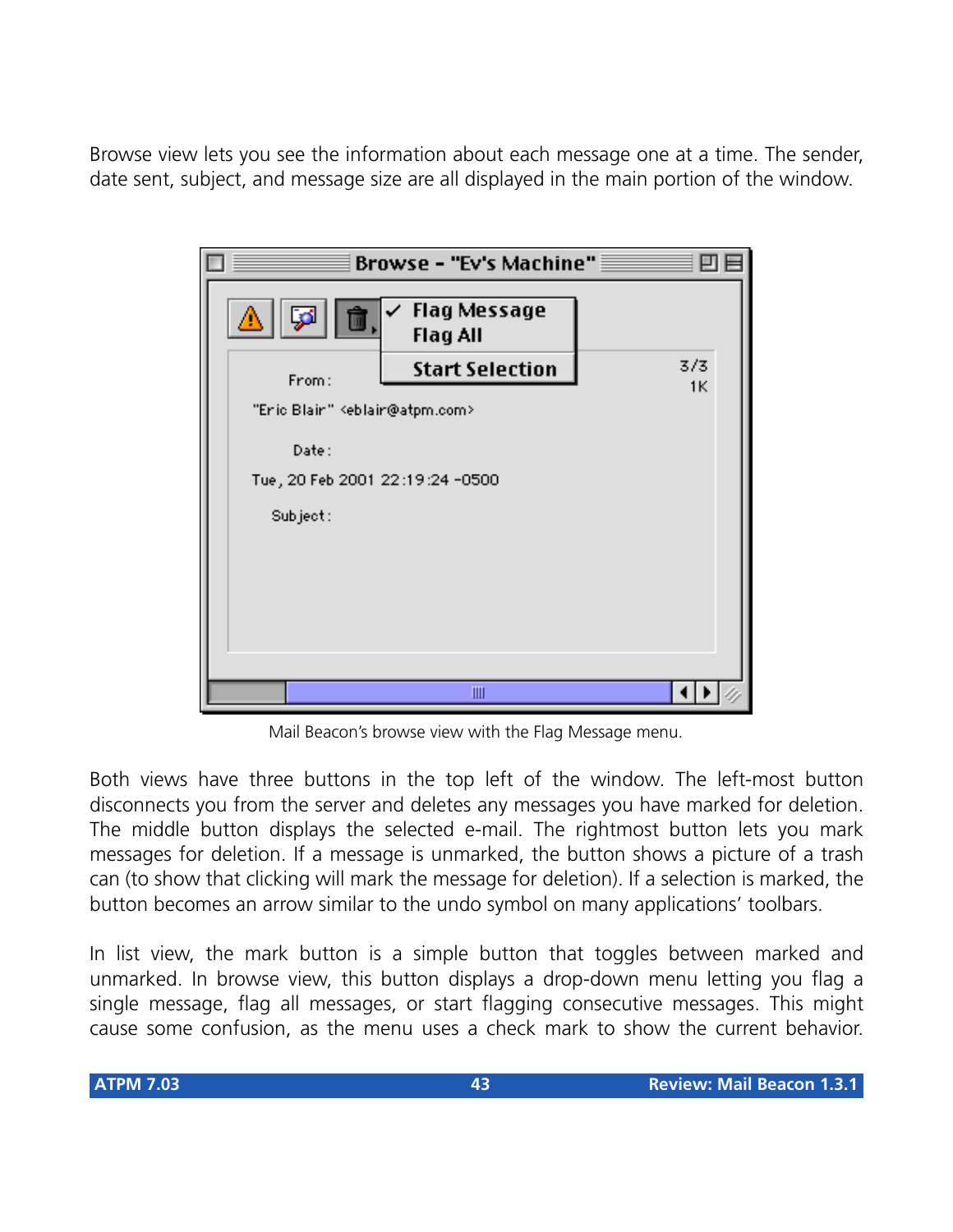Browse view lets you see the information about each message one at a time. The sender, date sent, subject, and message size are all displayed in the main portion of the window.

Mail Beacon's browse view with the Flag Message menu.

Both views have three buttons in the top left of the window. The left-most button disconnects you from the server and deletes any messages you have marked for deletion. The middle button displays the selected e-mail. The rightmost button lets you mark messages for deletion. If a message is unmarked, the button shows a picture of a trash can (to show that clicking will mark the message for deletion). If a selection is marked, the button becomes an arrow similar to the undo symbol on many applications' toolbars.

In list view, the mark button is a simple button that toggles between marked and unmarked. In browse view, this button displays a drop-down menu letting you flag a single message, flag all messages, or start flagging consecutive messages. This might cause some confusion, as the menu uses a check mark to show the current behavior.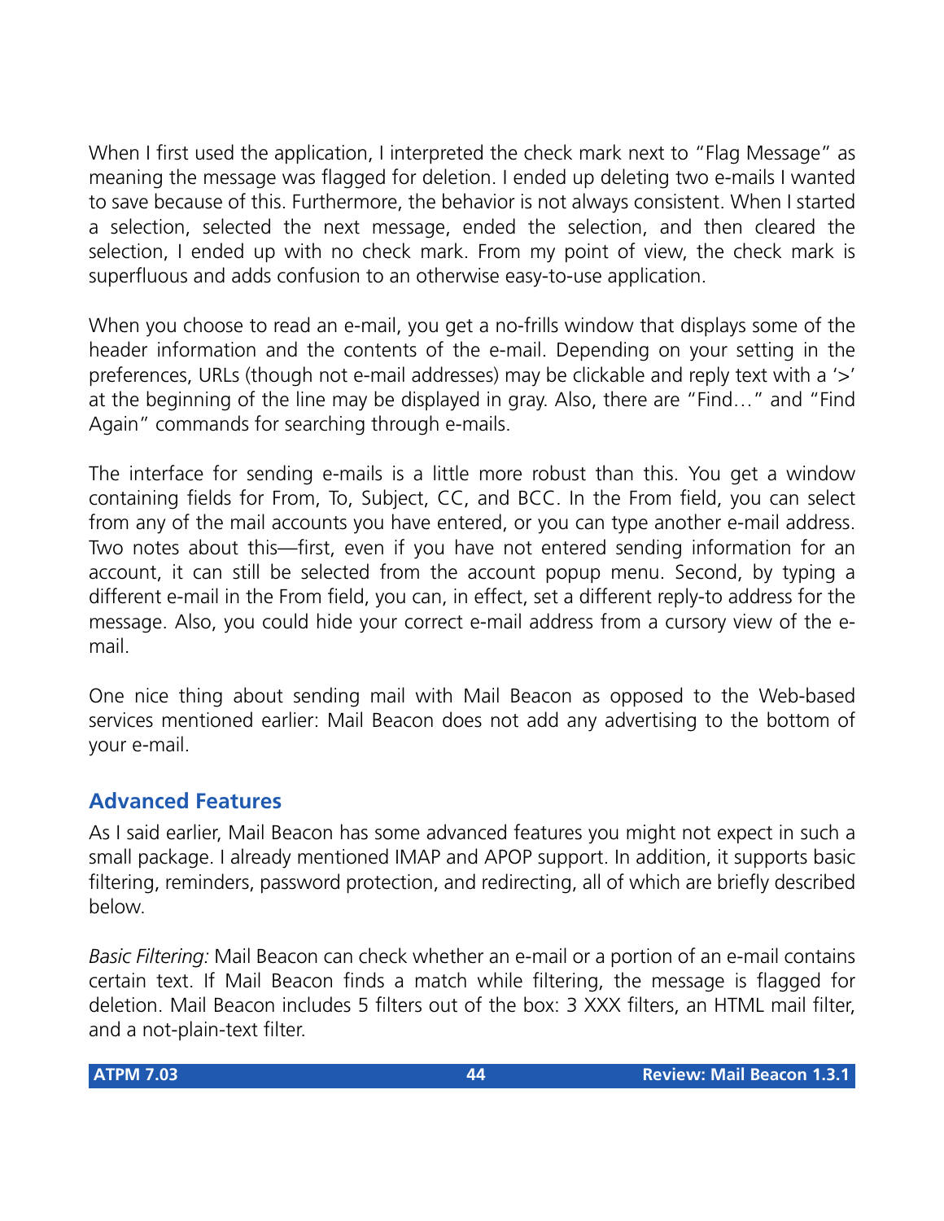When I first used the application, I interpreted the check mark next to "Flag Message" as meaning the message was flagged for deletion. I ended up deleting two e-mails I wanted to save because of this. Furthermore, the behavior is not always consistent. When I started a selection, selected the next message, ended the selection, and then cleared the selection, I ended up with no check mark. From my point of view, the check mark is superfluous and adds confusion to an otherwise easy-to-use application.

When you choose to read an e-mail, you get a no-frills window that displays some of the header information and the contents of the e-mail. Depending on your setting in the preferences, URLs (though not e-mail addresses) may be clickable and reply text with a '>' at the beginning of the line may be displayed in gray. Also, there are "Find…" and "Find Again" commands for searching through e-mails.

The interface for sending e-mails is a little more robust than this. You get a window containing fields for From, To, Subject, CC, and BCC. In the From field, you can select from any of the mail accounts you have entered, or you can type another e-mail address. Two notes about this—first, even if you have not entered sending information for an account, it can still be selected from the account popup menu. Second, by typing a different e-mail in the From field, you can, in effect, set a different reply-to address for the message. Also, you could hide your correct e-mail address from a cursory view of the e-mail.

One nice thing about sending mail with Mail Beacon as opposed to the Web-based services mentioned earlier: Mail Beacon does not add any advertising to the bottom of your e-mail.

## Advanced Features

As I said earlier, Mail Beacon has some advanced features you might not expect in such a small package. I already mentioned IMAP and APOP support. In addition, it supports basic filtering, reminders, password protection, and redirecting, all of which are briefly described below.

*Basic Filtering:* Mail Beacon can check whether an e-mail or a portion of an e-mail contains certain text. If Mail Beacon finds a match while filtering, the message is flagged for deletion. Mail Beacon includes 5 filters out of the box: 3 XXX filters, an HTML mail filter, and a not-plain-text filter.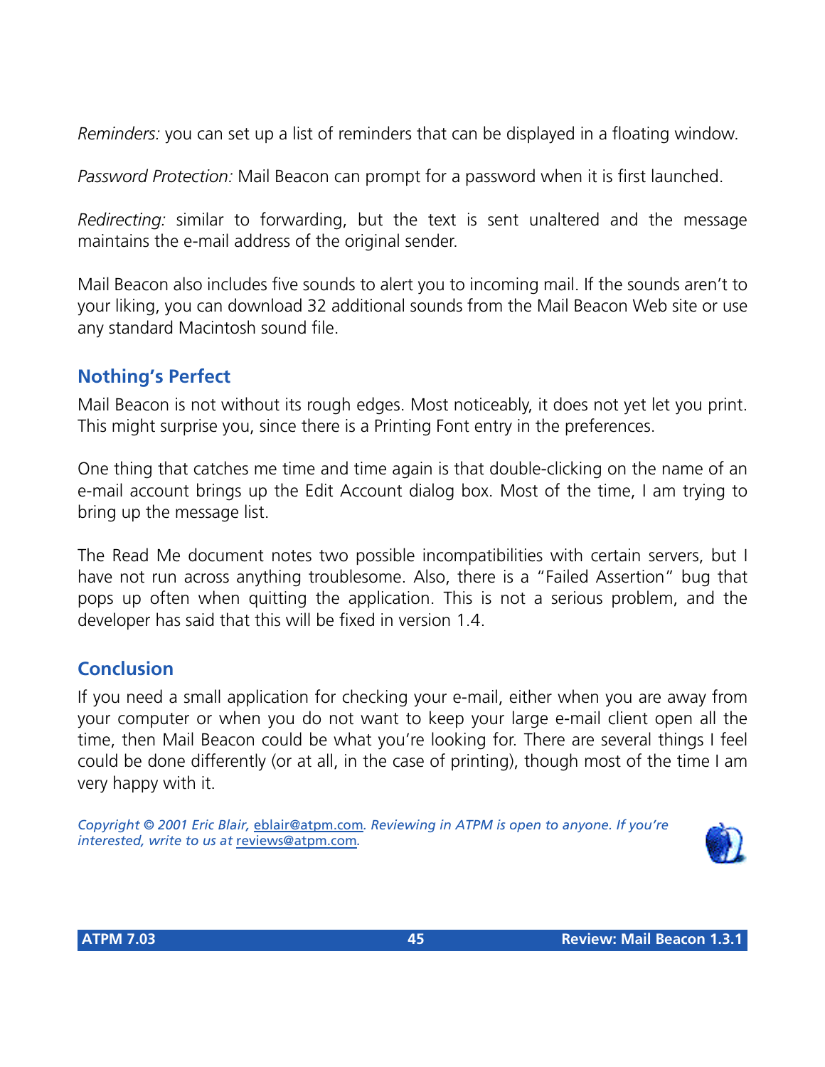*Reminders:* you can set up a list of reminders that can be displayed in a floating window.

*Password Protection:* Mail Beacon can prompt for a password when it is first launched.

*Redirecting:* similar to forwarding, but the text is sent unaltered and the message maintains the e-mail address of the original sender.

Mail Beacon also includes five sounds to alert you to incoming mail. If the sounds aren't to your liking, you can download 32 additional sounds from the Mail Beacon Web site or use any standard Macintosh sound file.

## Nothing's Perfect

Mail Beacon is not without its rough edges. Most noticeably, it does not yet let you print. This might surprise you, since there is a Printing Font entry in the preferences.

One thing that catches me time and time again is that double-clicking on the name of an e-mail account brings up the Edit Account dialog box. Most of the time, I am trying to bring up the message list.

The Read Me document notes two possible incompatibilities with certain servers, but I have not run across anything troublesome. Also, there is a "Failed Assertion" bug that pops up often when quitting the application. This is not a serious problem, and the developer has said that this will be fixed in version 1.4.

## Conclusion

If you need a small application for checking your e-mail, either when you are away from your computer or when you do not want to keep your large e-mail client open all the time, then Mail Beacon could be what you're looking for. There are several things I feel could be done differently (or at all, in the case of printing), though most of the time I am very happy with it.

*Copyright © 2001 Eric Blair, eblair@atpm.com. Reviewing in ATPM is open to anyone. If you're interested, write to us at reviews@atpm.com.*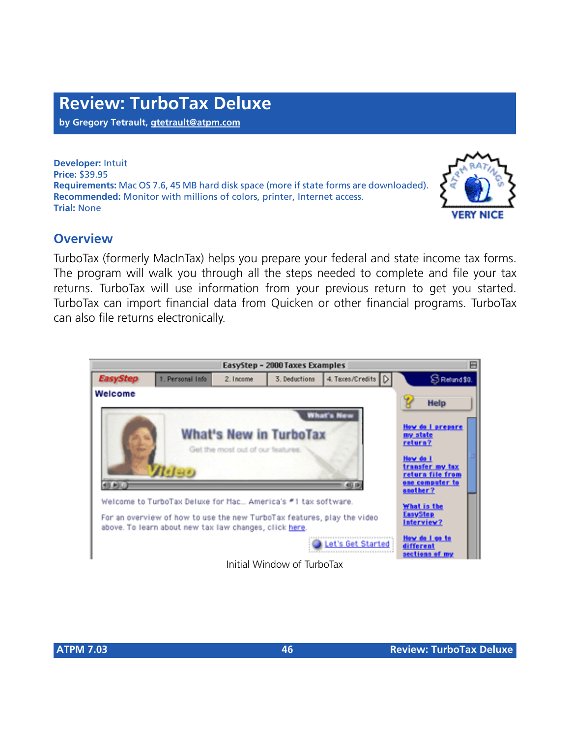# Review: TurboTax Deluxe

**by Gregory Tetrault, gtetrault@atpm.com**

**Developer:** Intuit
**Price:** $39.95
**Requirements:** Mac OS 7.6, 45 MB hard disk space (more if state forms are downloaded).
**Recommended:** Monitor with millions of colors, printer, Internet access.
**Trial:** None

VERY NICE

## Overview

TurboTax (formerly MacInTax) helps you prepare your federal and state income tax forms. The program will walk you through all the steps needed to complete and file your tax returns. TurboTax will use information from your previous return to get you started. TurboTax can import financial data from Quicken or other financial programs. TurboTax can also file returns electronically.

Initial Window of TurboTax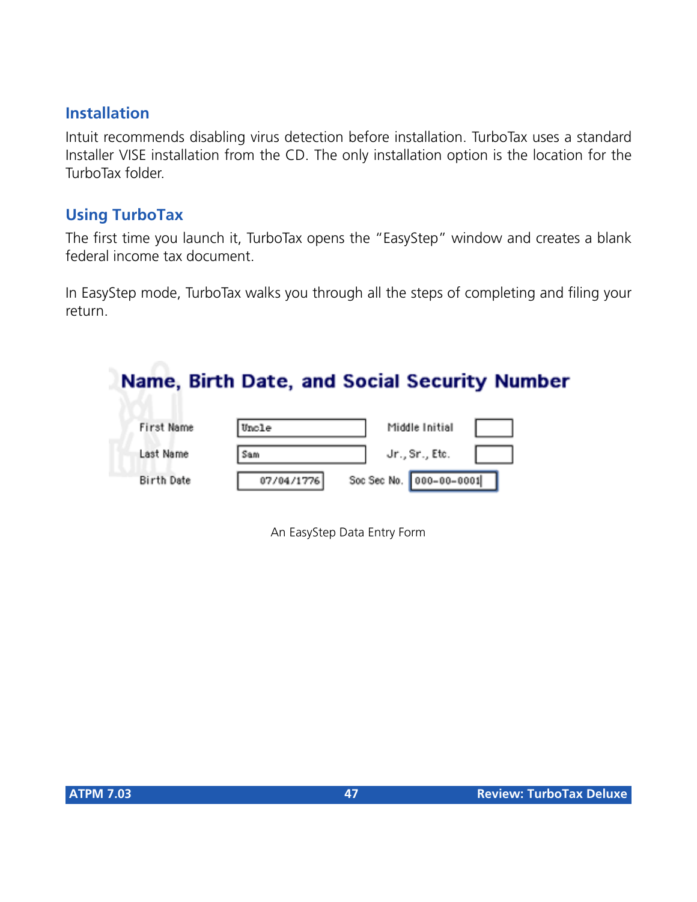## Installation

Intuit recommends disabling virus detection before installation. TurboTax uses a standard Installer VISE installation from the CD. The only installation option is the location for the TurboTax folder.

## Using TurboTax

The first time you launch it, TurboTax opens the "EasyStep" window and creates a blank federal income tax document.

In EasyStep mode, TurboTax walks you through all the steps of completing and filing your return.

An EasyStep Data Entry Form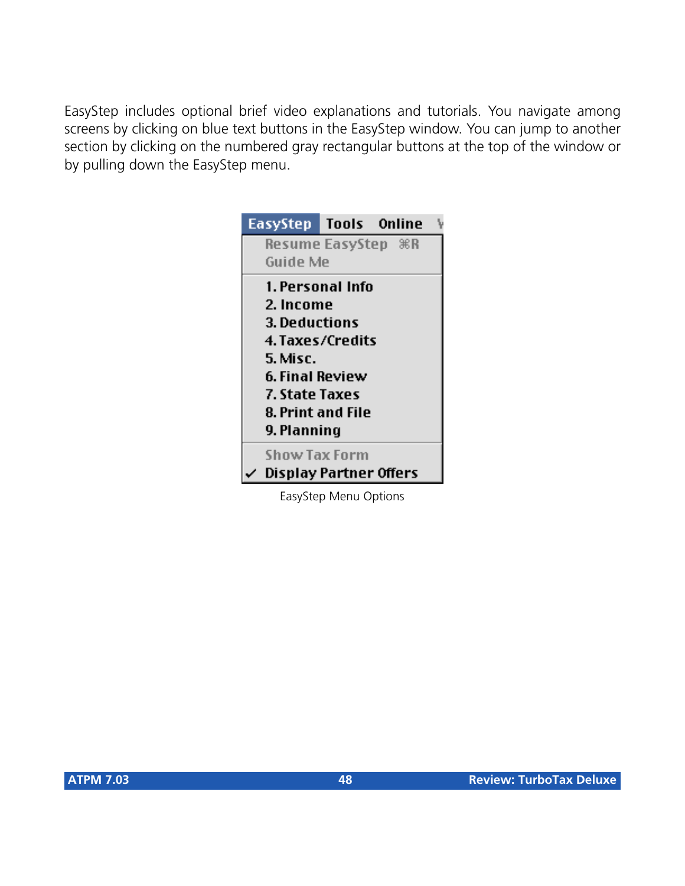EasyStep includes optional brief video explanations and tutorials. You navigate among screens by clicking on blue text buttons in the EasyStep window. You can jump to another section by clicking on the numbered gray rectangular buttons at the top of the window or by pulling down the EasyStep menu.

EasyStep Menu Options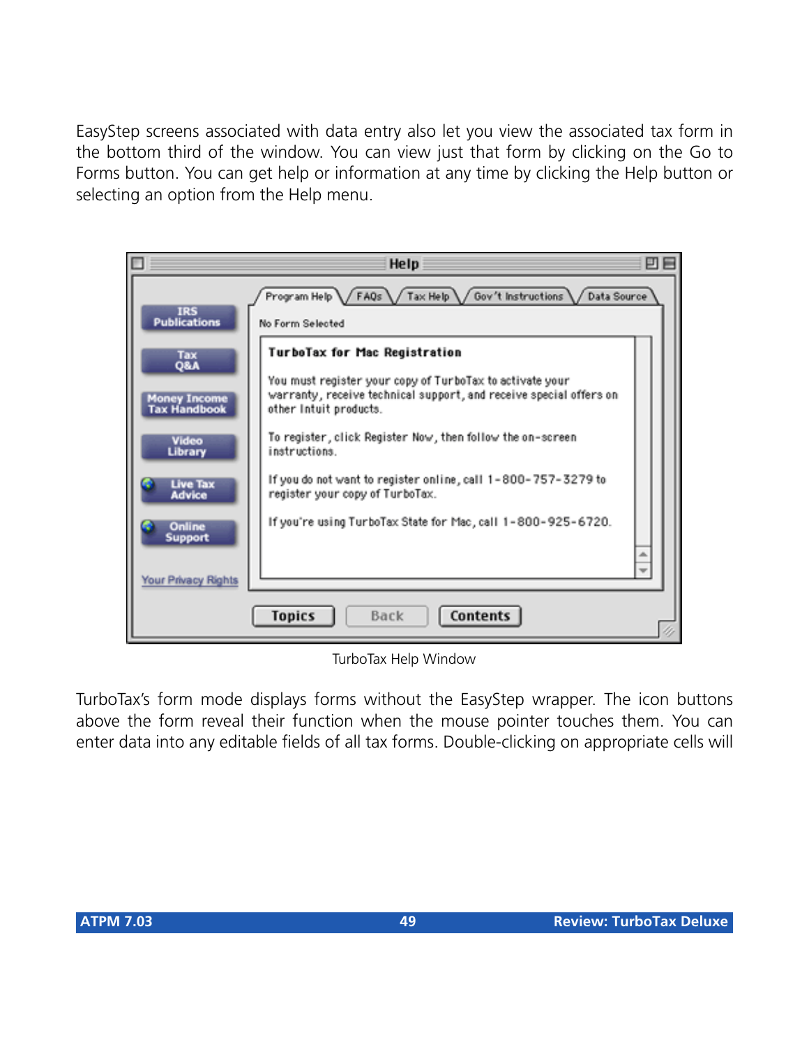EasyStep screens associated with data entry also let you view the associated tax form in the bottom third of the window. You can view just that form by clicking on the Go to Forms button. You can get help or information at any time by clicking the Help button or selecting an option from the Help menu.

TurboTax Help Window

TurboTax's form mode displays forms without the EasyStep wrapper. The icon buttons above the form reveal their function when the mouse pointer touches them. You can enter data into any editable fields of all tax forms. Double-clicking on appropriate cells will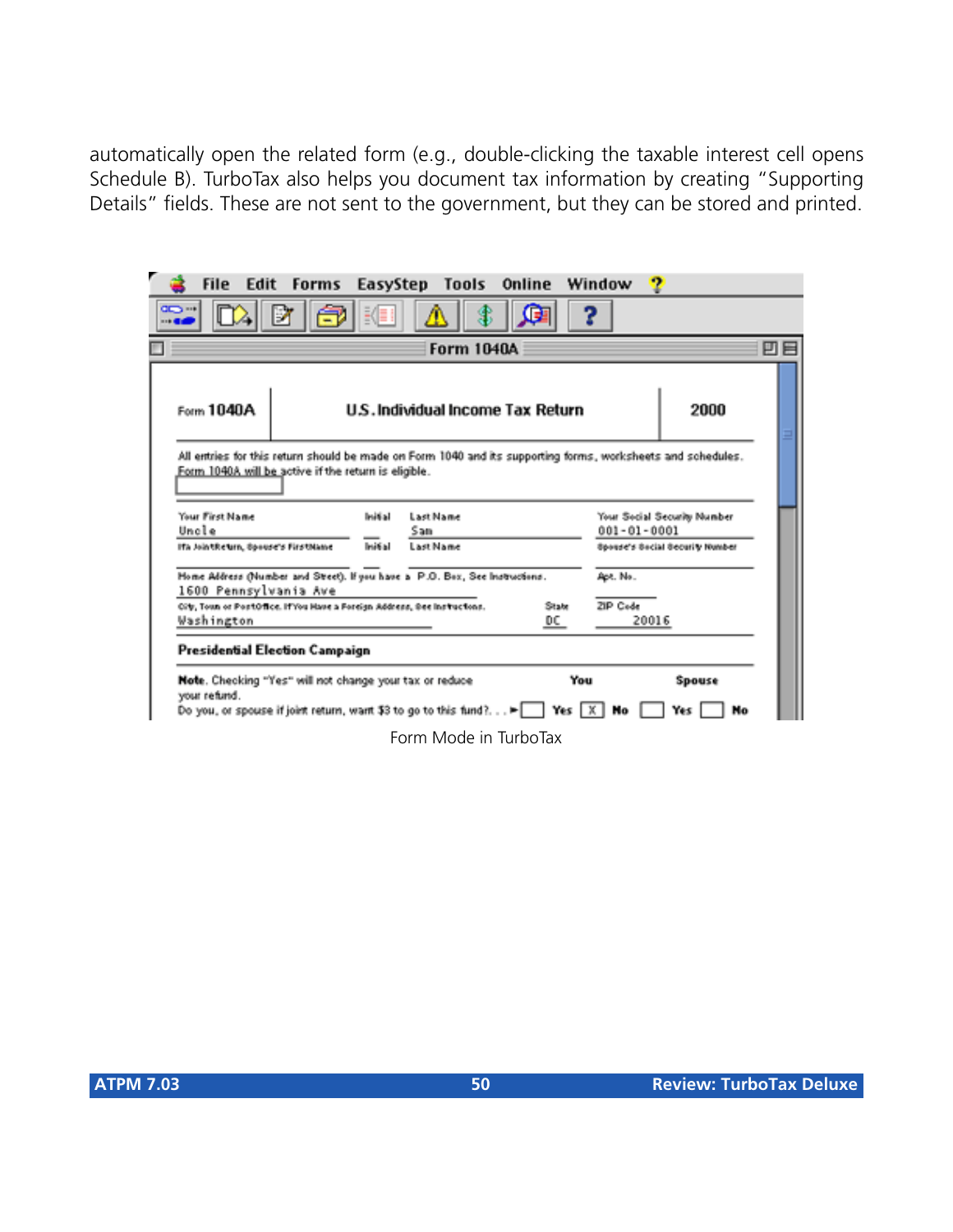automatically open the related form (e.g., double-clicking the taxable interest cell opens Schedule B). TurboTax also helps you document tax information by creating "Supporting Details" fields. These are not sent to the government, but they can be stored and printed.

Form Mode in TurboTax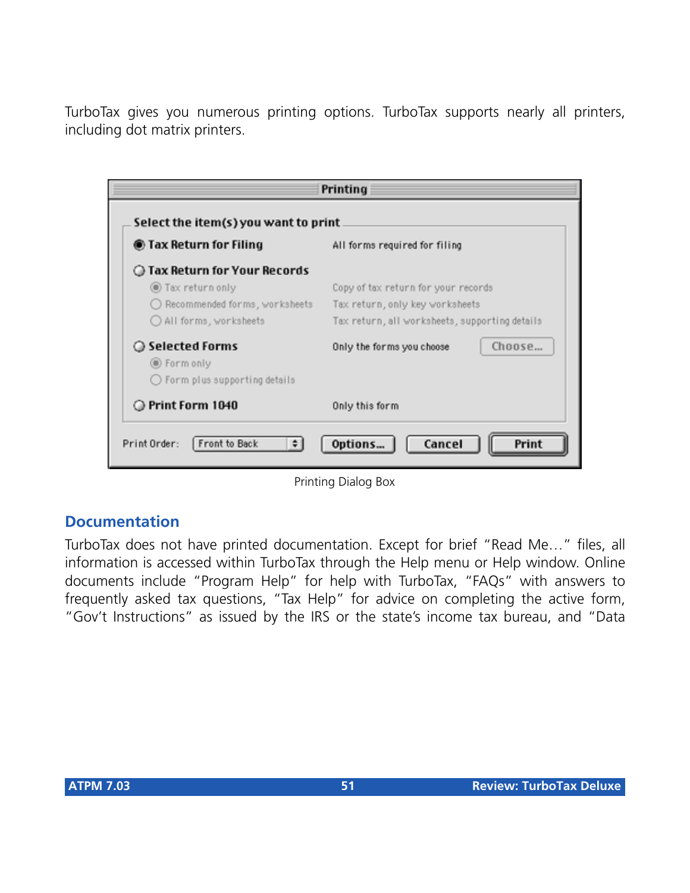TurboTax gives you numerous printing options. TurboTax supports nearly all printers, including dot matrix printers.

Printing Dialog Box

## Documentation

TurboTax does not have printed documentation. Except for brief "Read Me…" files, all information is accessed within TurboTax through the Help menu or Help window. Online documents include "Program Help" for help with TurboTax, "FAQs" with answers to frequently asked tax questions, "Tax Help" for advice on completing the active form, "Gov't Instructions" as issued by the IRS or the state's income tax bureau, and "Data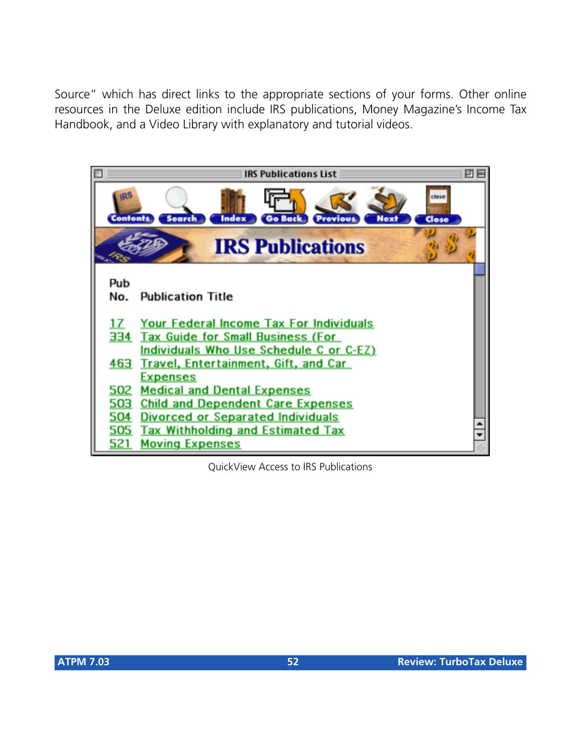Source” which has direct links to the appropriate sections of your forms. Other online resources in the Deluxe edition include IRS publications, Money Magazine’s Income Tax Handbook, and a Video Library with explanatory and tutorial videos.

QuickView Access to IRS Publications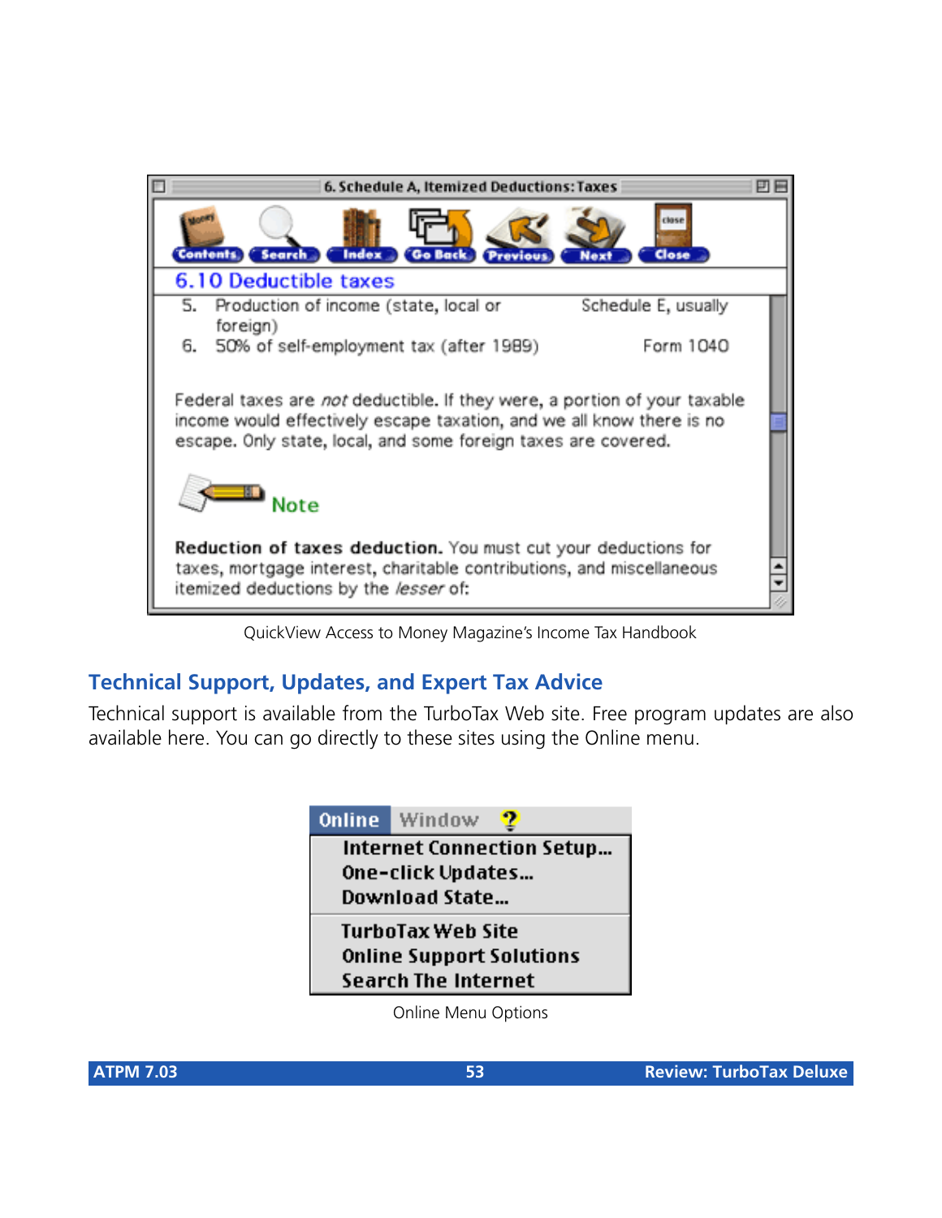QuickView Access to Money Magazine's Income Tax Handbook

## Technical Support, Updates, and Expert Tax Advice

Technical support is available from the TurboTax Web site. Free program updates are also available here. You can go directly to these sites using the Online menu.

Online Menu Options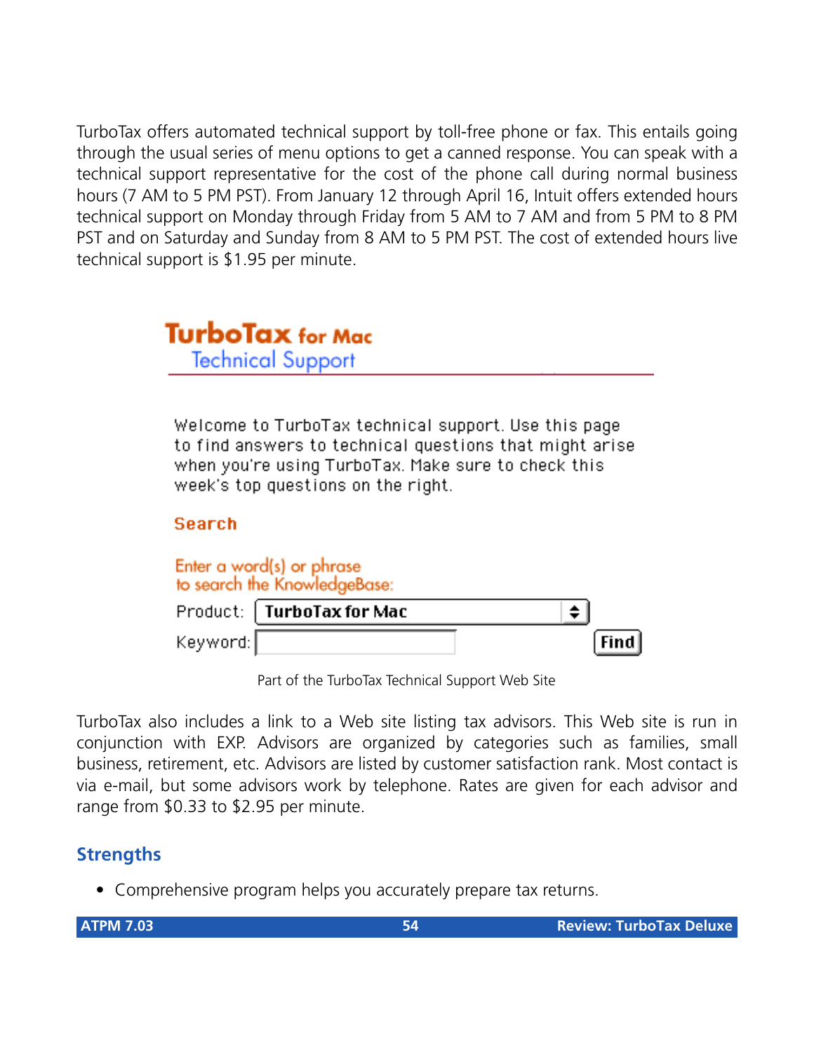TurboTax offers automated technical support by toll-free phone or fax. This entails going through the usual series of menu options to get a canned response. You can speak with a technical support representative for the cost of the phone call during normal business hours (7 AM to 5 PM PST). From January 12 through April 16, Intuit offers extended hours technical support on Monday through Friday from 5 AM to 7 AM and from 5 PM to 8 PM PST and on Saturday and Sunday from 8 AM to 5 PM PST. The cost of extended hours live technical support is $1.95 per minute.

TurboTax for Mac
Technical Support

Welcome to TurboTax technical support. Use this page to find answers to technical questions that might arise when you're using TurboTax. Make sure to check this week's top questions on the right.

Search

Enter a word(s) or phrase to search the KnowledgeBase:

Product: TurboTax for Mac

Keyword:

Find

Part of the TurboTax Technical Support Web Site

TurboTax also includes a link to a Web site listing tax advisors. This Web site is run in conjunction with EXP. Advisors are organized by categories such as families, small business, retirement, etc. Advisors are listed by customer satisfaction rank. Most contact is via e-mail, but some advisors work by telephone. Rates are given for each advisor and range from $0.33 to $2.95 per minute.

## Strengths

- Comprehensive program helps you accurately prepare tax returns.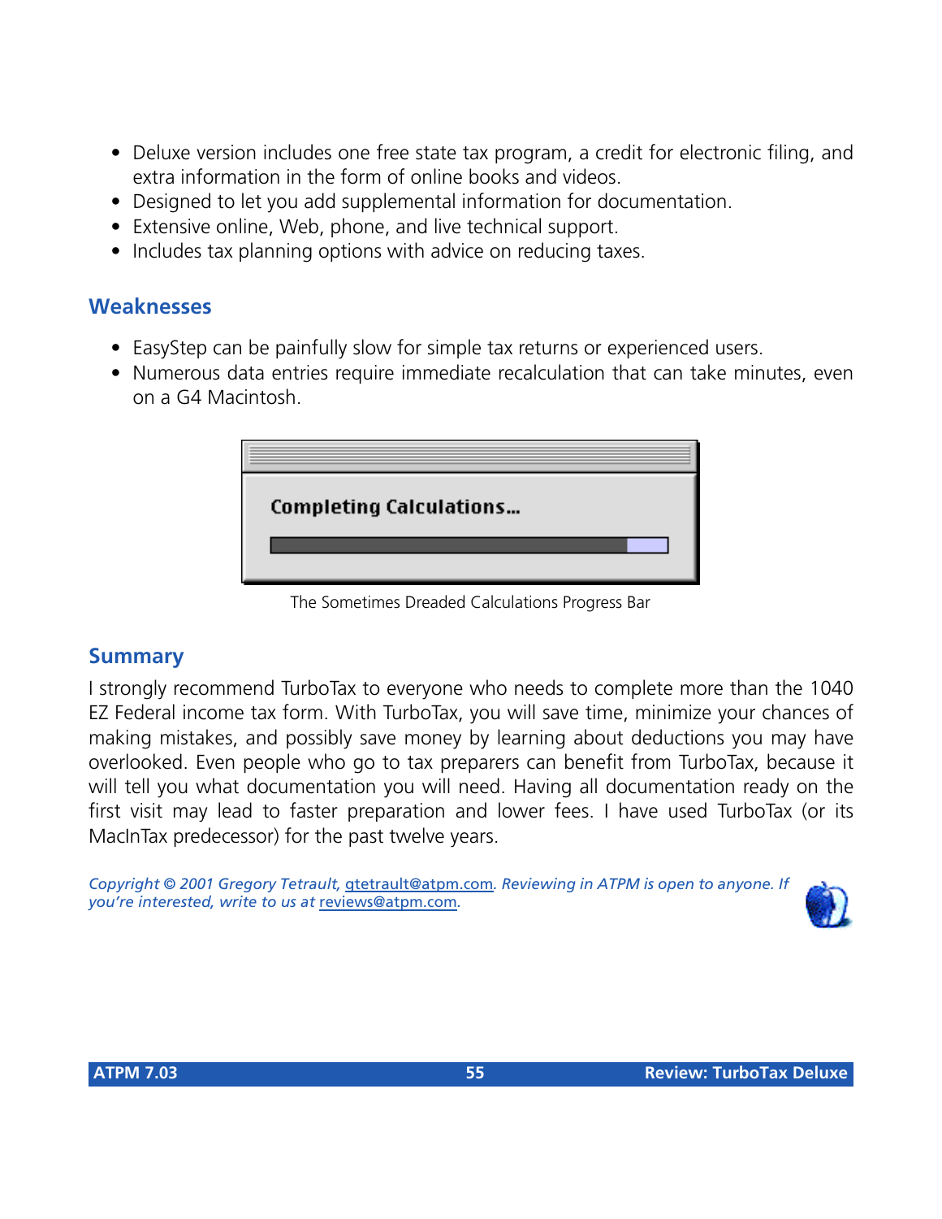- Deluxe version includes one free state tax program, a credit for electronic filing, and extra information in the form of online books and videos.
- Designed to let you add supplemental information for documentation.
- Extensive online, Web, phone, and live technical support.
- Includes tax planning options with advice on reducing taxes.

## Weaknesses

- EasyStep can be painfully slow for simple tax returns or experienced users.
- Numerous data entries require immediate recalculation that can take minutes, even on a G4 Macintosh.

The Sometimes Dreaded Calculations Progress Bar

## Summary

I strongly recommend TurboTax to everyone who needs to complete more than the 1040 EZ Federal income tax form. With TurboTax, you will save time, minimize your chances of making mistakes, and possibly save money by learning about deductions you may have overlooked. Even people who go to tax preparers can benefit from TurboTax, because it will tell you what documentation you will need. Having all documentation ready on the first visit may lead to faster preparation and lower fees. I have used TurboTax (or its MacInTax predecessor) for the past twelve years.

*Copyright © 2001 Gregory Tetrault, gtetrault@atpm.com. Reviewing in ATPM is open to anyone. If you're interested, write to us at reviews@atpm.com.*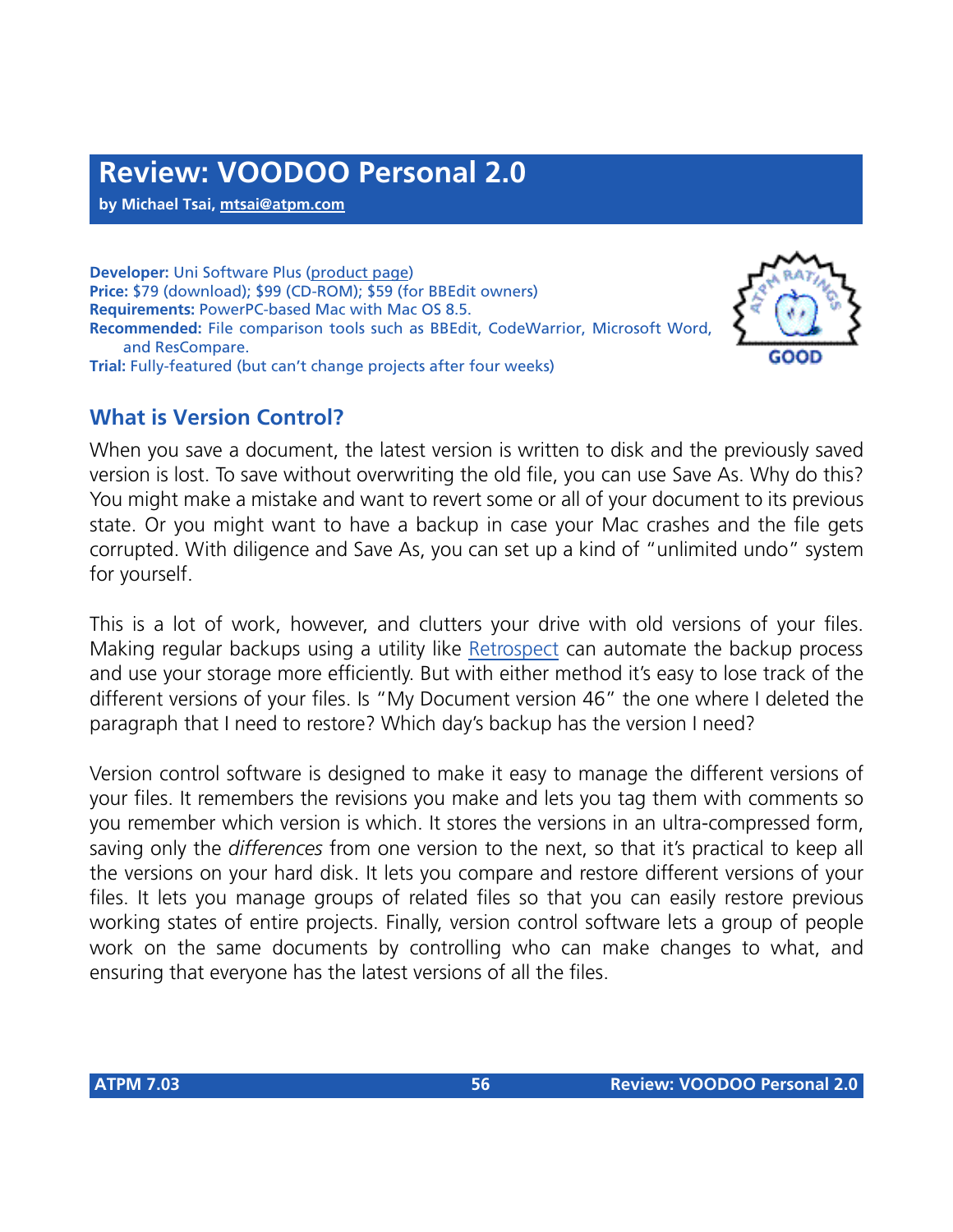# Review: VOODOO Personal 2.0

**by Michael Tsai, mtsai@atpm.com**

**Developer:** Uni Software Plus (product page)
**Price:** $79 (download); $99 (CD-ROM); $59 (for BBEdit owners)
**Requirements:** PowerPC-based Mac with Mac OS 8.5.
**Recommended:** File comparison tools such as BBEdit, CodeWarrior, Microsoft Word, and ResCompare.
**Trial:** Fully-featured (but can't change projects after four weeks)

GOOD

## What is Version Control?

When you save a document, the latest version is written to disk and the previously saved version is lost. To save without overwriting the old file, you can use Save As. Why do this? You might make a mistake and want to revert some or all of your document to its previous state. Or you might want to have a backup in case your Mac crashes and the file gets corrupted. With diligence and Save As, you can set up a kind of "unlimited undo" system for yourself.

This is a lot of work, however, and clutters your drive with old versions of your files. Making regular backups using a utility like Retrospect can automate the backup process and use your storage more efficiently. But with either method it's easy to lose track of the different versions of your files. Is "My Document version 46" the one where I deleted the paragraph that I need to restore? Which day's backup has the version I need?

Version control software is designed to make it easy to manage the different versions of your files. It remembers the revisions you make and lets you tag them with comments so you remember which version is which. It stores the versions in an ultra-compressed form, saving only the *differences* from one version to the next, so that it's practical to keep all the versions on your hard disk. It lets you compare and restore different versions of your files. It lets you manage groups of related files so that you can easily restore previous working states of entire projects. Finally, version control software lets a group of people work on the same documents by controlling who can make changes to what, and ensuring that everyone has the latest versions of all the files.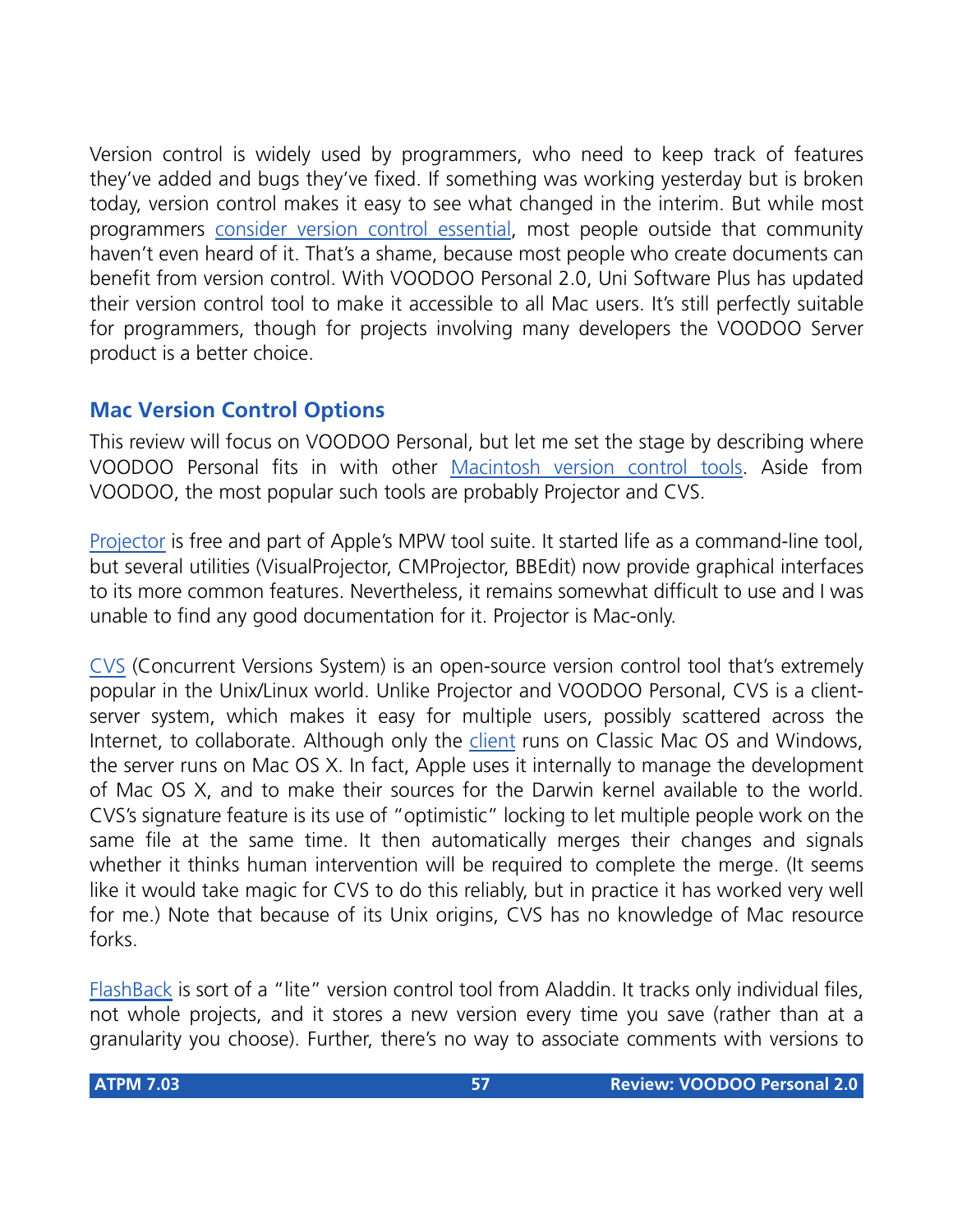Version control is widely used by programmers, who need to keep track of features they've added and bugs they've fixed. If something was working yesterday but is broken today, version control makes it easy to see what changed in the interim. But while most programmers consider version control essential, most people outside that community haven't even heard of it. That's a shame, because most people who create documents can benefit from version control. With VOODOO Personal 2.0, Uni Software Plus has updated their version control tool to make it accessible to all Mac users. It's still perfectly suitable for programmers, though for projects involving many developers the VOODOO Server product is a better choice.

## Mac Version Control Options

This review will focus on VOODOO Personal, but let me set the stage by describing where VOODOO Personal fits in with other Macintosh version control tools. Aside from VOODOO, the most popular such tools are probably Projector and CVS.

Projector is free and part of Apple's MPW tool suite. It started life as a command-line tool, but several utilities (VisualProjector, CMProjector, BBEdit) now provide graphical interfaces to its more common features. Nevertheless, it remains somewhat difficult to use and I was unable to find any good documentation for it. Projector is Mac-only.

CVS (Concurrent Versions System) is an open-source version control tool that's extremely popular in the Unix/Linux world. Unlike Projector and VOODOO Personal, CVS is a client-server system, which makes it easy for multiple users, possibly scattered across the Internet, to collaborate. Although only the client runs on Classic Mac OS and Windows, the server runs on Mac OS X. In fact, Apple uses it internally to manage the development of Mac OS X, and to make their sources for the Darwin kernel available to the world. CVS's signature feature is its use of "optimistic" locking to let multiple people work on the same file at the same time. It then automatically merges their changes and signals whether it thinks human intervention will be required to complete the merge. (It seems like it would take magic for CVS to do this reliably, but in practice it has worked very well for me.) Note that because of its Unix origins, CVS has no knowledge of Mac resource forks.

FlashBack is sort of a "lite" version control tool from Aladdin. It tracks only individual files, not whole projects, and it stores a new version every time you save (rather than at a granularity you choose). Further, there's no way to associate comments with versions to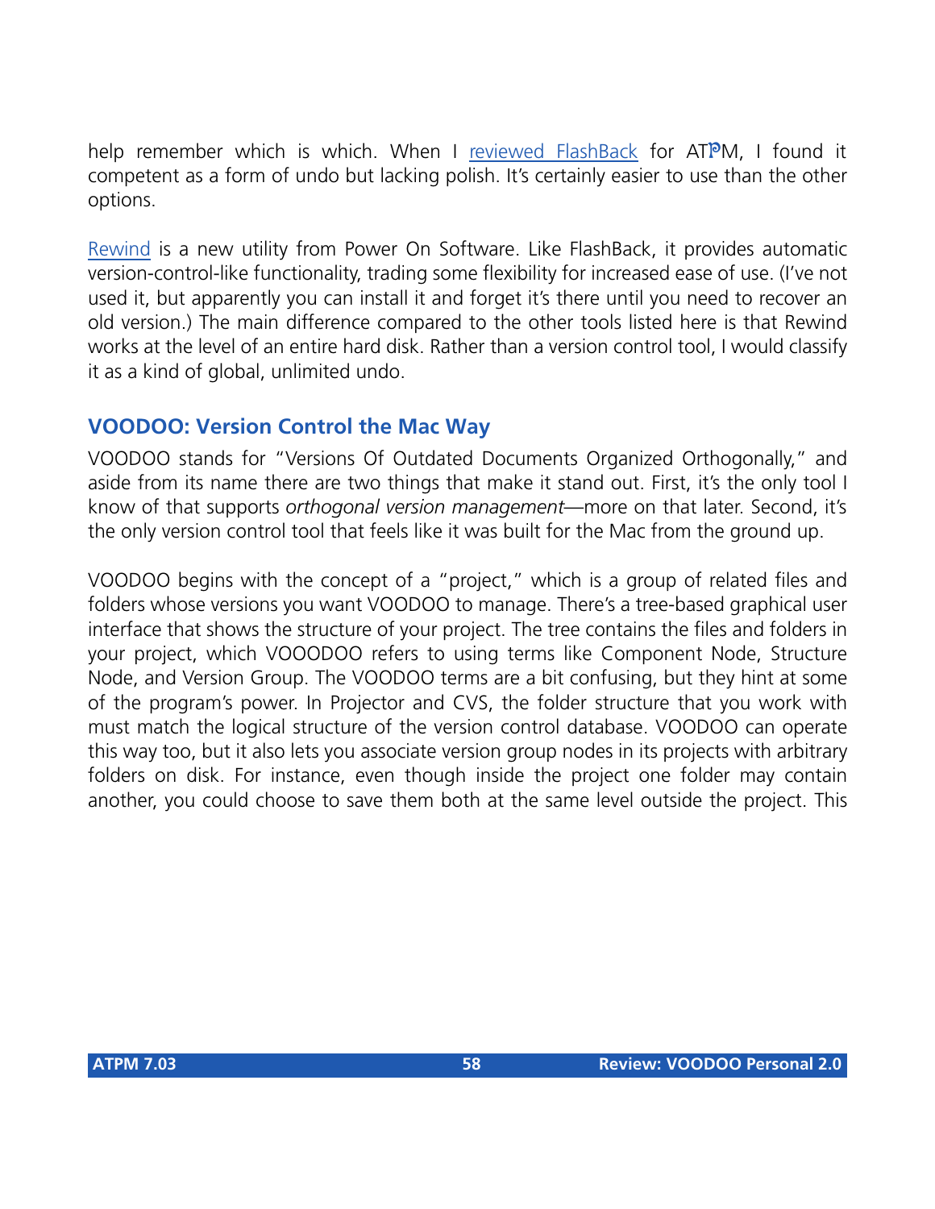help remember which is which. When I reviewed FlashBack for ATPM, I found it competent as a form of undo but lacking polish. It's certainly easier to use than the other options.

Rewind is a new utility from Power On Software. Like FlashBack, it provides automatic version-control-like functionality, trading some flexibility for increased ease of use. (I've not used it, but apparently you can install it and forget it's there until you need to recover an old version.) The main difference compared to the other tools listed here is that Rewind works at the level of an entire hard disk. Rather than a version control tool, I would classify it as a kind of global, unlimited undo.

## VOODOO: Version Control the Mac Way

VOODOO stands for "Versions Of Outdated Documents Organized Orthogonally," and aside from its name there are two things that make it stand out. First, it's the only tool I know of that supports *orthogonal version management*—more on that later. Second, it's the only version control tool that feels like it was built for the Mac from the ground up.

VOODOO begins with the concept of a "project," which is a group of related files and folders whose versions you want VOODOO to manage. There's a tree-based graphical user interface that shows the structure of your project. The tree contains the files and folders in your project, which VOOODOO refers to using terms like Component Node, Structure Node, and Version Group. The VOODOO terms are a bit confusing, but they hint at some of the program's power. In Projector and CVS, the folder structure that you work with must match the logical structure of the version control database. VOODOO can operate this way too, but it also lets you associate version group nodes in its projects with arbitrary folders on disk. For instance, even though inside the project one folder may contain another, you could choose to save them both at the same level outside the project. This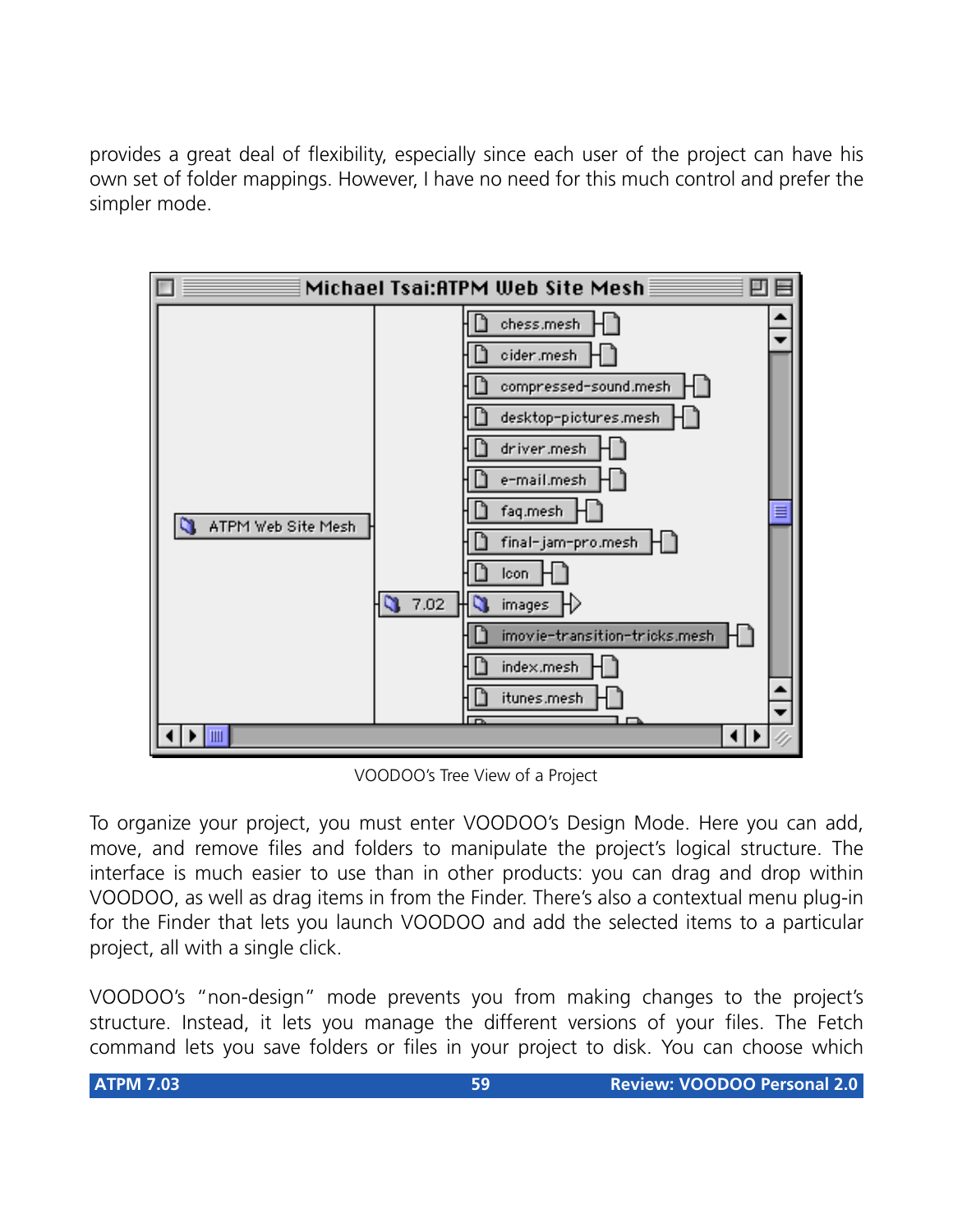provides a great deal of flexibility, especially since each user of the project can have his own set of folder mappings. However, I have no need for this much control and prefer the simpler mode.

VOODOO's Tree View of a Project

To organize your project, you must enter VOODOO's Design Mode. Here you can add, move, and remove files and folders to manipulate the project's logical structure. The interface is much easier to use than in other products: you can drag and drop within VOODOO, as well as drag items in from the Finder. There's also a contextual menu plug-in for the Finder that lets you launch VOODOO and add the selected items to a particular project, all with a single click.

VOODOO's "non-design" mode prevents you from making changes to the project's structure. Instead, it lets you manage the different versions of your files. The Fetch command lets you save folders or files in your project to disk. You can choose which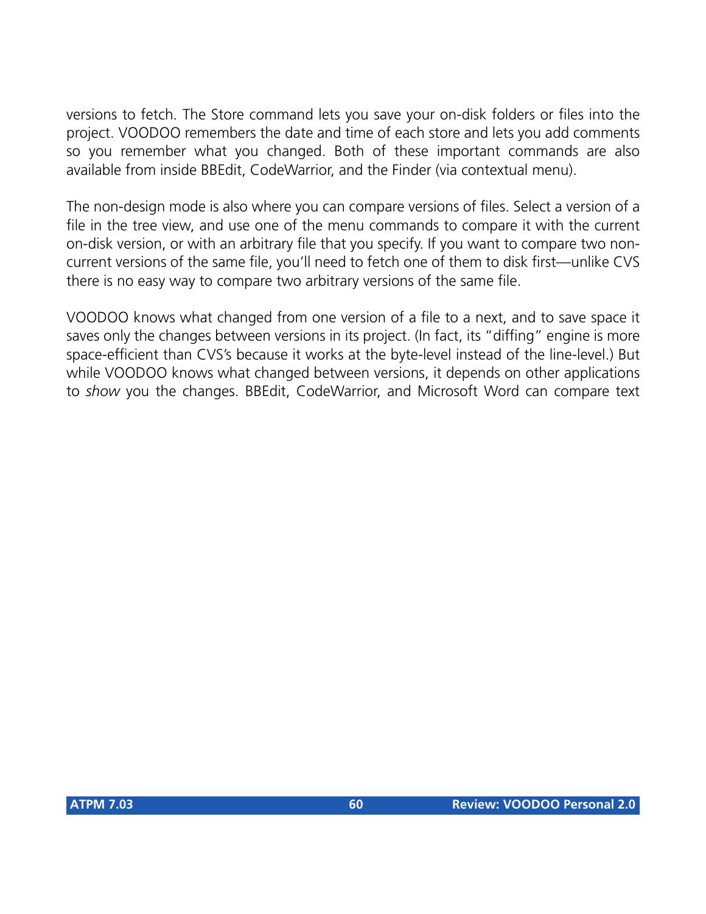versions to fetch. The Store command lets you save your on-disk folders or files into the project. VOODOO remembers the date and time of each store and lets you add comments so you remember what you changed. Both of these important commands are also available from inside BBEdit, CodeWarrior, and the Finder (via contextual menu).

The non-design mode is also where you can compare versions of files. Select a version of a file in the tree view, and use one of the menu commands to compare it with the current on-disk version, or with an arbitrary file that you specify. If you want to compare two non-current versions of the same file, you'll need to fetch one of them to disk first—unlike CVS there is no easy way to compare two arbitrary versions of the same file.

VOODOO knows what changed from one version of a file to a next, and to save space it saves only the changes between versions in its project. (In fact, its "diffing" engine is more space-efficient than CVS's because it works at the byte-level instead of the line-level.) But while VOODOO knows what changed between versions, it depends on other applications to *show* you the changes. BBEdit, CodeWarrior, and Microsoft Word can compare text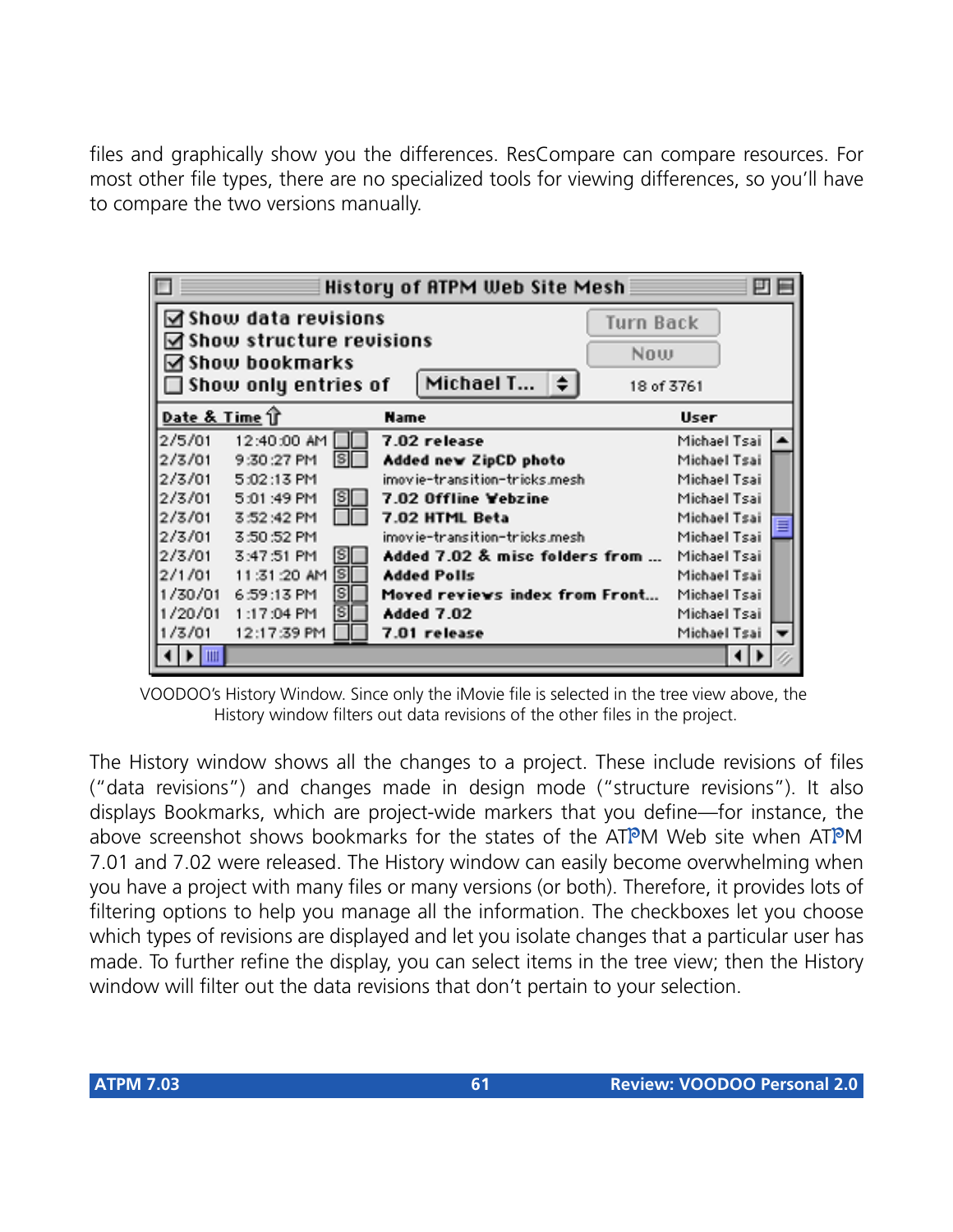files and graphically show you the differences. ResCompare can compare resources. For most other file types, there are no specialized tools for viewing differences, so you'll have to compare the two versions manually.

VOODOO's History Window. Since only the iMovie file is selected in the tree view above, the History window filters out data revisions of the other files in the project.

The History window shows all the changes to a project. These include revisions of files ("data revisions") and changes made in design mode ("structure revisions"). It also displays Bookmarks, which are project-wide markers that you define—for instance, the above screenshot shows bookmarks for the states of the ATPM Web site when ATPM 7.01 and 7.02 were released. The History window can easily become overwhelming when you have a project with many files or many versions (or both). Therefore, it provides lots of filtering options to help you manage all the information. The checkboxes let you choose which types of revisions are displayed and let you isolate changes that a particular user has made. To further refine the display, you can select items in the tree view; then the History window will filter out the data revisions that don't pertain to your selection.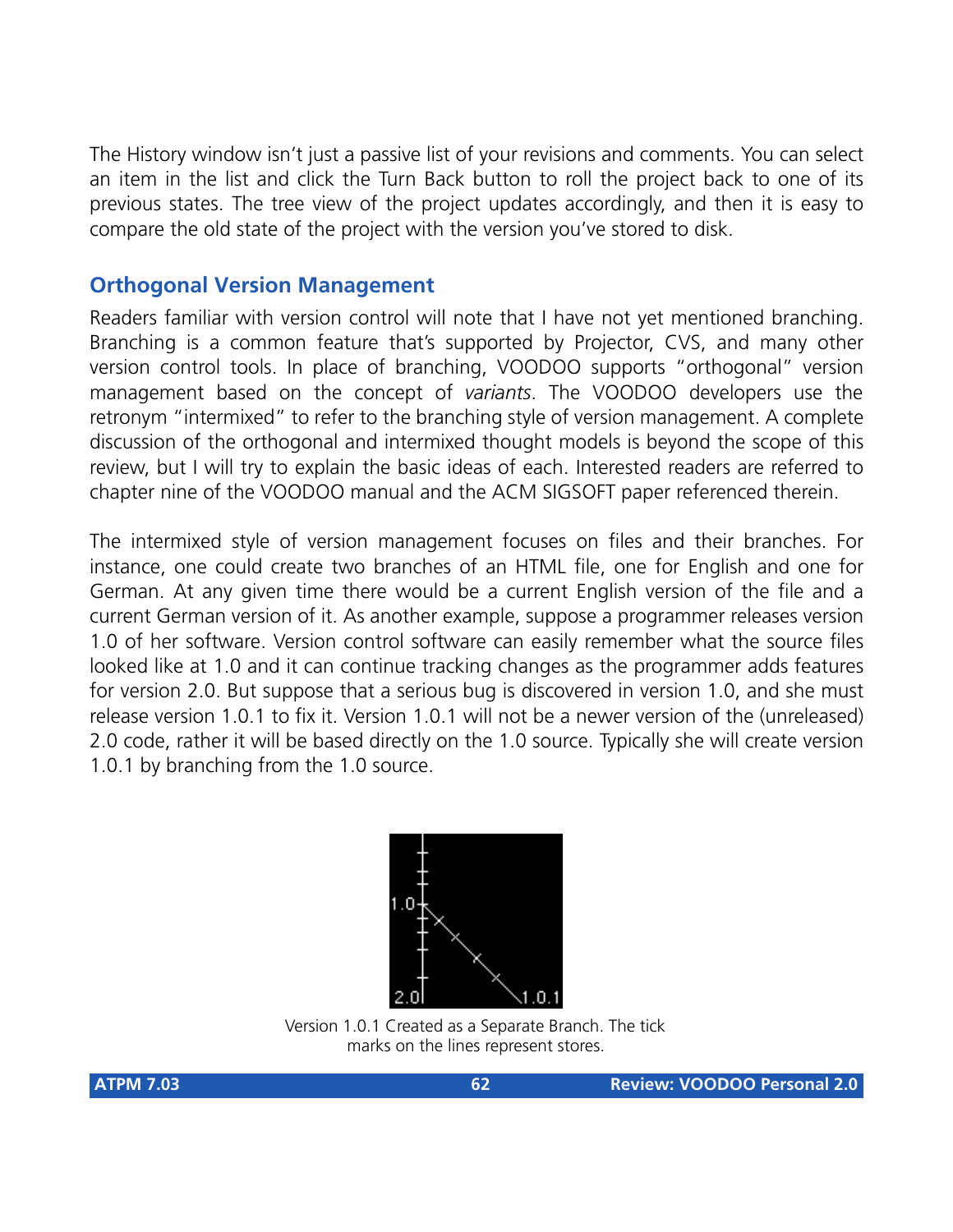The History window isn't just a passive list of your revisions and comments. You can select an item in the list and click the Turn Back button to roll the project back to one of its previous states. The tree view of the project updates accordingly, and then it is easy to compare the old state of the project with the version you've stored to disk.

## Orthogonal Version Management

Readers familiar with version control will note that I have not yet mentioned branching. Branching is a common feature that's supported by Projector, CVS, and many other version control tools. In place of branching, VOODOO supports "orthogonal" version management based on the concept of *variants*. The VOODOO developers use the retronym "intermixed" to refer to the branching style of version management. A complete discussion of the orthogonal and intermixed thought models is beyond the scope of this review, but I will try to explain the basic ideas of each. Interested readers are referred to chapter nine of the VOODOO manual and the ACM SIGSOFT paper referenced therein.

The intermixed style of version management focuses on files and their branches. For instance, one could create two branches of an HTML file, one for English and one for German. At any given time there would be a current English version of the file and a current German version of it. As another example, suppose a programmer releases version 1.0 of her software. Version control software can easily remember what the source files looked like at 1.0 and it can continue tracking changes as the programmer adds features for version 2.0. But suppose that a serious bug is discovered in version 1.0, and she must release version 1.0.1 to fix it. Version 1.0.1 will not be a newer version of the (unreleased) 2.0 code, rather it will be based directly on the 1.0 source. Typically she will create version 1.0.1 by branching from the 1.0 source.

Version 1.0.1 Created as a Separate Branch. The tick marks on the lines represent stores.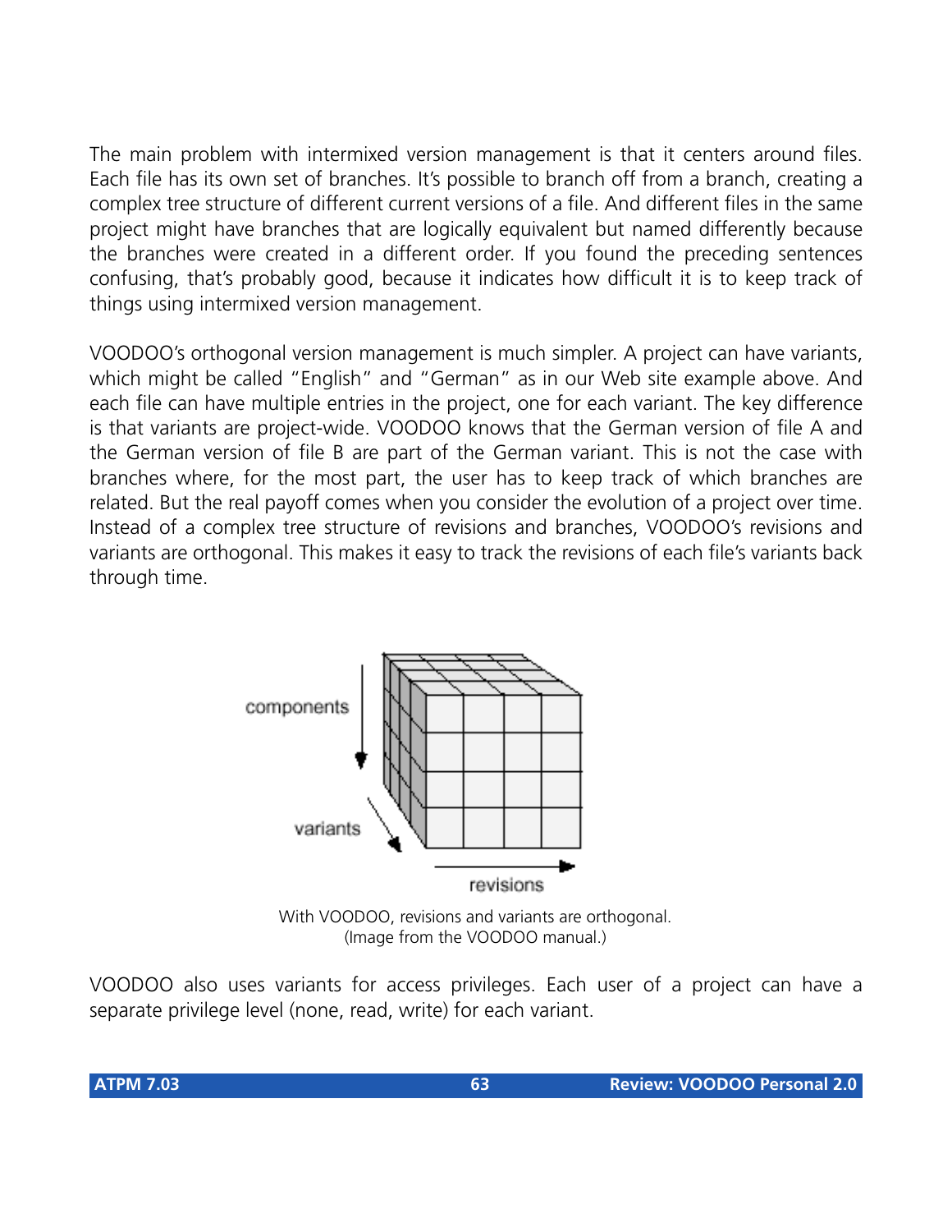The main problem with intermixed version management is that it centers around files. Each file has its own set of branches. It's possible to branch off from a branch, creating a complex tree structure of different current versions of a file. And different files in the same project might have branches that are logically equivalent but named differently because the branches were created in a different order. If you found the preceding sentences confusing, that's probably good, because it indicates how difficult it is to keep track of things using intermixed version management.

VOODOO's orthogonal version management is much simpler. A project can have variants, which might be called "English" and "German" as in our Web site example above. And each file can have multiple entries in the project, one for each variant. The key difference is that variants are project-wide. VOODOO knows that the German version of file A and the German version of file B are part of the German variant. This is not the case with branches where, for the most part, the user has to keep track of which branches are related. But the real payoff comes when you consider the evolution of a project over time. Instead of a complex tree structure of revisions and branches, VOODOO's revisions and variants are orthogonal. This makes it easy to track the revisions of each file's variants back through time.

With VOODOO, revisions and variants are orthogonal.
(Image from the VOODOO manual.)

VOODOO also uses variants for access privileges. Each user of a project can have a separate privilege level (none, read, write) for each variant.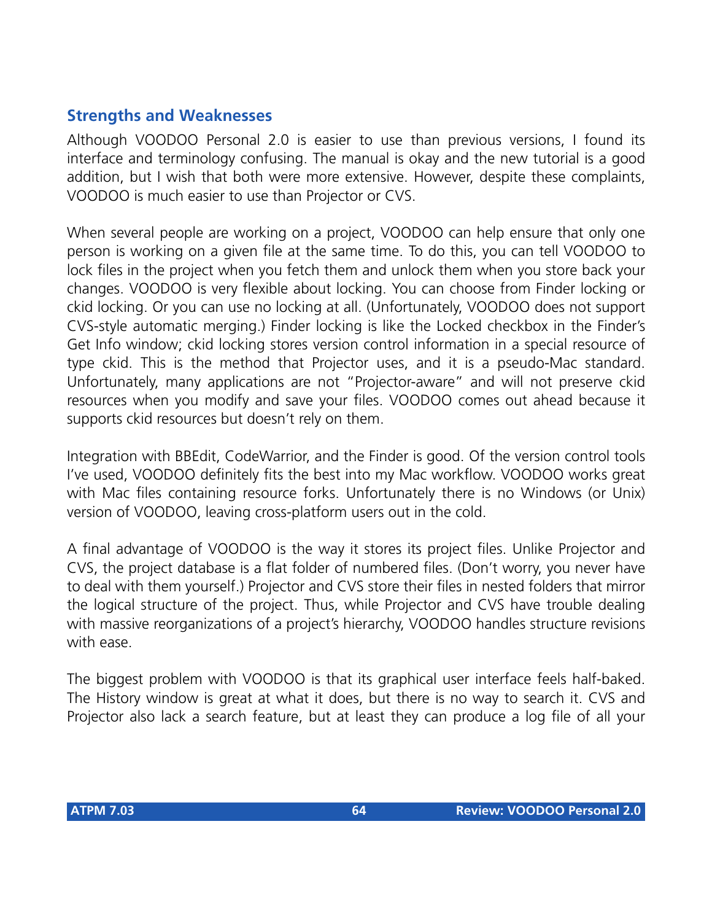## Strengths and Weaknesses

Although VOODOO Personal 2.0 is easier to use than previous versions, I found its interface and terminology confusing. The manual is okay and the new tutorial is a good addition, but I wish that both were more extensive. However, despite these complaints, VOODOO is much easier to use than Projector or CVS.

When several people are working on a project, VOODOO can help ensure that only one person is working on a given file at the same time. To do this, you can tell VOODOO to lock files in the project when you fetch them and unlock them when you store back your changes. VOODOO is very flexible about locking. You can choose from Finder locking or ckid locking. Or you can use no locking at all. (Unfortunately, VOODOO does not support CVS-style automatic merging.) Finder locking is like the Locked checkbox in the Finder's Get Info window; ckid locking stores version control information in a special resource of type ckid. This is the method that Projector uses, and it is a pseudo-Mac standard. Unfortunately, many applications are not "Projector-aware" and will not preserve ckid resources when you modify and save your files. VOODOO comes out ahead because it supports ckid resources but doesn't rely on them.

Integration with BBEdit, CodeWarrior, and the Finder is good. Of the version control tools I've used, VOODOO definitely fits the best into my Mac workflow. VOODOO works great with Mac files containing resource forks. Unfortunately there is no Windows (or Unix) version of VOODOO, leaving cross-platform users out in the cold.

A final advantage of VOODOO is the way it stores its project files. Unlike Projector and CVS, the project database is a flat folder of numbered files. (Don't worry, you never have to deal with them yourself.) Projector and CVS store their files in nested folders that mirror the logical structure of the project. Thus, while Projector and CVS have trouble dealing with massive reorganizations of a project's hierarchy, VOODOO handles structure revisions with ease.

The biggest problem with VOODOO is that its graphical user interface feels half-baked. The History window is great at what it does, but there is no way to search it. CVS and Projector also lack a search feature, but at least they can produce a log file of all your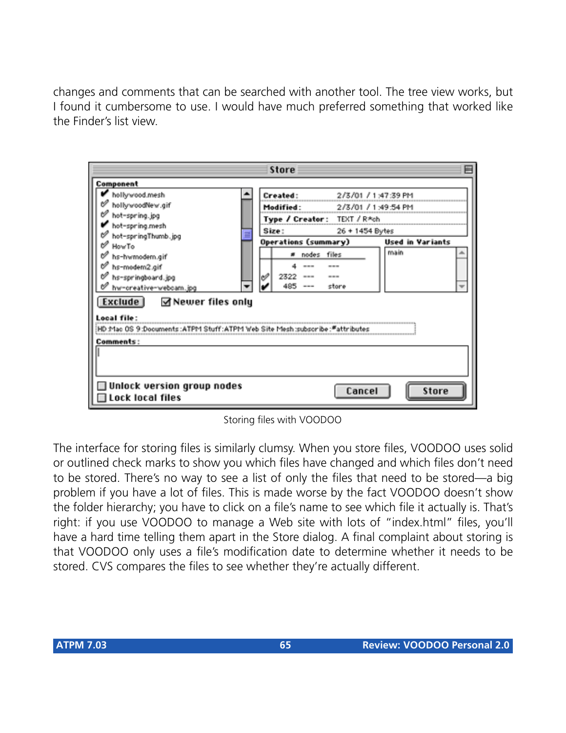changes and comments that can be searched with another tool. The tree view works, but I found it cumbersome to use. I would have much preferred something that worked like the Finder's list view.

Storing files with VOODOO

The interface for storing files is similarly clumsy. When you store files, VOODOO uses solid or outlined check marks to show you which files have changed and which files don't need to be stored. There's no way to see a list of only the files that need to be stored—a big problem if you have a lot of files. This is made worse by the fact VOODOO doesn't show the folder hierarchy; you have to click on a file's name to see which file it actually is. That's right: if you use VOODOO to manage a Web site with lots of "index.html" files, you'll have a hard time telling them apart in the Store dialog. A final complaint about storing is that VOODOO only uses a file's modification date to determine whether it needs to be stored. CVS compares the files to see whether they're actually different.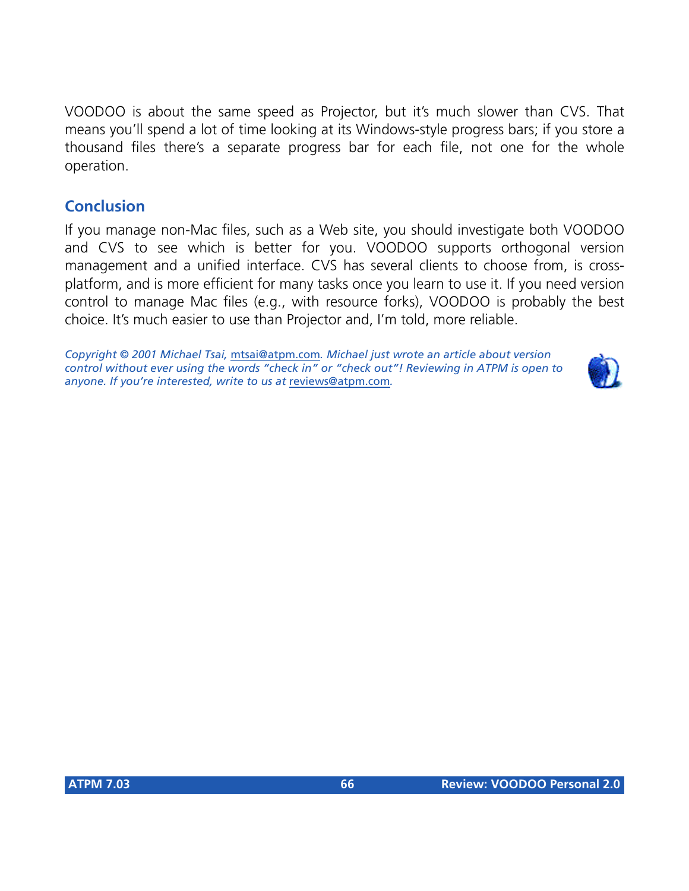VOODOO is about the same speed as Projector, but it's much slower than CVS. That means you'll spend a lot of time looking at its Windows-style progress bars; if you store a thousand files there's a separate progress bar for each file, not one for the whole operation.

## Conclusion

If you manage non-Mac files, such as a Web site, you should investigate both VOODOO and CVS to see which is better for you. VOODOO supports orthogonal version management and a unified interface. CVS has several clients to choose from, is cross-platform, and is more efficient for many tasks once you learn to use it. If you need version control to manage Mac files (e.g., with resource forks), VOODOO is probably the best choice. It's much easier to use than Projector and, I'm told, more reliable.

*Copyright © 2001 Michael Tsai, mtsai@atpm.com. Michael just wrote an article about version control without ever using the words "check in" or "check out"! Reviewing in ATPM is open to anyone. If you're interested, write to us at reviews@atpm.com.*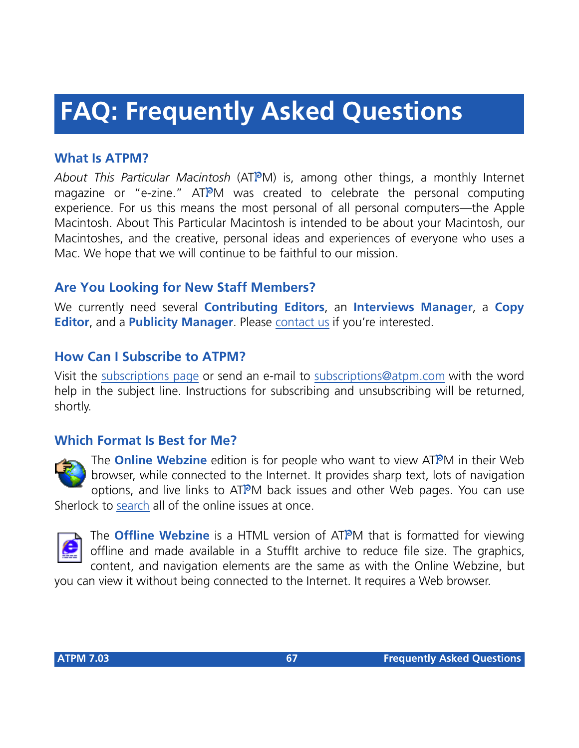# FAQ: Frequently Asked Questions

## What Is ATPM?

*About This Particular Macintosh* (ATPM) is, among other things, a monthly Internet magazine or "e-zine." ATPM was created to celebrate the personal computing experience. For us this means the most personal of all personal computers—the Apple Macintosh. About This Particular Macintosh is intended to be about your Macintosh, our Macintoshes, and the creative, personal ideas and experiences of everyone who uses a Mac. We hope that we will continue to be faithful to our mission.

## Are You Looking for New Staff Members?

We currently need several **Contributing Editors**, an **Interviews Manager**, a **Copy Editor**, and a **Publicity Manager**. Please contact us if you're interested.

## How Can I Subscribe to ATPM?

Visit the subscriptions page or send an e-mail to subscriptions@atpm.com with the word help in the subject line. Instructions for subscribing and unsubscribing will be returned, shortly.

## Which Format Is Best for Me?

The **Online Webzine** edition is for people who want to view ATPM in their Web browser, while connected to the Internet. It provides sharp text, lots of navigation options, and live links to ATPM back issues and other Web pages. You can use Sherlock to search all of the online issues at once.

The **Offline Webzine** is a HTML version of ATPM that is formatted for viewing offline and made available in a StuffIt archive to reduce file size. The graphics, content, and navigation elements are the same as with the Online Webzine, but you can view it without being connected to the Internet. It requires a Web browser.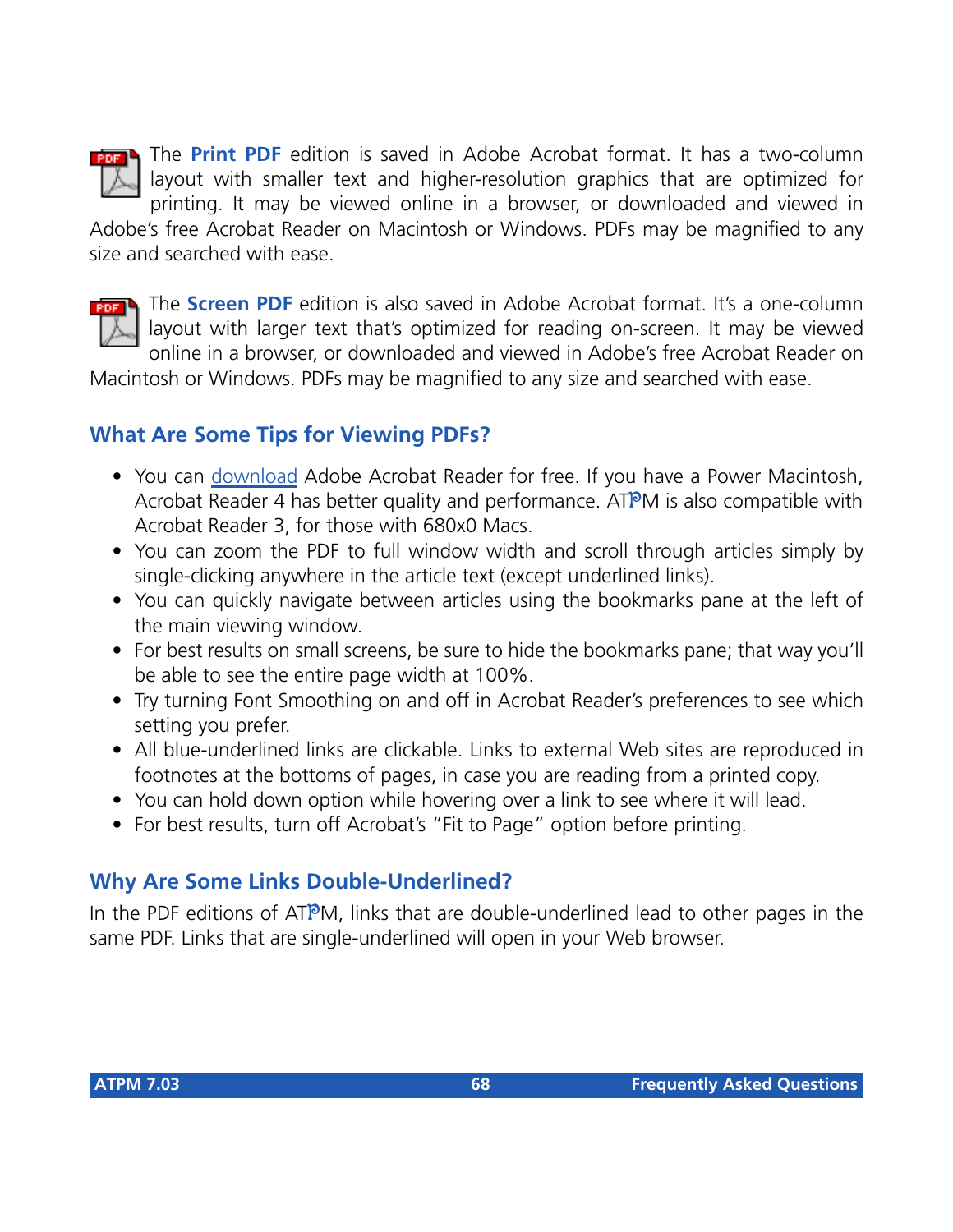The **Print PDF** edition is saved in Adobe Acrobat format. It has a two-column layout with smaller text and higher-resolution graphics that are optimized for printing. It may be viewed online in a browser, or downloaded and viewed in Adobe's free Acrobat Reader on Macintosh or Windows. PDFs may be magnified to any size and searched with ease.

The **Screen PDF** edition is also saved in Adobe Acrobat format. It's a one-column layout with larger text that's optimized for reading on-screen. It may be viewed online in a browser, or downloaded and viewed in Adobe's free Acrobat Reader on Macintosh or Windows. PDFs may be magnified to any size and searched with ease.

## What Are Some Tips for Viewing PDFs?

- You can download Adobe Acrobat Reader for free. If you have a Power Macintosh, Acrobat Reader 4 has better quality and performance. ATPM is also compatible with Acrobat Reader 3, for those with 680x0 Macs.
- You can zoom the PDF to full window width and scroll through articles simply by single-clicking anywhere in the article text (except underlined links).
- You can quickly navigate between articles using the bookmarks pane at the left of the main viewing window.
- For best results on small screens, be sure to hide the bookmarks pane; that way you'll be able to see the entire page width at 100%.
- Try turning Font Smoothing on and off in Acrobat Reader's preferences to see which setting you prefer.
- All blue-underlined links are clickable. Links to external Web sites are reproduced in footnotes at the bottoms of pages, in case you are reading from a printed copy.
- You can hold down option while hovering over a link to see where it will lead.
- For best results, turn off Acrobat's "Fit to Page" option before printing.

## Why Are Some Links Double-Underlined?

In the PDF editions of ATPM, links that are double-underlined lead to other pages in the same PDF. Links that are single-underlined will open in your Web browser.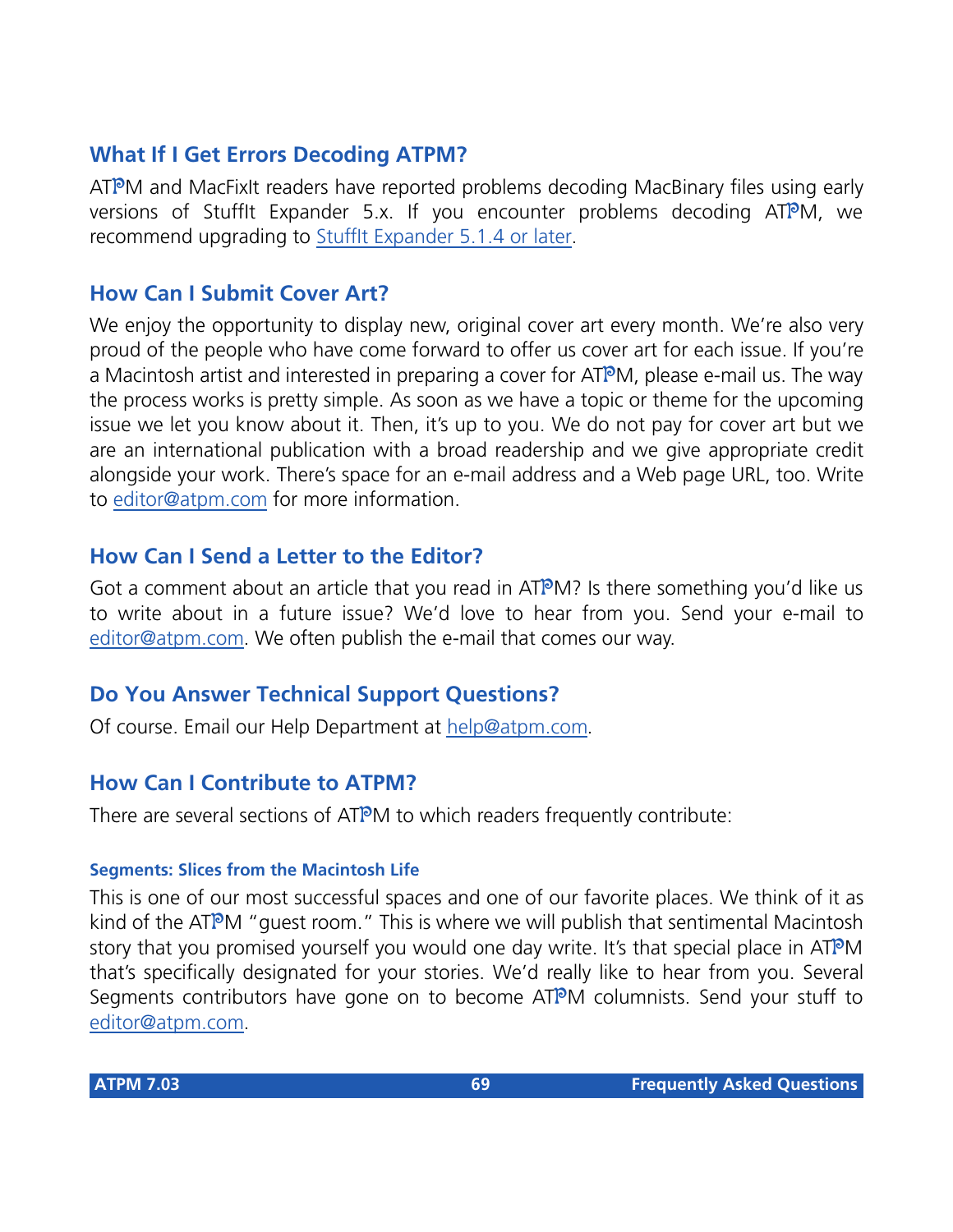## What If I Get Errors Decoding ATPM?

ATPM and MacFixIt readers have reported problems decoding MacBinary files using early versions of StuffIt Expander 5.x. If you encounter problems decoding ATPM, we recommend upgrading to StuffIt Expander 5.1.4 or later.

## How Can I Submit Cover Art?

We enjoy the opportunity to display new, original cover art every month. We're also very proud of the people who have come forward to offer us cover art for each issue. If you're a Macintosh artist and interested in preparing a cover for ATPM, please e-mail us. The way the process works is pretty simple. As soon as we have a topic or theme for the upcoming issue we let you know about it. Then, it's up to you. We do not pay for cover art but we are an international publication with a broad readership and we give appropriate credit alongside your work. There's space for an e-mail address and a Web page URL, too. Write to editor@atpm.com for more information.

## How Can I Send a Letter to the Editor?

Got a comment about an article that you read in ATPM? Is there something you'd like us to write about in a future issue? We'd love to hear from you. Send your e-mail to editor@atpm.com. We often publish the e-mail that comes our way.

## Do You Answer Technical Support Questions?

Of course. Email our Help Department at help@atpm.com.

## How Can I Contribute to ATPM?

There are several sections of ATPM to which readers frequently contribute:

### Segments: Slices from the Macintosh Life

This is one of our most successful spaces and one of our favorite places. We think of it as kind of the ATPM "guest room." This is where we will publish that sentimental Macintosh story that you promised yourself you would one day write. It's that special place in ATPM that's specifically designated for your stories. We'd really like to hear from you. Several Segments contributors have gone on to become ATPM columnists. Send your stuff to editor@atpm.com.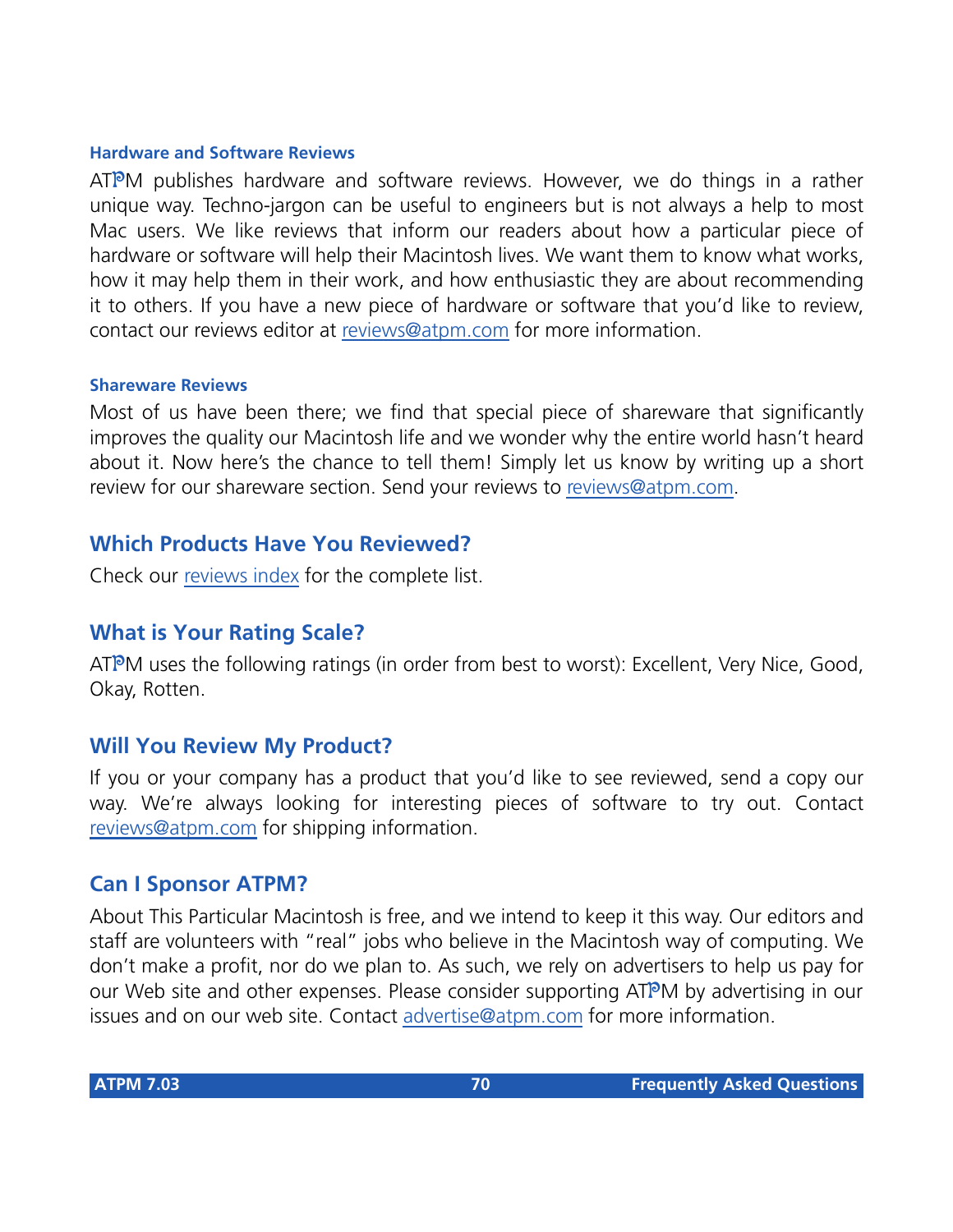#### Hardware and Software Reviews

ATPM publishes hardware and software reviews. However, we do things in a rather unique way. Techno-jargon can be useful to engineers but is not always a help to most Mac users. We like reviews that inform our readers about how a particular piece of hardware or software will help their Macintosh lives. We want them to know what works, how it may help them in their work, and how enthusiastic they are about recommending it to others. If you have a new piece of hardware or software that you'd like to review, contact our reviews editor at reviews@atpm.com for more information.

#### Shareware Reviews

Most of us have been there; we find that special piece of shareware that significantly improves the quality our Macintosh life and we wonder why the entire world hasn't heard about it. Now here's the chance to tell them! Simply let us know by writing up a short review for our shareware section. Send your reviews to reviews@atpm.com.

### Which Products Have You Reviewed?

Check our reviews index for the complete list.

### What is Your Rating Scale?

ATPM uses the following ratings (in order from best to worst): Excellent, Very Nice, Good, Okay, Rotten.

### Will You Review My Product?

If you or your company has a product that you'd like to see reviewed, send a copy our way. We're always looking for interesting pieces of software to try out. Contact reviews@atpm.com for shipping information.

### Can I Sponsor ATPM?

About This Particular Macintosh is free, and we intend to keep it this way. Our editors and staff are volunteers with "real" jobs who believe in the Macintosh way of computing. We don't make a profit, nor do we plan to. As such, we rely on advertisers to help us pay for our Web site and other expenses. Please consider supporting ATPM by advertising in our issues and on our web site. Contact advertise@atpm.com for more information.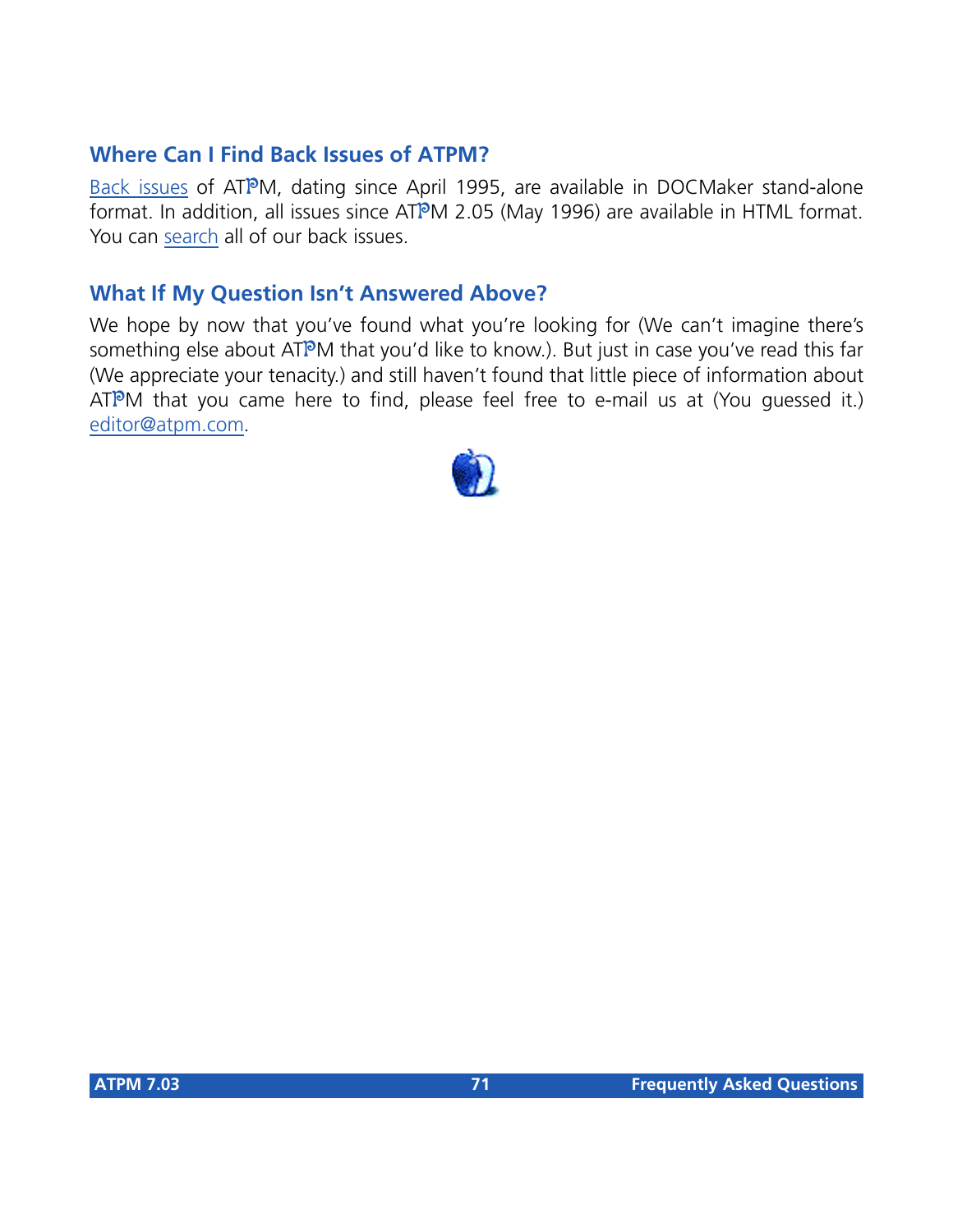## Where Can I Find Back Issues of ATPM?

Back issues of ATPM, dating since April 1995, are available in DOCMaker stand-alone format. In addition, all issues since ATPM 2.05 (May 1996) are available in HTML format. You can search all of our back issues.

## What If My Question Isn't Answered Above?

We hope by now that you've found what you're looking for (We can't imagine there's something else about ATPM that you'd like to know.). But just in case you've read this far (We appreciate your tenacity.) and still haven't found that little piece of information about ATPM that you came here to find, please feel free to e-mail us at (You guessed it.) editor@atpm.com.